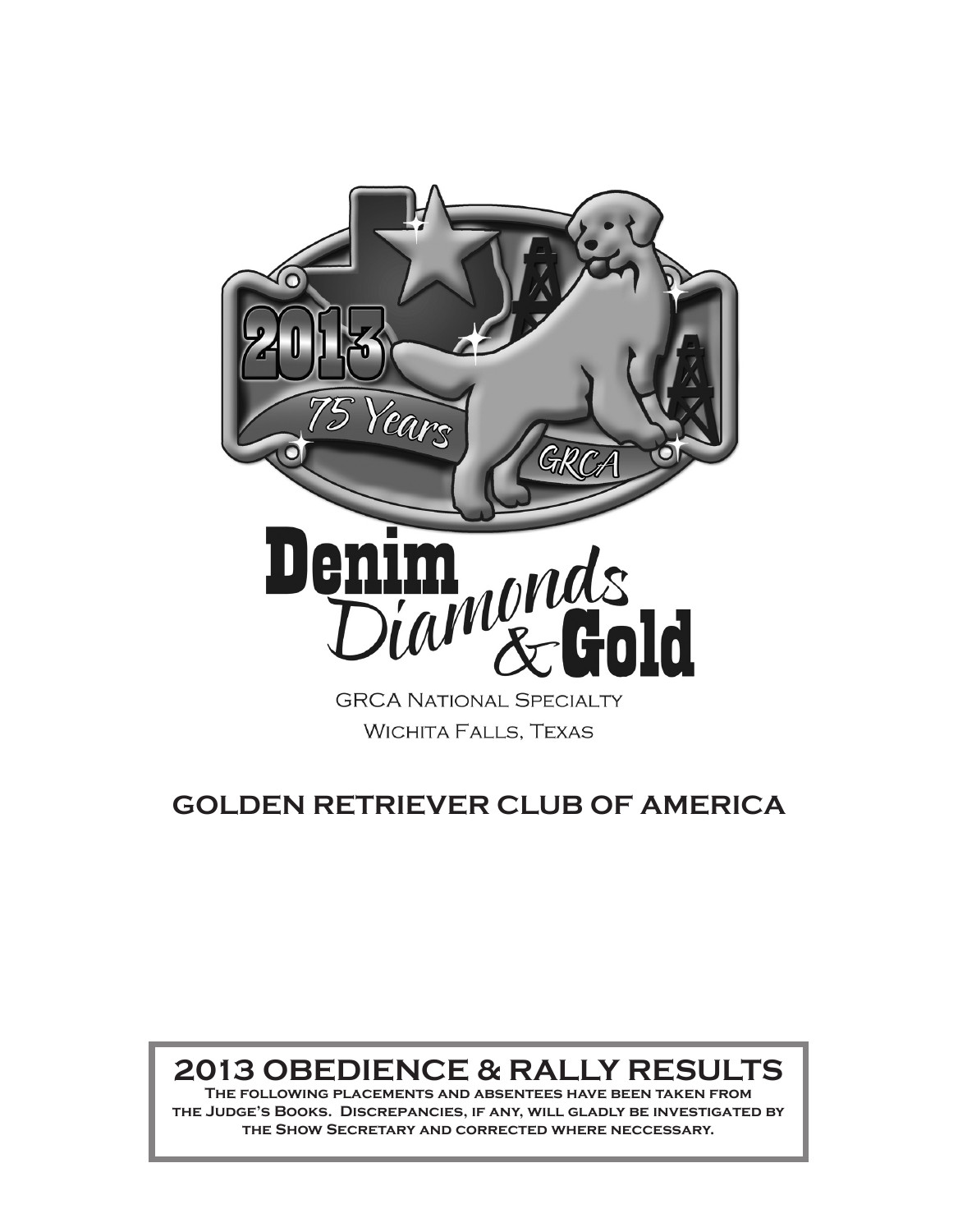# Denim Diamonds & Gold

GRCA National Specialty
Wichita Falls, Texas

## GOLDEN RETRIEVER CLUB OF AMERICA

## 2013 OBEDIENCE & RALLY RESULTS

**The following placements and absentees have been taken from the Judge's Books. Discrepancies, if any, will gladly be investigated by the Show Secretary and corrected where neccessary.**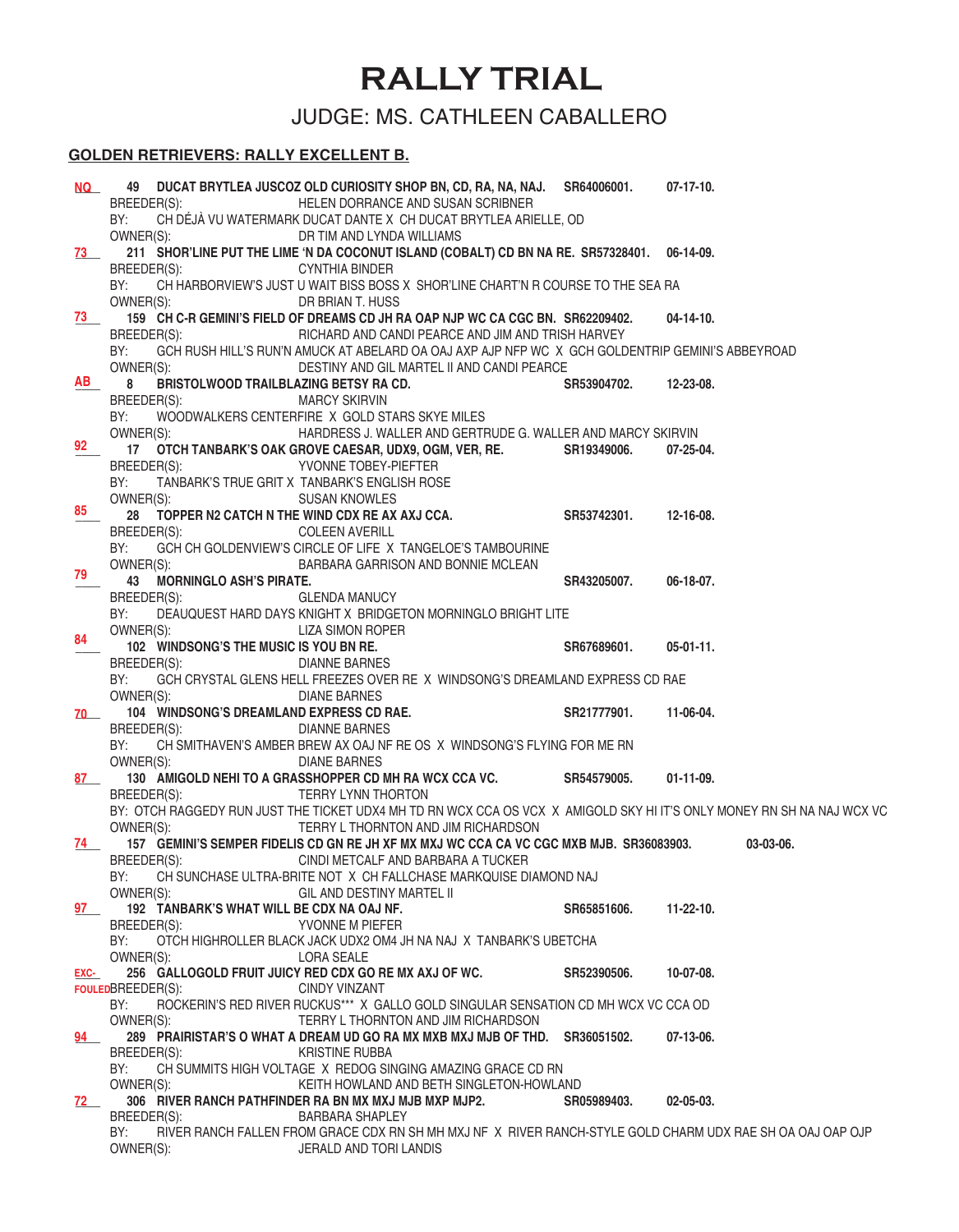# RALLY TRIAL

## JUDGE: MS. CATHLEEN CABALLERO

**GOLDEN RETRIEVERS: RALLY EXCELLENT B.**

NQ **49 DUCAT BRYTLEA JUSCOZ OLD CURIOSITY SHOP BN, CD, RA, NA, NAJ. SR64006001. 07-17-10.**
BREEDER(S): HELEN DORRANCE AND SUSAN SCRIBNER
BY: CH DÉJÀ VU WATERMARK DUCAT DANTE X CH DUCAT BRYTLEA ARIELLE, OD
OWNER(S): DR TIM AND LYNDA WILLIAMS

73 **211 SHOR'LINE PUT THE LIME 'N DA COCONUT ISLAND (COBALT) CD BN NA RE. SR57328401. 06-14-09.**
BREEDER(S): CYNTHIA BINDER
BY: CH HARBORVIEW'S JUST U WAIT BISS BOSS X SHOR'LINE CHART'N R COURSE TO THE SEA RA
OWNER(S): DR BRIAN T. HUSS

73 **159 CH C-R GEMINI'S FIELD OF DREAMS CD JH RA OAP NJP WC CA CGC BN. SR62209402. 04-14-10.**
BREEDER(S): RICHARD AND CANDI PEARCE AND JIM AND TRISH HARVEY
BY: GCH RUSH HILL'S RUN'N AMUCK AT ABELARD OA OAJ AXP AJP NFP WC X GCH GOLDENTRIP GEMINI'S ABBEYROAD
OWNER(S): DESTINY AND GIL MARTEL II AND CANDI PEARCE

AB **8 BRISTOLWOOD TRAILBLAZING BETSY RA CD. SR53904702. 12-23-08.**
BREEDER(S): MARCY SKIRVIN
BY: WOODWALKERS CENTERFIRE X GOLD STARS SKYE MILES
OWNER(S): HARDRESS J. WALLER AND GERTRUDE G. WALLER AND MARCY SKIRVIN

92 **17 OTCH TANBARK'S OAK GROVE CAESAR, UDX9, OGM, VER, RE. SR19349006. 07-25-04.**
BREEDER(S): YVONNE TOBEY-PIEFTER
BY: TANBARK'S TRUE GRIT X TANBARK'S ENGLISH ROSE
OWNER(S): SUSAN KNOWLES

85 **28 TOPPER N2 CATCH N THE WIND CDX RE AX AXJ CCA. SR53742301. 12-16-08.**
BREEDER(S): COLEEN AVERILL
BY: GCH CH GOLDENVIEW'S CIRCLE OF LIFE X TANGELOE'S TAMBOURINE
OWNER(S): BARBARA GARRISON AND BONNIE MCLEAN

79 **43 MORNINGLO ASH'S PIRATE. SR43205007. 06-18-07.**
BREEDER(S): GLENDA MANUCY
BY: DEAUQUEST HARD DAYS KNIGHT X BRIDGETON MORNINGLO BRIGHT LITE
OWNER(S): LIZA SIMON ROPER

84 **102 WINDSONG'S THE MUSIC IS YOU BN RE. SR67689601. 05-01-11.**
BREEDER(S): DIANNE BARNES
BY: GCH CRYSTAL GLENS HELL FREEZES OVER RE X WINDSONG'S DREAMLAND EXPRESS CD RAE
OWNER(S): DIANE BARNES

70 **104 WINDSONG'S DREAMLAND EXPRESS CD RAE. SR21777901. 11-06-04.**
BREEDER(S): DIANNE BARNES
BY: CH SMITHAVEN'S AMBER BREW AX OAJ NF RE OS X WINDSONG'S FLYING FOR ME RN
OWNER(S): DIANE BARNES

87 **130 AMIGOLD NEHI TO A GRASSHOPPER CD MH RA WCX CCA VC. SR54579005. 01-11-09.**
BREEDER(S): TERRY LYNN THORTON
BY: OTCH RAGGEDY RUN JUST THE TICKET UDX4 MH TD RN WCX CCA OS VCX X AMIGOLD SKY HI IT'S ONLY MONEY RN SH NA NAJ WCX VC
OWNER(S): TERRY L THORNTON AND JIM RICHARDSON

74 **157 GEMINI'S SEMPER FIDELIS CD GN RE JH XF MX MXJ WC CCA CA VC CGC MXB MJB. SR36083903. 03-03-06.**
BREEDER(S): CINDI METCALF AND BARBARA A TUCKER
BY: CH SUNCHASE ULTRA-BRITE NOT X CH FALLCHASE MARKQUISE DIAMOND NAJ
OWNER(S): GIL AND DESTINY MARTEL II

97 **192 TANBARK'S WHAT WILL BE CDX NA OAJ NF. SR65851606. 11-22-10.**
BREEDER(S): YVONNE M PIEFER
BY: OTCH HIGHROLLER BLACK JACK UDX2 OM4 JH NA NAJ X TANBARK'S UBETCHA
OWNER(S): LORA SEALE

EXC-FOULED **256 GALLOGOLD FRUIT JUICY RED CDX GO RE MX AXJ OF WC. SR52390506. 10-07-08.**
BREEDER(S): CINDY VINZANT
BY: ROCKERIN'S RED RIVER RUCKUS*** X GALLO GOLD SINGULAR SENSATION CD MH WCX VC CCA OD
OWNER(S): TERRY L THORNTON AND JIM RICHARDSON

94 **289 PRAIRISTAR'S O WHAT A DREAM UD GO RA MX MXB MXJ MJB OF THD. SR36051502. 07-13-06.**
BREEDER(S): KRISTINE RUBBA
BY: CH SUMMITS HIGH VOLTAGE X REDOG SINGING AMAZING GRACE CD RN
OWNER(S): KEITH HOWLAND AND BETH SINGLETON-HOWLAND

72 **306 RIVER RANCH PATHFINDER RA BN MX MXJ MJB MXP MJP2. SR05989403. 02-05-03.**
BREEDER(S): BARBARA SHAPLEY
BY: RIVER RANCH FALLEN FROM GRACE CDX RN SH MH MXJ NF X RIVER RANCH-STYLE GOLD CHARM UDX RAE SH OA OAJ OAP OJP
OWNER(S): JERALD AND TORI LANDIS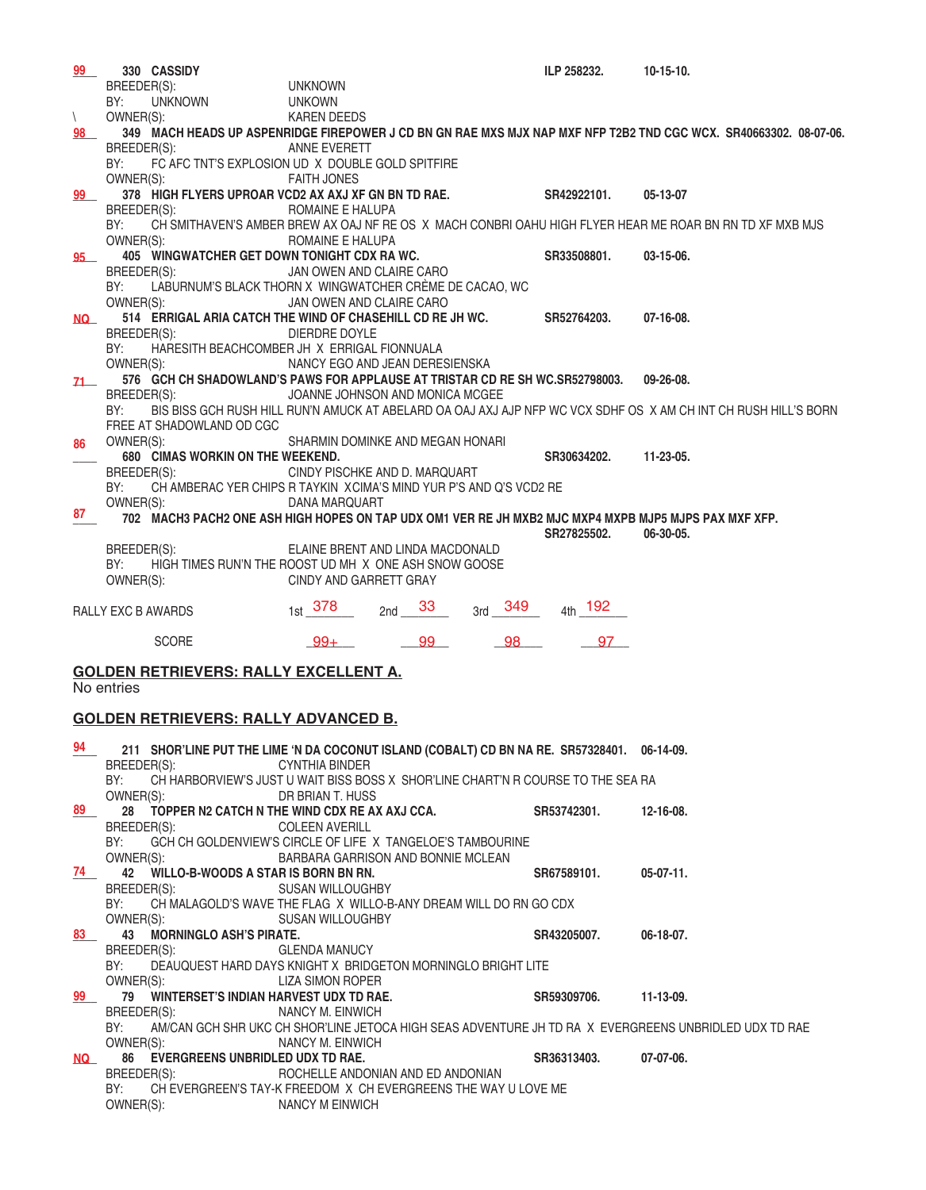99 330 **CASSIDY** ILP 258232. 10-15-10.
BREEDER(S): UNKNOWN
BY: UNKNOWN UNKOWN
\ OWNER(S): KAREN DEEDS

98 349 **MACH HEADS UP ASPENRIDGE FIREPOWER J CD BN GN RAE MXS MJX NAP MXF NFP T2B2 TND CGC WCX. SR40663302. 08-07-06.**
BREEDER(S): ANNE EVERETT
BY: FC AFC TNT'S EXPLOSION UD X DOUBLE GOLD SPITFIRE
OWNER(S): FAITH JONES

99 378 **HIGH FLYERS UPROAR VCD2 AX AXJ XF GN BN TD RAE.** SR42922101. 05-13-07
BREEDER(S): ROMAINE E HALUPA
BY: CH SMITHAVEN'S AMBER BREW AX OAJ NF RE OS X MACH CONBRI OAHU HIGH FLYER HEAR ME ROAR BN RN TD XF MXB MJS
OWNER(S): ROMAINE E HALUPA

95 405 **WINGWATCHER GET DOWN TONIGHT CDX RA WC.** SR33508801. 03-15-06.
BREEDER(S): JAN OWEN AND CLAIRE CARO
BY: LABURNUM'S BLACK THORN X WINGWATCHER CRÈME DE CACAO, WC
OWNER(S): JAN OWEN AND CLAIRE CARO

NQ 514 **ERRIGAL ARIA CATCH THE WIND OF CHASEHILL CD RE JH WC.** SR52764203. 07-16-08.
BREEDER(S): DIERDRE DOYLE
BY: HARESITH BEACHCOMBER JH X ERRIGAL FIONNUALA
OWNER(S): NANCY EGO AND JEAN DERESIENSKA

71 576 **GCH CH SHADOWLAND'S PAWS FOR APPLAUSE AT TRISTAR CD RE SH WC.SR52798003. 09-26-08.**
BREEDER(S): JOANNE JOHNSON AND MONICA MCGEE
BY: BIS BISS GCH RUSH HILL RUN'N AMUCK AT ABELARD OA OAJ AXJ AJP NFP WC VCX SDHF OS X AM CH INT CH RUSH HILL'S BORN FREE AT SHADOWLAND OD CGC
OWNER(S): SHARMIN DOMINKE AND MEGAN HONARI

86 680 **CIMAS WORKIN ON THE WEEKEND.** SR30634202. 11-23-05.
BREEDER(S): CINDY PISCHKE AND D. MARQUART
BY: CH AMBERAC YER CHIPS R TAYKIN XCIMA'S MIND YUR P'S AND Q'S VCD2 RE
OWNER(S): DANA MARQUART

87 702 **MACH3 PACH2 ONE ASH HIGH HOPES ON TAP UDX OM1 VER RE JH MXB2 MJC MXP4 MXPB MJP5 MJPS PAX MXF XFP.** SR27825502. 06-30-05.
BREEDER(S): ELAINE BRENT AND LINDA MACDONALD
BY: HIGH TIMES RUN'N THE ROOST UD MH X ONE ASH SNOW GOOSE
OWNER(S): CINDY AND GARRETT GRAY

| RALLY EXC B AWARDS | 1st 378 | 2nd 33 | 3rd 349 | 4th 192 |
|---|---|---|---|---|
| SCORE | 99+ | 99 | 98 | 97 |

## GOLDEN RETRIEVERS: RALLY EXCELLENT A.

No entries

## GOLDEN RETRIEVERS: RALLY ADVANCED B.

94 211 **SHOR'LINE PUT THE LIME 'N DA COCONUT ISLAND (COBALT) CD BN NA RE. SR57328401. 06-14-09.**
BREEDER(S): CYNTHIA BINDER
BY: CH HARBORVIEW'S JUST U WAIT BISS BOSS X SHOR'LINE CHART'N R COURSE TO THE SEA RA
OWNER(S): DR BRIAN T. HUSS

89 28 **TOPPER N2 CATCH N THE WIND CDX RE AX AXJ CCA.** SR53742301. 12-16-08.
BREEDER(S): COLEEN AVERILL
BY: GCH CH GOLDENVIEW'S CIRCLE OF LIFE X TANGELOE'S TAMBOURINE
OWNER(S): BARBARA GARRISON AND BONNIE MCLEAN

74 42 **WILLO-B-WOODS A STAR IS BORN BN RN.** SR67589101. 05-07-11.
BREEDER(S): SUSAN WILLOUGHBY
BY: CH MALAGOLD'S WAVE THE FLAG X WILLO-B-ANY DREAM WILL DO RN GO CDX
OWNER(S): SUSAN WILLOUGHBY

83 43 **MORNINGLO ASH'S PIRATE.** SR43205007. 06-18-07.
BREEDER(S): GLENDA MANUCY
BY: DEAUQUEST HARD DAYS KNIGHT X BRIDGETON MORNINGLO BRIGHT LITE
OWNER(S): LIZA SIMON ROPER

99 79 **WINTERSET'S INDIAN HARVEST UDX TD RAE.** SR59309706. 11-13-09.
BREEDER(S): NANCY M. EINWICH
BY: AM/CAN GCH SHR UKC CH SHOR'LINE JETOCA HIGH SEAS ADVENTURE JH TD RA X EVERGREENS UNBRIDLED UDX TD RAE
OWNER(S): NANCY M. EINWICH

NQ 86 **EVERGREENS UNBRIDLED UDX TD RAE.** SR36313403. 07-07-06.
BREEDER(S): ROCHELLE ANDONIAN AND ED ANDONIAN
BY: CH EVERGREEN'S TAY-K FREEDOM X CH EVERGREENS THE WAY U LOVE ME
OWNER(S): NANCY M EINWICH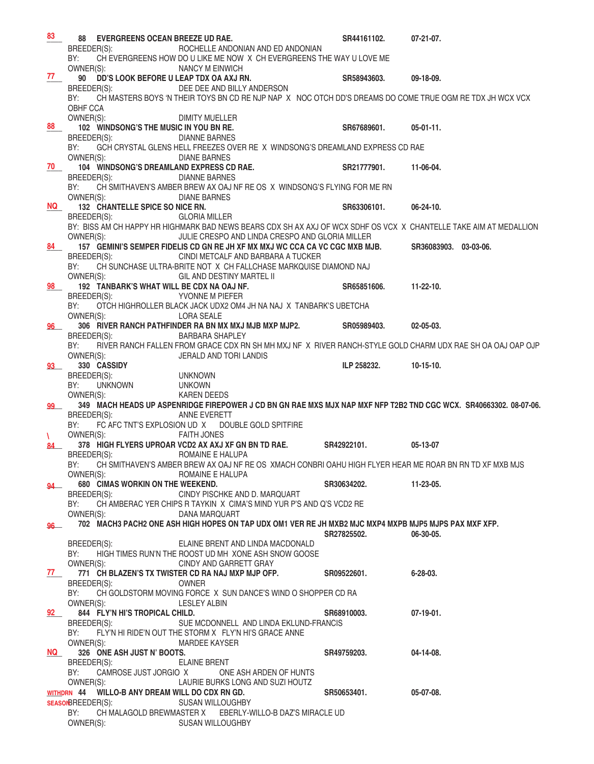**83** **88 EVERGREENS OCEAN BREEZE UD RAE.** **SR44161102.** **07-21-07.**
BREEDER(S): ROCHELLE ANDONIAN AND ED ANDONIAN
BY: CH EVERGREENS HOW DO U LIKE ME NOW X CH EVERGREENS THE WAY U LOVE ME
OWNER(S): NANCY M EINWICH

**77** **90 DD'S LOOK BEFORE U LEAP TDX OA AXJ RN.** **SR58943603.** **09-18-09.**
BREEDER(S): DEE DEE AND BILLY ANDERSON
BY: CH MASTERS BOYS 'N THEIR TOYS BN CD RE NJP NAP X NOC OTCH DD'S DREAMS DO COME TRUE OGM RE TDX JH WCX VCX OBHF CCA
OWNER(S): DIMITY MUELLER

**88** **102 WINDSONG'S THE MUSIC IN YOU BN RE.** **SR67689601.** **05-01-11.**
BREEDER(S): DIANNE BARNES
BY: GCH CRYSTAL GLENS HELL FREEZES OVER RE X WINDSONG'S DREAMLAND EXPRESS CD RAE
OWNER(S): DIANE BARNES

**70** **104 WINDSONG'S DREAMLAND EXPRESS CD RAE.** **SR21777901.** **11-06-04.**
BREEDER(S): DIANNE BARNES
BY: CH SMITHAVEN'S AMBER BREW AX OAJ NF RE OS X WINDSONG'S FLYING FOR ME RN
OWNER(S): DIANE BARNES

**NQ** **132 CHANTELLE SPICE SO NICE RN.** **SR63306101.** **06-24-10.**
BREEDER(S): GLORIA MILLER
BY: BISS AM CH HAPPY HR HIGHMARK BAD NEWS BEARS CDX SH AX AXJ OF WCX SDHF OS VCX X CHANTELLE TAKE AIM AT MEDALLION
OWNER(S): JULIE CRESPO AND LINDA CRESPO AND GLORIA MILLER

**84** **157 GEMINI'S SEMPER FIDELIS CD GN RE JH XF MX MXJ WC CCA CA VC CGC MXB MJB.** **SR36083903. 03-03-06.**
BREEDER(S): CINDI METCALF AND BARBARA A TUCKER
BY: CH SUNCHASE ULTRA-BRITE NOT X CH FALLCHASE MARKQUISE DIAMOND NAJ
OWNER(S): GIL AND DESTINY MARTEL II

**98** **192 TANBARK'S WHAT WILL BE CDX NA OAJ NF.** **SR65851606.** **11-22-10.**
BREEDER(S): YVONNE M PIEFER
BY: OTCH HIGHROLLER BLACK JACK UDX2 OM4 JH NA NAJ X TANBARK'S UBETCHA
OWNER(S): LORA SEALE

**96** **306 RIVER RANCH PATHFINDER RA BN MX MXJ MJB MXP MJP2.** **SR05989403.** **02-05-03.**
BREEDER(S): BARBARA SHAPLEY
BY: RIVER RANCH FALLEN FROM GRACE CDX RN SH MH MXJ NF X RIVER RANCH-STYLE GOLD CHARM UDX RAE SH OA OAJ OAP OJP
OWNER(S): JERALD AND TORI LANDIS

**93** **330 CASSIDY** **ILP 258232.** **10-15-10.**
BREEDER(S): UNKNOWN
BY: UNKNOWN UNKOWN
OWNER(S): KAREN DEEDS

**99** **349 MACH HEADS UP ASPENRIDGE FIREPOWER J CD BN GN RAE MXS MJX NAP MXF NFP T2B2 TND CGC WCX. SR40663302. 08-07-06.**
BREEDER(S): ANNE EVERETT
BY: FC AFC TNT'S EXPLOSION UD X DOUBLE GOLD SPITFIRE
\ OWNER(S): FAITH JONES

**84** **378 HIGH FLYERS UPROAR VCD2 AX AXJ XF GN BN TD RAE.** **SR42922101.** **05-13-07**
BREEDER(S): ROMAINE E HALUPA
BY: CH SMITHAVEN'S AMBER BREW AX OAJ NF RE OS XMACH CONBRI OAHU HIGH FLYER HEAR ME ROAR BN RN TD XF MXB MJS
OWNER(S): ROMAINE E HALUPA

**94** **680 CIMAS WORKIN ON THE WEEKEND.** **SR30634202.** **11-23-05.**
BREEDER(S): CINDY PISCHKE AND D. MARQUART
BY: CH AMBERAC YER CHIPS R TAYKIN X CIMA'S MIND YUR P'S AND Q'S VCD2 RE
OWNER(S): DANA MARQUART

**96** **702 MACH3 PACH2 ONE ASH HIGH HOPES ON TAP UDX OM1 VER RE JH MXB2 MJC MXP4 MXPB MJP5 MJPS PAX MXF XFP.**
**SR27825502.** **06-30-05.**
BREEDER(S): ELAINE BRENT AND LINDA MACDONALD
BY: HIGH TIMES RUN'N THE ROOST UD MH XONE ASH SNOW GOOSE
OWNER(S): CINDY AND GARRETT GRAY

**77** **771 CH BLAZEN'S TX TWISTER CD RA NAJ MXP MJP OFP.** **SR09522601.** **6-28-03.**
BREEDER(S): OWNER
BY: CH GOLDSTORM MOVING FORCE X SUN DANCE'S WIND O SHOPPER CD RA
OWNER(S): LESLEY ALBIN

**92** **844 FLY'N HI'S TROPICAL CHILD.** **SR68910003.** **07-19-01.**
BREEDER(S): SUE MCDONNELL AND LINDA EKLUND-FRANCIS
BY: FLY'N HI RIDE'N OUT THE STORM X FLY'N HI'S GRACE ANNE
OWNER(S): MARDEE KAYSER

**NQ** **326 ONE ASH JUST N' BOOTS.** **SR49759203.** **04-14-08.**
BREEDER(S): ELAINE BRENT
BY: CAMROSE JUST JORGIO X ONE ASH ARDEN OF HUNTS
OWNER(S): LAURIE BURKS LONG AND SUZI HOUTZ

**WITHDRN SEASON** **44 WILLO-B ANY DREAM WILL DO CDX RN GD.** **SR50653401.** **05-07-08.**
BREEDER(S): SUSAN WILLOUGHBY
BY: CH MALAGOLD BREWMASTER X EBERLY-WILLO-B DAZ'S MIRACLE UD
OWNER(S): SUSAN WILLOUGHBY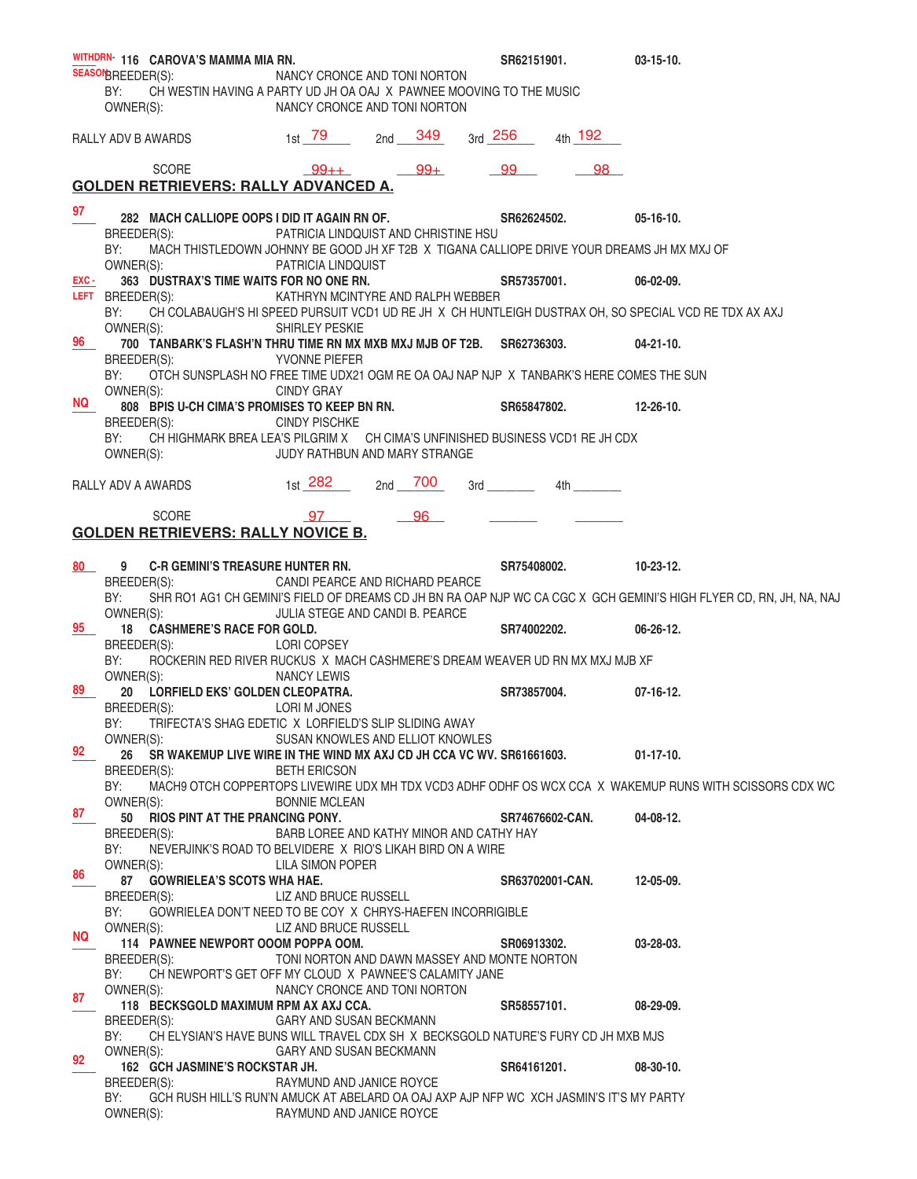WITHDRN-SEASON **116 CAROVA'S MAMMA MIA RN.** SR62151901. 03-15-10.
BREEDER(S): NANCY CRONCE AND TONI NORTON
BY: CH WESTIN HAVING A PARTY UD JH OA OAJ X PAWNEE MOOVING TO THE MUSIC
OWNER(S): NANCY CRONCE AND TONI NORTON

RALLY ADV B AWARDS 1st 79 2nd 349 3rd 256 4th 192

SCORE 99++ 99+ 99 98

## GOLDEN RETRIEVERS: RALLY ADVANCED A.

97 **282 MACH CALLIOPE OOPS I DID IT AGAIN RN OF.** SR62624502. 05-16-10.
BREEDER(S): PATRICIA LINDQUIST AND CHRISTINE HSU
BY: MACH THISTLEDOWN JOHNNY BE GOOD JH XF T2B X TIGANA CALLIOPE DRIVE YOUR DREAMS JH MX MXJ OF
OWNER(S): PATRICIA LINDQUIST

EXC-LEFT **363 DUSTRAX'S TIME WAITS FOR NO ONE RN.** SR57357001. 06-02-09.
BREEDER(S): KATHRYN MCINTYRE AND RALPH WEBBER
BY: CH COLABAUGH'S HI SPEED PURSUIT VCD1 UD RE JH X CH HUNTLEIGH DUSTRAX OH, SO SPECIAL VCD RE TDX AX AXJ
OWNER(S): SHIRLEY PESKIE

96 **700 TANBARK'S FLASH'N THRU TIME RN MX MXB MXJ MJB OF T2B.** SR62736303. 04-21-10.
BREEDER(S): YVONNE PIEFER
BY: OTCH SUNSPLASH NO FREE TIME UDX21 OGM RE OA OAJ NAP NJP X TANBARK'S HERE COMES THE SUN
OWNER(S): CINDY GRAY

NQ **808 BPIS U-CH CIMA'S PROMISES TO KEEP BN RN.** SR65847802. 12-26-10.
BREEDER(S): CINDY PISCHKE
BY: CH HIGHMARK BREA LEA'S PILGRIM X CH CIMA'S UNFINISHED BUSINESS VCD1 RE JH CDX
OWNER(S): JUDY RATHBUN AND MARY STRANGE

RALLY ADV A AWARDS 1st 282 2nd 700 3rd _______ 4th _______

SCORE 97 96 _______ _______

## GOLDEN RETRIEVERS: RALLY NOVICE B.

80 **9 C-R GEMINI'S TREASURE HUNTER RN.** SR75408002. 10-23-12.
BREEDER(S): CANDI PEARCE AND RICHARD PEARCE
BY: SHR RO1 AG1 CH GEMINI'S FIELD OF DREAMS CD JH BN RA OAP NJP WC CA CGC X GCH GEMINI'S HIGH FLYER CD, RN, JH, NA, NAJ
OWNER(S): JULIA STEGE AND CANDI B. PEARCE

95 **18 CASHMERE'S RACE FOR GOLD.** SR74002202. 06-26-12.
BREEDER(S): LORI COPSEY
BY: ROCKERIN RED RIVER RUCKUS X MACH CASHMERE'S DREAM WEAVER UD RN MX MXJ MJB XF
OWNER(S): NANCY LEWIS

89 **20 LORFIELD EKS' GOLDEN CLEOPATRA.** SR73857004. 07-16-12.
BREEDER(S): LORI M JONES
BY: TRIFECTA'S SHAG EDETIC X LORFIELD'S SLIP SLIDING AWAY
OWNER(S): SUSAN KNOWLES AND ELLIOT KNOWLES

92 **26 SR WAKEMUP LIVE WIRE IN THE WIND MX AXJ CD JH CCA VC WV.** SR61661603. 01-17-10.
BREEDER(S): BETH ERICSON
BY: MACH9 OTCH COPPERTOPS LIVEWIRE UDX MH TDX VCD3 ADHF ODHF OS WCX CCA X WAKEMUP RUNS WITH SCISSORS CDX WC
OWNER(S): BONNIE MCLEAN

87 **50 RIOS PINT AT THE PRANCING PONY.** SR74676602-CAN. 04-08-12.
BREEDER(S): BARB LOREE AND KATHY MINOR AND CATHY HAY
BY: NEVERJINK'S ROAD TO BELVIDERE X RIO'S LIKAH BIRD ON A WIRE
OWNER(S): LILA SIMON POPER

86 **87 GOWRIELEA'S SCOTS WHA HAE.** SR63702001-CAN. 12-05-09.
BREEDER(S): LIZ AND BRUCE RUSSELL
BY: GOWRIELEA DON'T NEED TO BE COY X CHRYS-HAEFEN INCORRIGIBLE
OWNER(S): LIZ AND BRUCE RUSSELL

NQ **114 PAWNEE NEWPORT OOOM POPPA OOM.** SR06913302. 03-28-03.
BREEDER(S): TONI NORTON AND DAWN MASSEY AND MONTE NORTON
BY: CH NEWPORT'S GET OFF MY CLOUD X PAWNEE'S CALAMITY JANE
OWNER(S): NANCY CRONCE AND TONI NORTON

87 **118 BECKSGOLD MAXIMUM RPM AX AXJ CCA.** SR58557101. 08-29-09.
BREEDER(S): GARY AND SUSAN BECKMANN
BY: CH ELYSIAN'S HAVE BUNS WILL TRAVEL CDX SH X BECKSGOLD NATURE'S FURY CD JH MXB MJS
OWNER(S): GARY AND SUSAN BECKMANN

92 **162 GCH JASMINE'S ROCKSTAR JH.** SR64161201. 08-30-10.
BREEDER(S): RAYMUND AND JANICE ROYCE
BY: GCH RUSH HILL'S RUN'N AMUCK AT ABELARD OA OAJ AXP AJP NFP WC XCH JASMIN'S IT'S MY PARTY
OWNER(S): RAYMUND AND JANICE ROYCE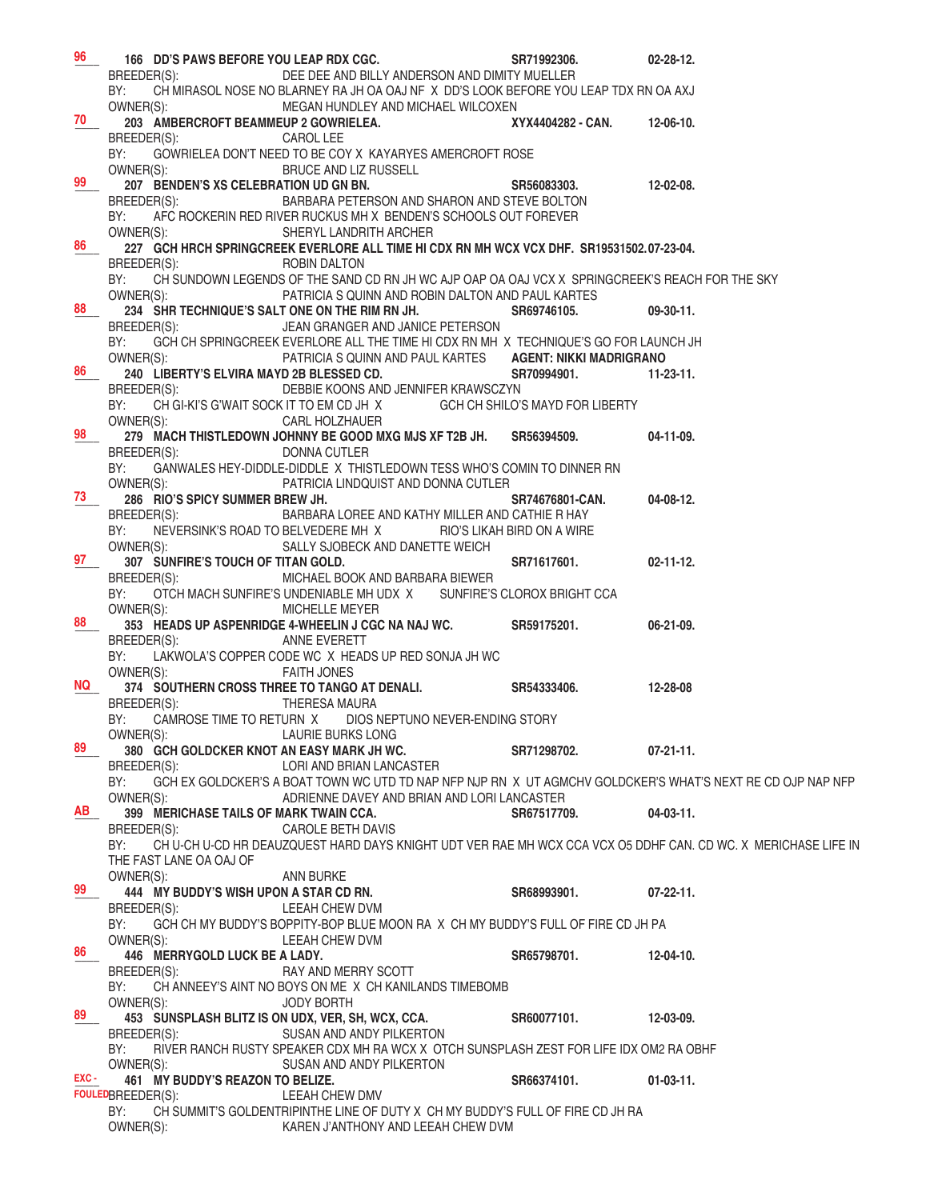96 **166 DD'S PAWS BEFORE YOU LEAP RDX CGC.** **SR71992306.** **02-28-12.**
BREEDER(S): DEE DEE AND BILLY ANDERSON AND DIMITY MUELLER
BY: CH MIRASOL NOSE NO BLARNEY RA JH OA OAJ NF X DD'S LOOK BEFORE YOU LEAP TDX RN OA AXJ
OWNER(S): MEGAN HUNDLEY AND MICHAEL WILCOXEN

70 **203 AMBERCROFT BEAMMEUP 2 GOWRIELEA.** **XYX4404282 - CAN.** **12-06-10.**
BREEDER(S): CAROL LEE
BY: GOWRIELEA DON'T NEED TO BE COY X KAYARYES AMERCROFT ROSE
OWNER(S): BRUCE AND LIZ RUSSELL

99 **207 BENDEN'S XS CELEBRATION UD GN BN.** **SR56083303.** **12-02-08.**
BREEDER(S): BARBARA PETERSON AND SHARON AND STEVE BOLTON
BY: AFC ROCKERIN RED RIVER RUCKUS MH X BENDEN'S SCHOOLS OUT FOREVER
OWNER(S): SHERYL LANDRITH ARCHER

86 **227 GCH HRCH SPRINGCREEK EVERLORE ALL TIME HI CDX RN MH WCX VCX DHF. SR19531502. 07-23-04.**
BREEDER(S): ROBIN DALTON
BY: CH SUNDOWN LEGENDS OF THE SAND CD RN JH WC AJP OAP OA OAJ VCX X SPRINGCREEK'S REACH FOR THE SKY
OWNER(S): PATRICIA S QUINN AND ROBIN DALTON AND PAUL KARTES

88 **234 SHR TECHNIQUE'S SALT ONE ON THE RIM RN JH.** **SR69746105.** **09-30-11.**
BREEDER(S): JEAN GRANGER AND JANICE PETERSON
BY: GCH CH SPRINGCREEK EVERLORE ALL THE TIME HI CDX RN MH X TECHNIQUE'S GO FOR LAUNCH JH
OWNER(S): PATRICIA S QUINN AND PAUL KARTES **AGENT: NIKKI MADRIGRANO**

86 **240 LIBERTY'S ELVIRA MAYD 2B BLESSED CD.** **SR70994901.** **11-23-11.**
BREEDER(S): DEBBIE KOONS AND JENNIFER KRAWSCZYN
BY: CH GI-KI'S G'WAIT SOCK IT TO EM CD JH X GCH CH SHILO'S MAYD FOR LIBERTY
OWNER(S): CARL HOLZHAUER

98 **279 MACH THISTLEDOWN JOHNNY BE GOOD MXG MJS XF T2B JH.** **SR56394509.** **04-11-09.**
BREEDER(S): DONNA CUTLER
BY: GANWALES HEY-DIDDLE-DIDDLE X THISTLEDOWN TESS WHO'S COMIN TO DINNER RN
OWNER(S): PATRICIA LINDQUIST AND DONNA CUTLER

73 **286 RIO'S SPICY SUMMER BREW JH.** **SR74676801-CAN.** **04-08-12.**
BREEDER(S): BARBARA LOREE AND KATHY MILLER AND CATHIE R HAY
BY: NEVERSINK'S ROAD TO BELVEDERE MH X RIO'S LIKAH BIRD ON A WIRE
OWNER(S): SALLY SJOBECK AND DANETTE WEICH

97 **307 SUNFIRE'S TOUCH OF TITAN GOLD.** **SR71617601.** **02-11-12.**
BREEDER(S): MICHAEL BOOK AND BARBARA BIEWER
BY: OTCH MACH SUNFIRE'S UNDENIABLE MH UDX X SUNFIRE'S CLOROX BRIGHT CCA
OWNER(S): MICHELLE MEYER

88 **353 HEADS UP ASPENRIDGE 4-WHEELIN J CGC NA NAJ WC.** **SR59175201.** **06-21-09.**
BREEDER(S): ANNE EVERETT
BY: LAKWOLA'S COPPER CODE WC X HEADS UP RED SONJA JH WC
OWNER(S): FAITH JONES

NQ **374 SOUTHERN CROSS THREE TO TANGO AT DENALI.** **SR54333406.** **12-28-08**
BREEDER(S): THERESA MAURA
BY: CAMROSE TIME TO RETURN X DIOS NEPTUNO NEVER-ENDING STORY
OWNER(S): LAURIE BURKS LONG

89 **380 GCH GOLDCKER KNOT AN EASY MARK JH WC.** **SR71298702.** **07-21-11.**
BREEDER(S): LORI AND BRIAN LANCASTER
BY: GCH EX GOLDCKER'S A BOAT TOWN WC UTD TD NAP NFP NJP RN X UT AGMCHV GOLDCKER'S WHAT'S NEXT RE CD OJP NAP NFP
OWNER(S): ADRIENNE DAVEY AND BRIAN AND LORI LANCASTER

AB **399 MERICHASE TAILS OF MARK TWAIN CCA.** **SR67517709.** **04-03-11.**
BREEDER(S): CAROLE BETH DAVIS
BY: CH U-CH U-CD HR DEAUZQUEST HARD DAYS KNIGHT UDT VER RAE MH WCX CCA VCX O5 DDHF CAN. CD WC. X MERICHASE LIFE IN THE FAST LANE OA OAJ OF
OWNER(S): ANN BURKE

99 **444 MY BUDDY'S WISH UPON A STAR CD RN.** **SR68993901.** **07-22-11.**
BREEDER(S): LEEAH CHEW DVM
BY: GCH CH MY BUDDY'S BOPPITY-BOP BLUE MOON RA X CH MY BUDDY'S FULL OF FIRE CD JH PA
OWNER(S): LEEAH CHEW DVM

86 **446 MERRYGOLD LUCK BE A LADY.** **SR65798701.** **12-04-10.**
BREEDER(S): RAY AND MERRY SCOTT
BY: CH ANNEEY'S AINT NO BOYS ON ME X CH KANILANDS TIMEBOMB
OWNER(S): JODY BORTH

89 **453 SUNSPLASH BLITZ IS ON UDX, VER, SH, WCX, CCA.** **SR60077101.** **12-03-09.**
BREEDER(S): SUSAN AND ANDY PILKERTON
BY: RIVER RANCH RUSTY SPEAKER CDX MH RA WCX X OTCH SUNSPLASH ZEST FOR LIFE IDX OM2 RA OBHF
OWNER(S): SUSAN AND ANDY PILKERTON

EXC - FOULED **461 MY BUDDY'S REAZON TO BELIZE.** **SR66374101.** **01-03-11.**
BREEDER(S): LEEAH CHEW DMV
BY: CH SUMMIT'S GOLDENTRIPINTHE LINE OF DUTY X CH MY BUDDY'S FULL OF FIRE CD JH RA
OWNER(S): KAREN J'ANTHONY AND LEEAH CHEW DVM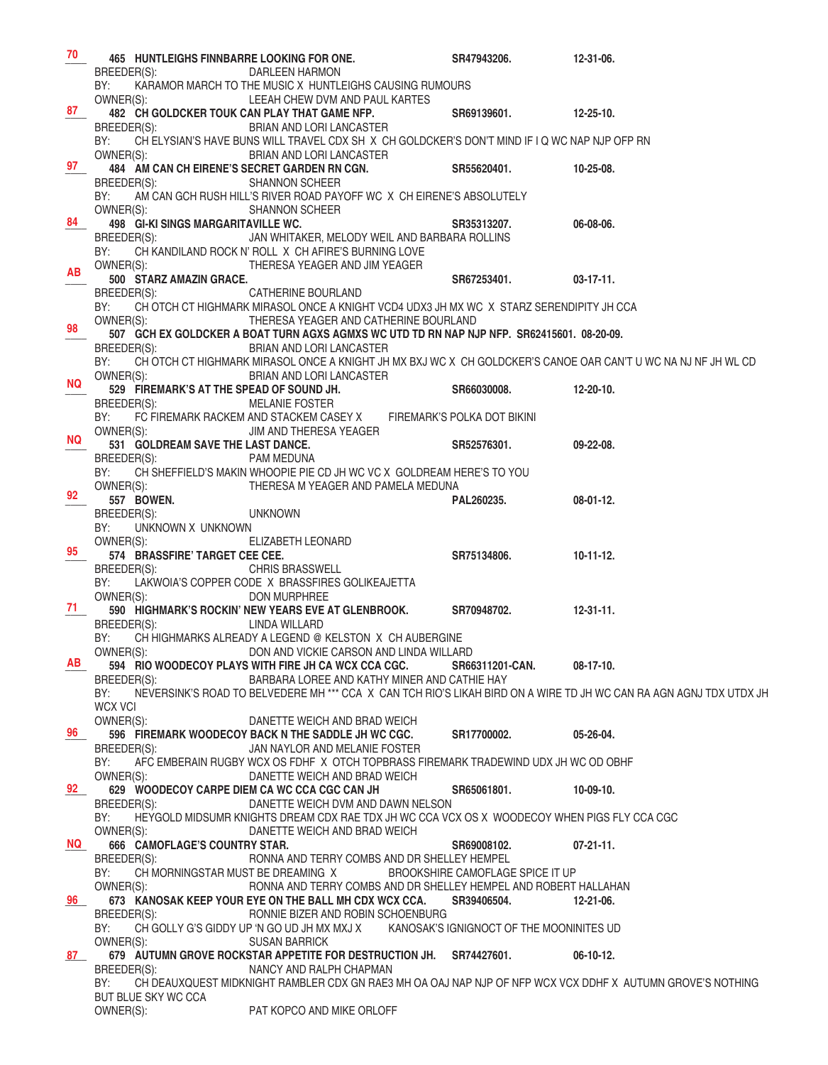**70**
**465 HUNTLEIGHS FINNBARRE LOOKING FOR ONE.** **SR47943206.** **12-31-06.**
BREEDER(S): DARLEEN HARMON
BY: KARAMOR MARCH TO THE MUSIC X HUNTLEIGHS CAUSING RUMOURS
OWNER(S): LEEAH CHEW DVM AND PAUL KARTES

**87**
**482 CH GOLDCKER TOUK CAN PLAY THAT GAME NFP.** **SR69139601.** **12-25-10.**
BREEDER(S): BRIAN AND LORI LANCASTER
BY: CH ELYSIAN'S HAVE BUNS WILL TRAVEL CDX SH X CH GOLDCKER'S DON'T MIND IF I Q WC NAP NJP OFP RN
OWNER(S): BRIAN AND LORI LANCASTER

**97**
**484 AM CAN CH EIRENE'S SECRET GARDEN RN CGN.** **SR55620401.** **10-25-08.**
BREEDER(S): SHANNON SCHEER
BY: AM CAN GCH RUSH HILL'S RIVER ROAD PAYOFF WC X CH EIRENE'S ABSOLUTELY
OWNER(S): SHANNON SCHEER

**84**
**498 GI-KI SINGS MARGARITAVILLE WC.** **SR35313207.** **06-08-06.**
BREEDER(S): JAN WHITAKER, MELODY WEIL AND BARBARA ROLLINS
BY: CH KANDILAND ROCK N' ROLL X CH AFIRE'S BURNING LOVE
OWNER(S): THERESA YEAGER AND JIM YEAGER

**AB**
**500 STARZ AMAZIN GRACE.** **SR67253401.** **03-17-11.**
BREEDER(S): CATHERINE BOURLAND
BY: CH OTCH CT HIGHMARK MIRASOL ONCE A KNIGHT VCD4 UDX3 JH MX WC X STARZ SERENDIPITY JH CCA
OWNER(S): THERESA YEAGER AND CATHERINE BOURLAND

**98**
**507 GCH EX GOLDCKER A BOAT TURN AGXS AGMXS WC UTD TD RN NAP NJP NFP. SR62415601. 08-20-09.**
BREEDER(S): BRIAN AND LORI LANCASTER
BY: CH OTCH CT HIGHMARK MIRASOL ONCE A KNIGHT JH MX BXJ WC X CH GOLDCKER'S CANOE OAR CAN'T U WC NA NJ NF JH WL CD
OWNER(S): BRIAN AND LORI LANCASTER

**NQ**
**529 FIREMARK'S AT THE SPEAD OF SOUND JH.** **SR66030008.** **12-20-10.**
BREEDER(S): MELANIE FOSTER
BY: FC FIREMARK RACKEM AND STACKEM CASEY X FIREMARK'S POLKA DOT BIKINI
OWNER(S): JIM AND THERESA YEAGER

**NQ**
**531 GOLDREAM SAVE THE LAST DANCE.** **SR52576301.** **09-22-08.**
BREEDER(S): PAM MEDUNA
BY: CH SHEFFIELD'S MAKIN WHOOPIE PIE CD JH WC VC X GOLDREAM HERE'S TO YOU
OWNER(S): THERESA M YEAGER AND PAMELA MEDUNA

**92**
**557 BOWEN.** **PAL260235.** **08-01-12.**
BREEDER(S): UNKNOWN
BY: UNKNOWN X UNKNOWN
OWNER(S): ELIZABETH LEONARD

**95**
**574 BRASSFIRE' TARGET CEE CEE.** **SR75134806.** **10-11-12.**
BREEDER(S): CHRIS BRASSWELL
BY: LAKWOIA'S COPPER CODE X BRASSFIRES GOLIKEAJETTA
OWNER(S): DON MURPHREE

**71**
**590 HIGHMARK'S ROCKIN' NEW YEARS EVE AT GLENBROOK.** **SR70948702.** **12-31-11.**
BREEDER(S): LINDA WILLARD
BY: CH HIGHMARKS ALREADY A LEGEND @ KELSTON X CH AUBERGINE
OWNER(S): DON AND VICKIE CARSON AND LINDA WILLARD

**AB**
**594 RIO WOODECOY PLAYS WITH FIRE JH CA WCX CCA CGC.** **SR66311201-CAN.** **08-17-10.**
BREEDER(S): BARBARA LOREE AND KATHY MINER AND CATHIE HAY
BY: NEVERSINK'S ROAD TO BELVEDERE MH *** CCA X CAN TCH RIO'S LIKAH BIRD ON A WIRE TD JH WC CAN RA AGN AGNJ TDX UTDX JH WCX VCI
OWNER(S): DANETTE WEICH AND BRAD WEICH

**96**
**596 FIREMARK WOODECOY BACK N THE SADDLE JH WC CGC.** **SR17700002.** **05-26-04.**
BREEDER(S): JAN NAYLOR AND MELANIE FOSTER
BY: AFC EMBERAIN RUGBY WCX OS FDHF X OTCH TOPBRASS FIREMARK TRADEWIND UDX JH WC OD OBHF
OWNER(S): DANETTE WEICH AND BRAD WEICH

**92**
**629 WOODECOY CARPE DIEM CA WC CCA CGC CAN JH** **SR65061801.** **10-09-10.**
BREEDER(S): DANETTE WEICH DVM AND DAWN NELSON
BY: HEYGOLD MIDSUMR KNIGHTS DREAM CDX RAE TDX JH WC CCA VCX OS X WOODECOY WHEN PIGS FLY CCA CGC
OWNER(S): DANETTE WEICH AND BRAD WEICH

**NQ**
**666 CAMOFLAGE'S COUNTRY STAR.** **SR69008102.** **07-21-11.**
BREEDER(S): RONNA AND TERRY COMBS AND DR SHELLEY HEMPEL
BY: CH MORNINGSTAR MUST BE DREAMING X BROOKSHIRE CAMOFLAGE SPICE IT UP
OWNER(S): RONNA AND TERRY COMBS AND DR SHELLEY HEMPEL AND ROBERT HALLAHAN

**96**
**673 KANOSAK KEEP YOUR EYE ON THE BALL MH CDX WCX CCA.** **SR39406504.** **12-21-06.**
BREEDER(S): RONNIE BIZER AND ROBIN SCHOENBURG
BY: CH GOLLY G'S GIDDY UP 'N GO UD JH MX MXJ X KANOSAK'S IGNIGNOCT OF THE MOONINITES UD
OWNER(S): SUSAN BARRICK

**87**
**679 AUTUMN GROVE ROCKSTAR APPETITE FOR DESTRUCTION JH.** **SR74427601.** **06-10-12.**
BREEDER(S): NANCY AND RALPH CHAPMAN
BY: CH DEAUXQUEST MIDKNIGHT RAMBLER CDX GN RAE3 MH OA OAJ NAP NJP OF NFP WCX VCX DDHF X AUTUMN GROVE'S NOTHING BUT BLUE SKY WC CCA
OWNER(S): PAT KOPCO AND MIKE ORLOFF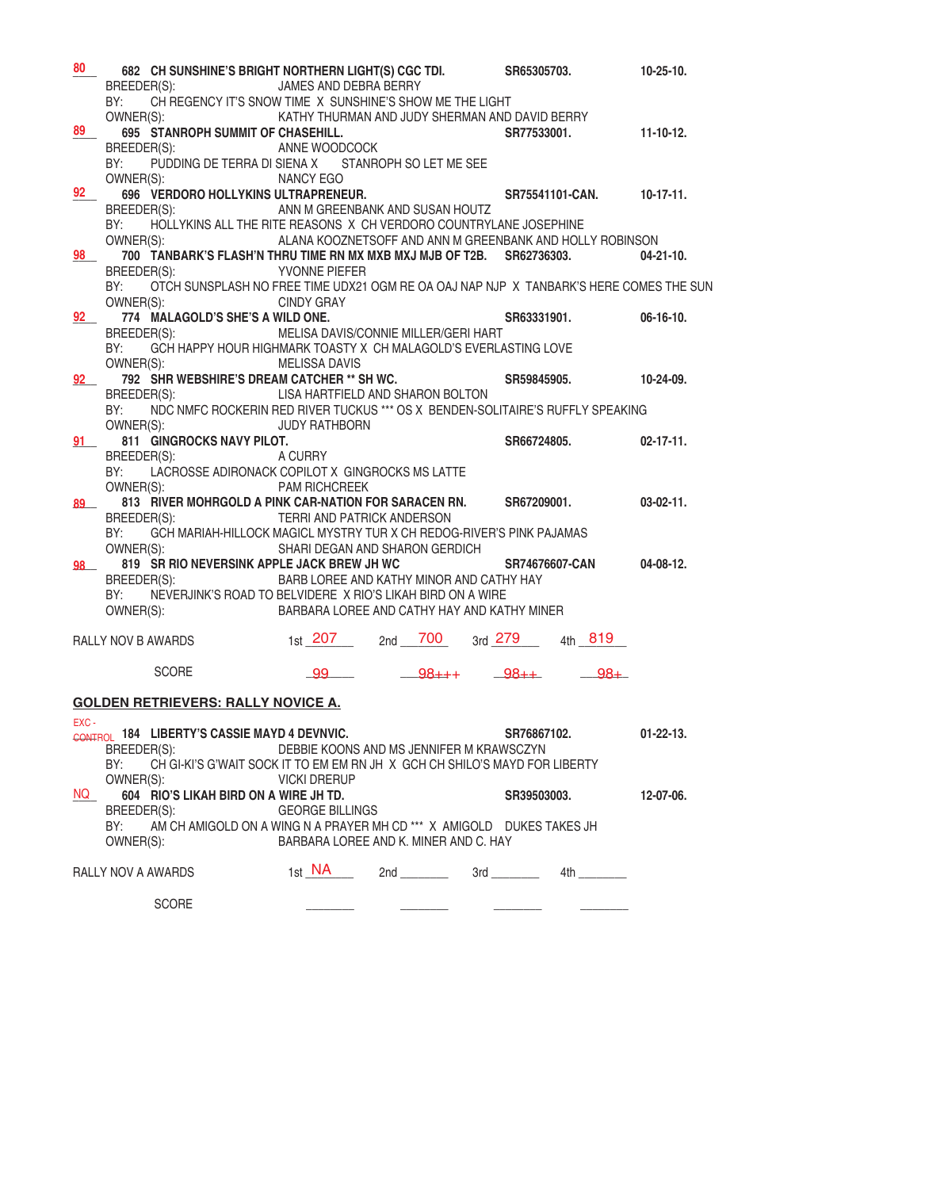80 682 **CH SUNSHINE'S BRIGHT NORTHERN LIGHT(S) CGC TDI.** **SR65305703.** **10-25-10.**
BREEDER(S): JAMES AND DEBRA BERRY
BY: CH REGENCY IT'S SNOW TIME X SUNSHINE'S SHOW ME THE LIGHT
OWNER(S): KATHY THURMAN AND JUDY SHERMAN AND DAVID BERRY

89 695 **STANROPH SUMMIT OF CHASEHILL.** **SR77533001.** **11-10-12.**
BREEDER(S): ANNE WOODCOCK
BY: PUDDING DE TERRA DI SIENA X STANROPH SO LET ME SEE
OWNER(S): NANCY EGO

92 696 **VERDORO HOLLYKINS ULTRAPRENEUR.** **SR75541101-CAN.** **10-17-11.**
BREEDER(S): ANN M GREENBANK AND SUSAN HOUTZ
BY: HOLLYKINS ALL THE RITE REASONS X CH VERDORO COUNTRYLANE JOSEPHINE
OWNER(S): ALANA KOOZNETSOFF AND ANN M GREENBANK AND HOLLY ROBINSON

98 700 **TANBARK'S FLASH'N THRU TIME RN MX MXB MXJ MJB OF T2B.** **SR62736303.** **04-21-10.**
BREEDER(S): YVONNE PIEFER
BY: OTCH SUNSPLASH NO FREE TIME UDX21 OGM RE OA OAJ NAP NJP X TANBARK'S HERE COMES THE SUN
OWNER(S): CINDY GRAY

92 774 **MALAGOLD'S SHE'S A WILD ONE.** **SR63331901.** **06-16-10.**
BREEDER(S): MELISA DAVIS/CONNIE MILLER/GERI HART
BY: GCH HAPPY HOUR HIGHMARK TOASTY X CH MALAGOLD'S EVERLASTING LOVE
OWNER(S): MELISSA DAVIS

92 792 **SHR WEBSHIRE'S DREAM CATCHER ** SH WC.** **SR59845905.** **10-24-09.**
BREEDER(S): LISA HARTFIELD AND SHARON BOLTON
BY: NDC NMFC ROCKERIN RED RIVER TUCKUS *** OS X BENDEN-SOLITAIRE'S RUFFLY SPEAKING
OWNER(S): JUDY RATHBORN

91 811 **GINGROCKS NAVY PILOT.** **SR66724805.** **02-17-11.**
BREEDER(S): A CURRY
BY: LACROSSE ADIRONACK COPILOT X GINGROCKS MS LATTE
OWNER(S): PAM RICHCREEK

89 813 **RIVER MOHRGOLD A PINK CAR-NATION FOR SARACEN RN.** **SR67209001.** **03-02-11.**
BREEDER(S): TERRI AND PATRICK ANDERSON
BY: GCH MARIAH-HILLOCK MAGICL MYSTRY TUR X CH REDOG-RIVER'S PINK PAJAMAS
OWNER(S): SHARI DEGAN AND SHARON GERDICH

98 819 **SR RIO NEVERSINK APPLE JACK BREW JH WC** **SR74676607-CAN** **04-08-12.**
BREEDER(S): BARB LOREE AND KATHY MINOR AND CATHY HAY
BY: NEVERJINK'S ROAD TO BELVIDERE X RIO'S LIKAH BIRD ON A WIRE
OWNER(S): BARBARA LOREE AND CATHY HAY AND KATHY MINER

| RALLY NOV B AWARDS | 1st 207 | 2nd 700 | 3rd 279 | 4th 819 |
|---|---|---|---|---|
| SCORE | 99 | 98+++ | 98++ | 98+ |

## GOLDEN RETRIEVERS: RALLY NOVICE A.

EXC - ~~CONTROL~~ 184 **LIBERTY'S CASSIE MAYD 4 DEVNVIC.** **SR76867102.** **01-22-13.**
BREEDER(S): DEBBIE KOONS AND MS JENNIFER M KRAWSCZYN
BY: CH GI-KI'S G'WAIT SOCK IT TO EM EM RN JH X GCH CH SHILO'S MAYD FOR LIBERTY
OWNER(S): VICKI DRERUP

NQ 604 **RIO'S LIKAH BIRD ON A WIRE JH TD.** **SR39503003.** **12-07-06.**
BREEDER(S): GEORGE BILLINGS
BY: AM CH AMIGOLD ON A WING N A PRAYER MH CD *** X AMIGOLD DUKES TAKES JH
OWNER(S): BARBARA LOREE AND K. MINER AND C. HAY

| RALLY NOV A AWARDS | 1st NA | 2nd | 3rd | 4th |
|---|---|---|---|---|
| SCORE | | | | |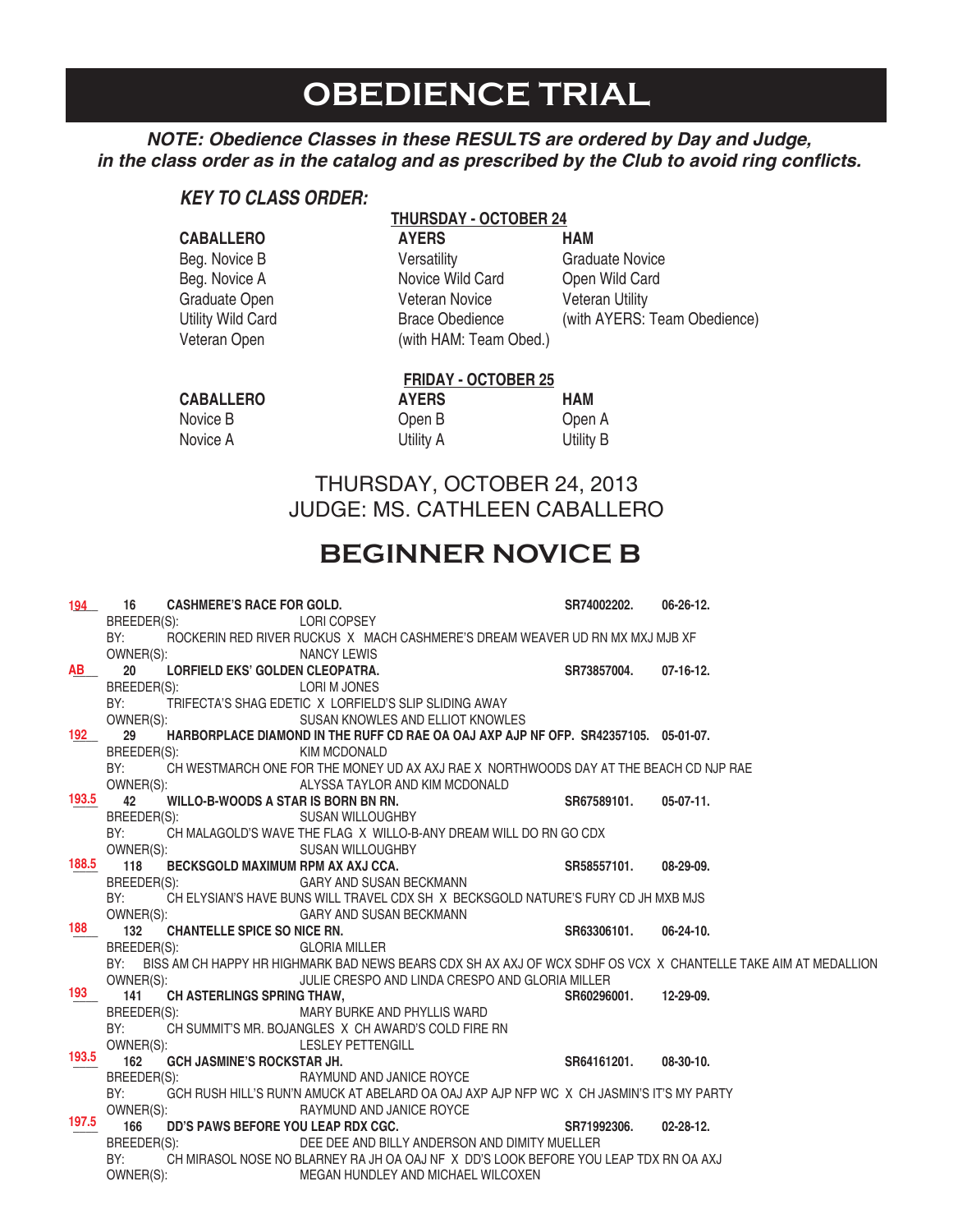# OBEDIENCE TRIAL

***NOTE: Obedience Classes in these RESULTS are ordered by Day and Judge, in the class order as in the catalog and as prescribed by the Club to avoid ring conflicts.***

***KEY TO CLASS ORDER:***

**THURSDAY - OCTOBER 24**

| CABALLERO | AYERS | HAM |
|---|---|---|
| Beg. Novice B | Versatility | Graduate Novice |
| Beg. Novice A | Novice Wild Card | Open Wild Card |
| Graduate Open | Veteran Novice | Veteran Utility |
| Utility Wild Card | Brace Obedience | (with AYERS: Team Obedience) |
| Veteran Open | (with HAM: Team Obed.) | |

**FRIDAY - OCTOBER 25**

| CABALLERO | AYERS | HAM |
|---|---|---|
| Novice B | Open B | Open A |
| Novice A | Utility A | Utility B |

THURSDAY, OCTOBER 24, 2013
JUDGE: MS. CATHLEEN CABALLERO

## BEGINNER NOVICE B

**194** 16 **CASHMERE'S RACE FOR GOLD.** **SR74002202.** **06-26-12.**
BREEDER(S): LORI COPSEY
BY: ROCKERIN RED RIVER RUCKUS X MACH CASHMERE'S DREAM WEAVER UD RN MX MXJ MJB XF
OWNER(S): NANCY LEWIS

**AB** 20 **LORFIELD EKS' GOLDEN CLEOPATRA.** **SR73857004.** **07-16-12.**
BREEDER(S): LORI M JONES
BY: TRIFECTA'S SHAG EDETIC X LORFIELD'S SLIP SLIDING AWAY
OWNER(S): SUSAN KNOWLES AND ELLIOT KNOWLES

**192** 29 **HARBORPLACE DIAMOND IN THE RUFF CD RAE OA OAJ AXP AJP NF OFP.** **SR42357105.** **05-01-07.**
BREEDER(S): KIM MCDONALD
BY: CH WESTMARCH ONE FOR THE MONEY UD AX AXJ RAE X NORTHWOODS DAY AT THE BEACH CD NJP RAE
OWNER(S): ALYSSA TAYLOR AND KIM MCDONALD

**193.5** 42 **WILLO-B-WOODS A STAR IS BORN BN RN.** **SR67589101.** **05-07-11.**
BREEDER(S): SUSAN WILLOUGHBY
BY: CH MALAGOLD'S WAVE THE FLAG X WILLO-B-ANY DREAM WILL DO RN GO CDX
OWNER(S): SUSAN WILLOUGHBY

**188.5** 118 **BECKSGOLD MAXIMUM RPM AX AXJ CCA.** **SR58557101.** **08-29-09.**
BREEDER(S): GARY AND SUSAN BECKMANN
BY: CH ELYSIAN'S HAVE BUNS WILL TRAVEL CDX SH X BECKSGOLD NATURE'S FURY CD JH MXB MJS
OWNER(S): GARY AND SUSAN BECKMANN

**188** 132 **CHANTELLE SPICE SO NICE RN.** **SR63306101.** **06-24-10.**
BREEDER(S): GLORIA MILLER
BY: BISS AM CH HAPPY HR HIGHMARK BAD NEWS BEARS CDX SH AX AXJ OF WCX SDHF OS VCX X CHANTELLE TAKE AIM AT MEDALLION
OWNER(S): JULIE CRESPO AND LINDA CRESPO AND GLORIA MILLER

**193** 141 **CH ASTERLINGS SPRING THAW,** **SR60296001.** **12-29-09.**
BREEDER(S): MARY BURKE AND PHYLLIS WARD
BY: CH SUMMIT'S MR. BOJANGLES X CH AWARD'S COLD FIRE RN
OWNER(S): LESLEY PETTENGILL

**193.5** 162 **GCH JASMINE'S ROCKSTAR JH.** **SR64161201.** **08-30-10.**
BREEDER(S): RAYMUND AND JANICE ROYCE
BY: GCH RUSH HILL'S RUN'N AMUCK AT ABELARD OA OAJ AXP AJP NFP WC X CH JASMIN'S IT'S MY PARTY
OWNER(S): RAYMUND AND JANICE ROYCE

**197.5** 166 **DD'S PAWS BEFORE YOU LEAP RDX CGC.** **SR71992306.** **02-28-12.**
BREEDER(S): DEE DEE AND BILLY ANDERSON AND DIMITY MUELLER
BY: CH MIRASOL NOSE NO BLARNEY RA JH OA OAJ NF X DD'S LOOK BEFORE YOU LEAP TDX RN OA AXJ
OWNER(S): MEGAN HUNDLEY AND MICHAEL WILCOXEN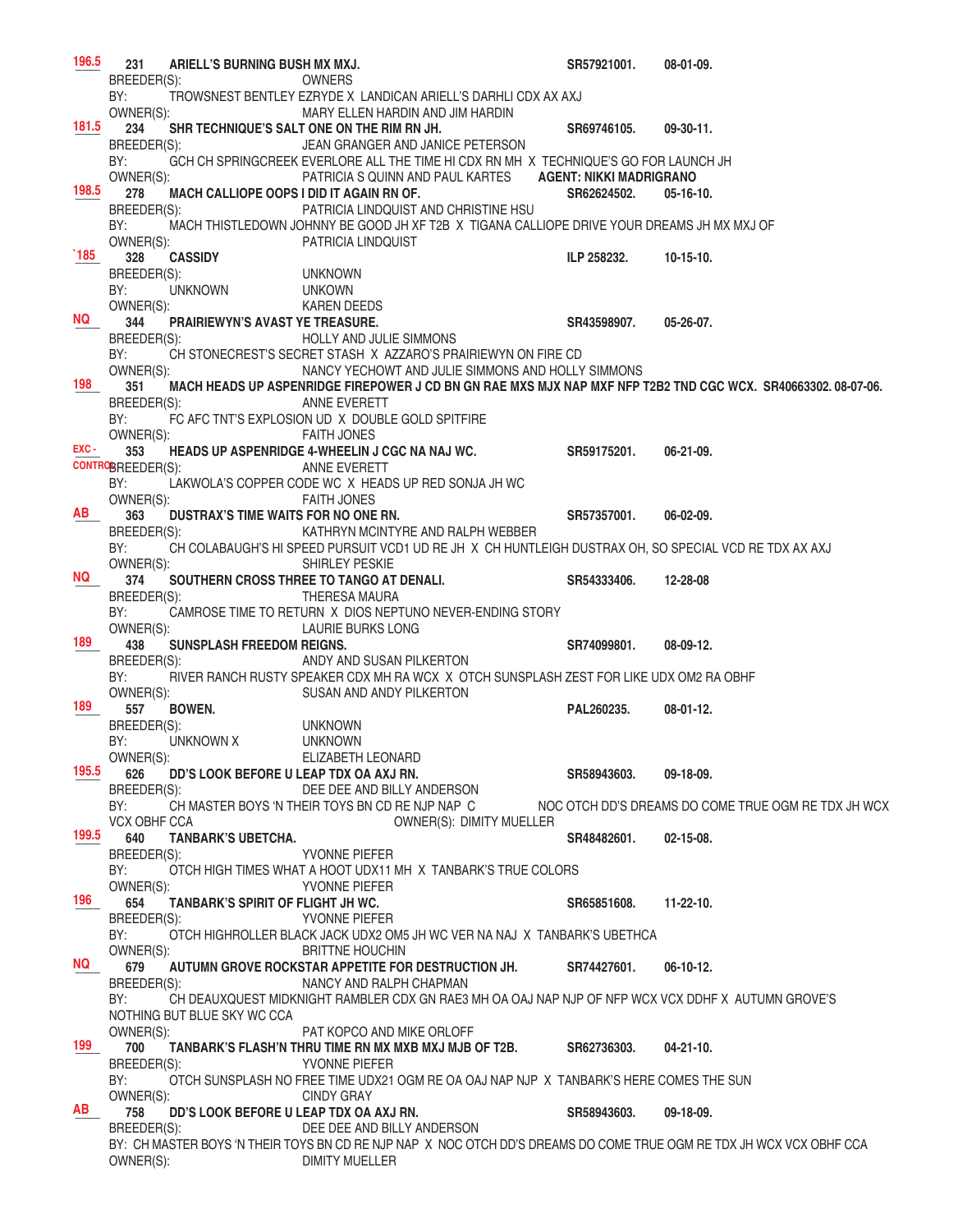**196.5** **231 ARIELL'S BURNING BUSH MX MXJ.** **SR57921001. 08-01-09.**
BREEDER(S): OWNERS
BY: TROWSNEST BENTLEY EZRYDE X LANDICAN ARIELL'S DARHLI CDX AX AXJ
OWNER(S): MARY ELLEN HARDIN AND JIM HARDIN

**181.5** **234 SHR TECHNIQUE'S SALT ONE ON THE RIM RN JH.** **SR69746105. 09-30-11.**
BREEDER(S): JEAN GRANGER AND JANICE PETERSON
BY: GCH CH SPRINGCREEK EVERLORE ALL THE TIME HI CDX RN MH X TECHNIQUE'S GO FOR LAUNCH JH
OWNER(S): PATRICIA S QUINN AND PAUL KARTES **AGENT: NIKKI MADRIGRANO**

**198.5** **278 MACH CALLIOPE OOPS I DID IT AGAIN RN OF.** **SR62624502. 05-16-10.**
BREEDER(S): PATRICIA LINDQUIST AND CHRISTINE HSU
BY: MACH THISTLEDOWN JOHNNY BE GOOD JH XF T2B X TIGANA CALLIOPE DRIVE YOUR DREAMS JH MX MXJ OF
OWNER(S): PATRICIA LINDQUIST

**`185** **328 CASSIDY** **ILP 258232. 10-15-10.**
BREEDER(S): UNKNOWN
BY: UNKNOWN UNKOWN
OWNER(S): KAREN DEEDS

**NQ** **344 PRAIRIEWYN'S AVAST YE TREASURE.** **SR43598907. 05-26-07.**
BREEDER(S): HOLLY AND JULIE SIMMONS
BY: CH STONECREST'S SECRET STASH X AZZARO'S PRAIRIEWYN ON FIRE CD
OWNER(S): NANCY YECHOWT AND JULIE SIMMONS AND HOLLY SIMMONS

**198** **351 MACH HEADS UP ASPENRIDGE FIREPOWER J CD BN GN RAE MXS MJX NAP MXF NFP T2B2 TND CGC WCX. SR40663302. 08-07-06.**
BREEDER(S): ANNE EVERETT
BY: FC AFC TNT'S EXPLOSION UD X DOUBLE GOLD SPITFIRE
OWNER(S): FAITH JONES

**EXC - CONTROL** **353 HEADS UP ASPENRIDGE 4-WHEELIN J CGC NA NAJ WC.** **SR59175201. 06-21-09.**
BREEDER(S): ANNE EVERETT
BY: LAKWOLA'S COPPER CODE WC X HEADS UP RED SONJA JH WC
OWNER(S): FAITH JONES

**AB** **363 DUSTRAX'S TIME WAITS FOR NO ONE RN.** **SR57357001. 06-02-09.**
BREEDER(S): KATHRYN MCINTYRE AND RALPH WEBBER
BY: CH COLABAUGH'S HI SPEED PURSUIT VCD1 UD RE JH X CH HUNTLEIGH DUSTRAX OH, SO SPECIAL VCD RE TDX AX AXJ
OWNER(S): SHIRLEY PESKIE

**NQ** **374 SOUTHERN CROSS THREE TO TANGO AT DENALI.** **SR54333406. 12-28-08**
BREEDER(S): THERESA MAURA
BY: CAMROSE TIME TO RETURN X DIOS NEPTUNO NEVER-ENDING STORY
OWNER(S): LAURIE BURKS LONG

**189** **438 SUNSPLASH FREEDOM REIGNS.** **SR74099801. 08-09-12.**
BREEDER(S): ANDY AND SUSAN PILKERTON
BY: RIVER RANCH RUSTY SPEAKER CDX MH RA WCX X OTCH SUNSPLASH ZEST FOR LIKE UDX OM2 RA OBHF
OWNER(S): SUSAN AND ANDY PILKERTON

**189** **557 BOWEN.** **PAL260235. 08-01-12.**
BREEDER(S): UNKNOWN
BY: UNKNOWN X UNKNOWN
OWNER(S): ELIZABETH LEONARD

**195.5** **626 DD'S LOOK BEFORE U LEAP TDX OA AXJ RN.** **SR58943603. 09-18-09.**
BREEDER(S): DEE DEE AND BILLY ANDERSON
BY: CH MASTER BOYS 'N THEIR TOYS BN CD RE NJP NAP C NOC OTCH DD'S DREAMS DO COME TRUE OGM RE TDX JH WCX VCX OBHF CCA OWNER(S): DIMITY MUELLER

**199.5** **640 TANBARK'S UBETCHA.** **SR48482601. 02-15-08.**
BREEDER(S): YVONNE PIEFER
BY: OTCH HIGH TIMES WHAT A HOOT UDX11 MH X TANBARK'S TRUE COLORS
OWNER(S): YVONNE PIEFER

**196** **654 TANBARK'S SPIRIT OF FLIGHT JH WC.** **SR65851608. 11-22-10.**
BREEDER(S): YVONNE PIEFER
BY: OTCH HIGHROLLER BLACK JACK UDX2 OM5 JH WC VER NA NAJ X TANBARK'S UBETHCA
OWNER(S): BRITTNE HOUCHIN

**NQ** **679 AUTUMN GROVE ROCKSTAR APPETITE FOR DESTRUCTION JH.** **SR74427601. 06-10-12.**
BREEDER(S): NANCY AND RALPH CHAPMAN
BY: CH DEAUXQUEST MIDKNIGHT RAMBLER CDX GN RAE3 MH OA OAJ NAP NJP OF NFP WCX VCX DDHF X AUTUMN GROVE'S NOTHING BUT BLUE SKY WC CCA
OWNER(S): PAT KOPCO AND MIKE ORLOFF

**199** **700 TANBARK'S FLASH'N THRU TIME RN MX MXB MXJ MJB OF T2B.** **SR62736303. 04-21-10.**
BREEDER(S): YVONNE PIEFER
BY: OTCH SUNSPLASH NO FREE TIME UDX21 OGM RE OA OAJ NAP NJP X TANBARK'S HERE COMES THE SUN
OWNER(S): CINDY GRAY

**AB** **758 DD'S LOOK BEFORE U LEAP TDX OA AXJ RN.** **SR58943603. 09-18-09.**
BREEDER(S): DEE DEE AND BILLY ANDERSON
BY: CH MASTER BOYS 'N THEIR TOYS BN CD RE NJP NAP X NOC OTCH DD'S DREAMS DO COME TRUE OGM RE TDX JH WCX VCX OBHF CCA
OWNER(S): DIMITY MUELLER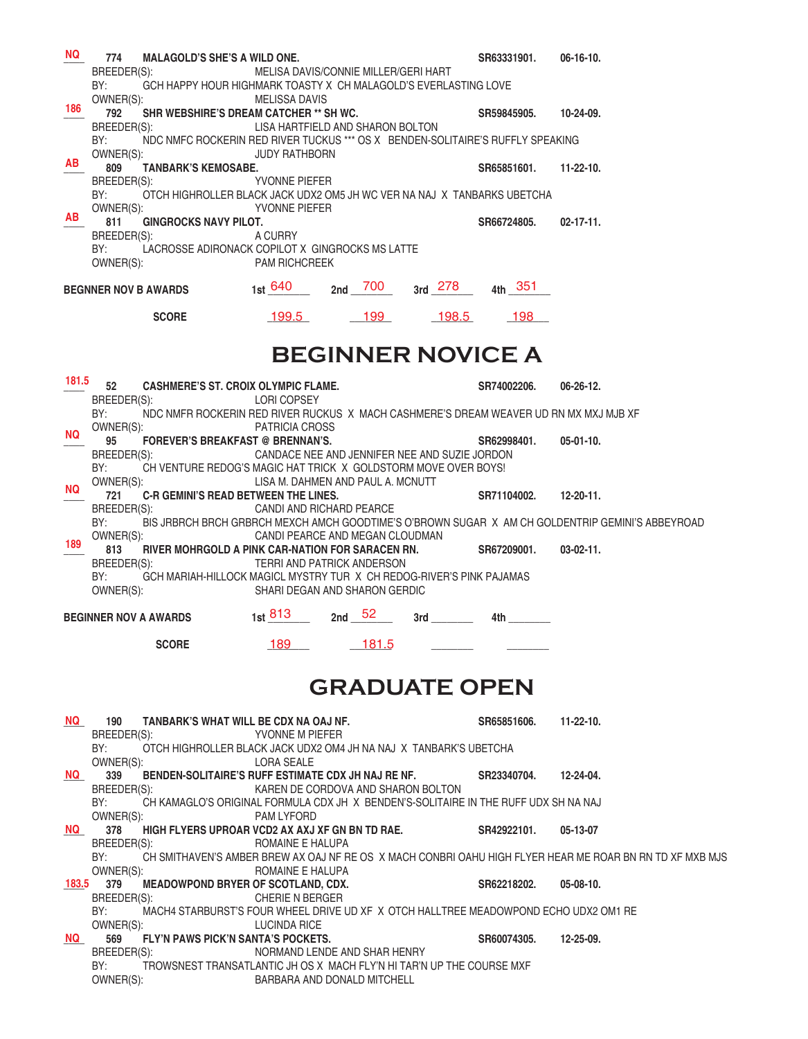**NQ** 774 **MALAGOLD'S SHE'S A WILD ONE.** SR63331901. 06-16-10.
BREEDER(S): MELISA DAVIS/CONNIE MILLER/GERI HART
BY: GCH HAPPY HOUR HIGHMARK TOASTY X CH MALAGOLD'S EVERLASTING LOVE
OWNER(S): MELISSA DAVIS

**186** 792 **SHR WEBSHIRE'S DREAM CATCHER ** SH WC.** SR59845905. 10-24-09.
BREEDER(S): LISA HARTFIELD AND SHARON BOLTON
BY: NDC NMFC ROCKERIN RED RIVER TUCKUS *** OS X BENDEN-SOLITAIRE'S RUFFLY SPEAKING
OWNER(S): JUDY RATHBORN

**AB** 809 **TANBARK'S KEMOSABE.** SR65851601. 11-22-10.
BREEDER(S): YVONNE PIEFER
BY: OTCH HIGHROLLER BLACK JACK UDX2 OM5 JH WC VER NA NAJ X TANBARKS UBETCHA
OWNER(S): YVONNE PIEFER

**AB** 811 **GINGROCKS NAVY PILOT.** SR66724805. 02-17-11.
BREEDER(S): A CURRY
BY: LACROSSE ADIRONACK COPILOT X GINGROCKS MS LATTE
OWNER(S): PAM RICHCREEK

**BEGNNER NOV B AWARDS** 1st 640 2nd 700 3rd 278 4th 351

**SCORE** 199.5 199 198.5 198

# BEGINNER NOVICE A

**181.5** 52 **CASHMERE'S ST. CROIX OLYMPIC FLAME.** SR74002206. 06-26-12.
BREEDER(S): LORI COPSEY
BY: NDC NMFR ROCKERIN RED RIVER RUCKUS X MACH CASHMERE'S DREAM WEAVER UD RN MX MXJ MJB XF
OWNER(S): PATRICIA CROSS

**NQ** 95 **FOREVER'S BREAKFAST @ BRENNAN'S.** SR62998401. 05-01-10.
BREEDER(S): CANDACE NEE AND JENNIFER NEE AND SUZIE JORDON
BY: CH VENTURE REDOG'S MAGIC HAT TRICK X GOLDSTORM MOVE OVER BOYS!
OWNER(S): LISA M. DAHMEN AND PAUL A. MCNUTT

**NQ** 721 **C-R GEMINI'S READ BETWEEN THE LINES.** SR71104002. 12-20-11.
BREEDER(S): CANDI AND RICHARD PEARCE
BY: BIS JRBRCH BRCH GRBRCH MEXCH AMCH GOODTIME'S O'BROWN SUGAR X AM CH GOLDENTRIP GEMINI'S ABBEYROAD
OWNER(S): CANDI PEARCE AND MEGAN CLOUDMAN

**189** 813 **RIVER MOHRGOLD A PINK CAR-NATION FOR SARACEN RN.** SR67209001. 03-02-11.
BREEDER(S): TERRI AND PATRICK ANDERSON
BY: GCH MARIAH-HILLOCK MAGICL MYSTRY TUR X CH REDOG-RIVER'S PINK PAJAMAS
OWNER(S): SHARI DEGAN AND SHARON GERDIC

**BEGINNER NOV A AWARDS** 1st 813 2nd 52 3rd _______ 4th _______

**SCORE** 189 181.5 _______ _______

# GRADUATE OPEN

**NQ** 190 **TANBARK'S WHAT WILL BE CDX NA OAJ NF.** SR65851606. 11-22-10.
BREEDER(S): YVONNE M PIEFER
BY: OTCH HIGHROLLER BLACK JACK UDX2 OM4 JH NA NAJ X TANBARK'S UBETCHA
OWNER(S): LORA SEALE

**NQ** 339 **BENDEN-SOLITAIRE'S RUFF ESTIMATE CDX JH NAJ RE NF.** SR23340704. 12-24-04.
BREEDER(S): KAREN DE CORDOVA AND SHARON BOLTON
BY: CH KAMAGLO'S ORIGINAL FORMULA CDX JH X BENDEN'S-SOLITAIRE IN THE RUFF UDX SH NA NAJ
OWNER(S): PAM LYFORD

**NQ** 378 **HIGH FLYERS UPROAR VCD2 AX AXJ XF GN BN TD RAE.** SR42922101. 05-13-07
BREEDER(S): ROMAINE E HALUPA
BY: CH SMITHAVEN'S AMBER BREW AX OAJ NF RE OS X MACH CONBRI OAHU HIGH FLYER HEAR ME ROAR BN RN TD XF MXB MJS
OWNER(S): ROMAINE E HALUPA

**183.5** 379 **MEADOWPOND BRYER OF SCOTLAND, CDX.** SR62218202. 05-08-10.
BREEDER(S): CHERIE N BERGER
BY: MACH4 STARBURST'S FOUR WHEEL DRIVE UD XF X OTCH HALLTREE MEADOWPOND ECHO UDX2 OM1 RE
OWNER(S): LUCINDA RICE

**NQ** 569 **FLY'N PAWS PICK'N SANTA'S POCKETS.** SR60074305. 12-25-09.
BREEDER(S): NORMAND LENDE AND SHAR HENRY
BY: TROWSNEST TRANSATLANTIC JH OS X MACH FLY'N HI TAR'N UP THE COURSE MXF
OWNER(S): BARBARA AND DONALD MITCHELL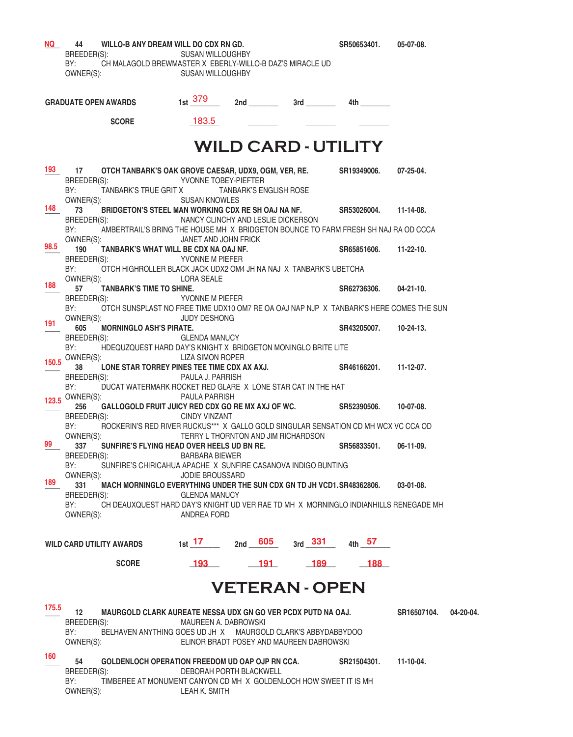NQ 44 **WILLO-B ANY DREAM WILL DO CDX RN GD.** SR50653401. 05-07-08.
BREEDER(S): SUSAN WILLOUGHBY
BY: CH MALAGOLD BREWMASTER X EBERLY-WILLO-B DAZ'S MIRACLE UD
OWNER(S): SUSAN WILLOUGHBY

| **GRADUATE OPEN AWARDS** | 1st 379 | 2nd | 3rd | 4th |
|---|---|---|---|---|
| **SCORE** | 183.5 | | | |

# WILD CARD - UTILITY

193 17 **OTCH TANBARK'S OAK GROVE CAESAR, UDX9, OGM, VER, RE.** SR19349006. 07-25-04.
BREEDER(S): YVONNE TOBEY-PIEFTER
BY: TANBARK'S TRUE GRIT X TANBARK'S ENGLISH ROSE
OWNER(S): SUSAN KNOWLES

148 73 **BRIDGETON'S STEEL MAN WORKING CDX RE SH OAJ NA NF.** SR53026004. 11-14-08.
BREEDER(S): NANCY CLINCHY AND LESLIE DICKERSON
BY: AMBERTRAIL'S BRING THE HOUSE MH X BRIDGETON BOUNCE TO FARM FRESH SH NAJ RA OD CCCA
OWNER(S): JANET AND JOHN FRICK

98.5 190 **TANBARK'S WHAT WILL BE CDX NA OAJ NF.** SR65851606. 11-22-10.
BREEDER(S): YVONNE M PIEFER
BY: OTCH HIGHROLLER BLACK JACK UDX2 OM4 JH NA NAJ X TANBARK'S UBETCHA
OWNER(S): LORA SEALE

188 57 **TANBARK'S TIME TO SHINE.** SR62736306. 04-21-10.
BREEDER(S): YVONNE M PIEFER
BY: OTCH SUNSPLAST NO FREE TIME UDX10 OM7 RE OA OAJ NAP NJP X TANBARK'S HERE COMES THE SUN
OWNER(S): JUDY DESHONG

191 605 **MORNINGLO ASH'S PIRATE.** SR43205007. 10-24-13.
BREEDER(S): GLENDA MANUCY
BY: HDEQUZQUEST HARD DAY'S KNIGHT X BRIDGETON MONINGLO BRITE LITE
OWNER(S): LIZA SIMON ROPER

150.5 38 **LONE STAR TORREY PINES TEE TIME CDX AX AXJ.** SR46166201. 11-12-07.
BREEDER(S): PAULA J. PARRISH
BY: DUCAT WATERMARK ROCKET RED GLARE X LONE STAR CAT IN THE HAT
OWNER(S): PAULA PARRISH

123.5 256 **GALLOGOLD FRUIT JUICY RED CDX GO RE MX AXJ OF WC.** SR52390506. 10-07-08.
BREEDER(S): CINDY VINZANT
BY: ROCKERIN'S RED RIVER RUCKUS*** X GALLO GOLD SINGULAR SENSATION CD MH WCX VC CCA OD
OWNER(S): TERRY L THORNTON AND JIM RICHARDSON

99 337 **SUNFIRE'S FLYING HEAD OVER HEELS UD BN RE.** SR56833501. 06-11-09.
BREEDER(S): BARBARA BIEWER
BY: SUNFIRE'S CHIRICAHUA APACHE X SUNFIRE CASANOVA INDIGO BUNTING
OWNER(S): JODIE BROUSSARD

189 331 **MACH MORNINGLO EVERYTHING UNDER THE SUN CDX GN TD JH VCD1.** SR48362806. 03-01-08.
BREEDER(S): GLENDA MANUCY
BY: CH DEAUXQUEST HARD DAY'S KNIGHT UD VER RAE TD MH X MORNINGLO INDIANHILLS RENEGADE MH
OWNER(S): ANDREA FORD

| **WILD CARD UTILITY AWARDS** | 1st 17 | 2nd 605 | 3rd 331 | 4th 57 |
|---|---|---|---|---|
| **SCORE** | 193 | 191 | 189 | 188 |

# VETERAN - OPEN

175.5 12 **MAURGOLD CLARK AUREATE NESSA UDX GN GO VER PCDX PUTD NA OAJ.** SR16507104. 04-20-04.
BREEDER(S): MAUREEN A. DABROWSKI
BY: BELHAVEN ANYTHING GOES UD JH X MAURGOLD CLARK'S ABBYDABBYDOO
OWNER(S): ELINOR BRADT POSEY AND MAUREEN DABROWSKI

160 54 **GOLDENLOCH OPERATION FREEDOM UD OAP OJP RN CCA.** SR21504301. 11-10-04.
BREEDER(S): DEBORAH PORTH BLACKWELL
BY: TIMBEREE AT MONUMENT CANYON CD MH X GOLDENLOCH HOW SWEET IT IS MH
OWNER(S): LEAH K. SMITH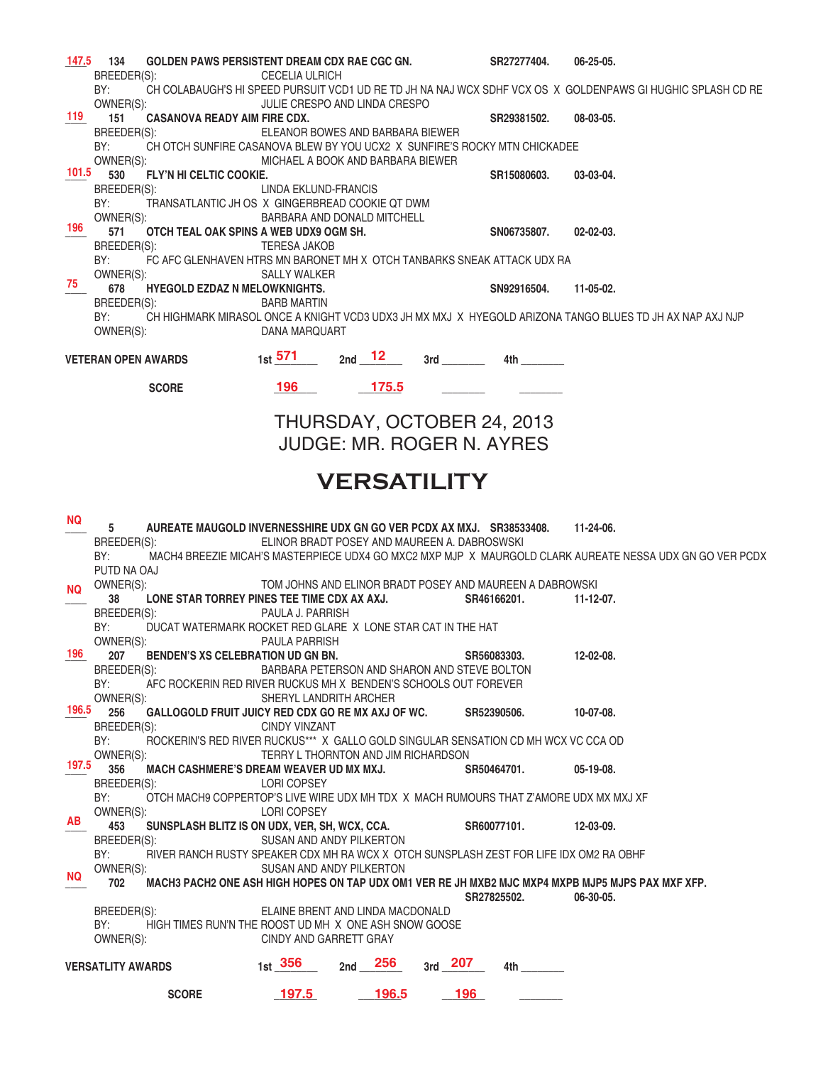**147.5** 134 **GOLDEN PAWS PERSISTENT DREAM CDX RAE CGC GN.** SR27277404. 06-25-05.
BREEDER(S): CECELIA ULRICH
BY: CH COLABAUGH'S HI SPEED PURSUIT VCD1 UD RE TD JH NA NAJ WCX SDHF VCX OS X GOLDENPAWS GI HUGHIC SPLASH CD RE
OWNER(S): JULIE CRESPO AND LINDA CRESPO

**119** 151 **CASANOVA READY AIM FIRE CDX.** SR29381502. 08-03-05.
BREEDER(S): ELEANOR BOWES AND BARBARA BIEWER
BY: CH OTCH SUNFIRE CASANOVA BLEW BY YOU UCX2 X SUNFIRE'S ROCKY MTN CHICKADEE
OWNER(S): MICHAEL A BOOK AND BARBARA BIEWER

**101.5** 530 **FLY'N HI CELTIC COOKIE.** SR15080603. 03-03-04.
BREEDER(S): LINDA EKLUND-FRANCIS
BY: TRANSATLANTIC JH OS X GINGERBREAD COOKIE QT DWM
OWNER(S): BARBARA AND DONALD MITCHELL

**196** 571 **OTCH TEAL OAK SPINS A WEB UDX9 OGM SH.** SN06735807. 02-02-03.
BREEDER(S): TERESA JAKOB
BY: FC AFC GLENHAVEN HTRS MN BARONET MH X OTCH TANBARKS SNEAK ATTACK UDX RA
OWNER(S): SALLY WALKER

**75** 678 **HYEGOLD EZDAZ N MELOWKNIGHTS.** SN92916504. 11-05-02.
BREEDER(S): BARB MARTIN
BY: CH HIGHMARK MIRASOL ONCE A KNIGHT VCD3 UDX3 JH MX MXJ X HYEGOLD ARIZONA TANGO BLUES TD JH AX NAP AXJ NJP
OWNER(S): DANA MARQUART

| VETERAN OPEN AWARDS | 1st 571 | 2nd 12 | 3rd ____ | 4th ____ |
|---|---|---|---|---|
| SCORE | 196 | 175.5 | | |

# THURSDAY, OCTOBER 24, 2013
# JUDGE: MR. ROGER N. AYRES

## VERSATILITY

**NQ** 5 **AUREATE MAUGOLD INVERNESSHIRE UDX GN GO VER PCDX AX MXJ.** SR38533408. 11-24-06.
BREEDER(S): ELINOR BRADT POSEY AND MAUREEN A. DABROSWSKI
BY: MACH4 BREEZIE MICAH'S MASTERPIECE UDX4 GO MXC2 MXP MJP X MAURGOLD CLARK AUREATE NESSA UDX GN GO VER PCDX PUTD NA OAJ
OWNER(S): TOM JOHNS AND ELINOR BRADT POSEY AND MAUREEN A DABROWSKI

**NQ** 38 **LONE STAR TORREY PINES TEE TIME CDX AX AXJ.** SR46166201. 11-12-07.
BREEDER(S): PAULA J. PARRISH
BY: DUCAT WATERMARK ROCKET RED GLARE X LONE STAR CAT IN THE HAT
OWNER(S): PAULA PARRISH

**196** 207 **BENDEN'S XS CELEBRATION UD GN BN.** SN56083303. 12-02-08.
BREEDER(S): BARBARA PETERSON AND SHARON AND STEVE BOLTON
BY: AFC ROCKERIN RED RIVER RUCKUS MH X BENDEN'S SCHOOLS OUT FOREVER
OWNER(S): SHERYL LANDRITH ARCHER

**196.5** 256 **GALLOGOLD FRUIT JUICY RED CDX GO RE MX AXJ OF WC.** SN52390506. 10-07-08.
BREEDER(S): CINDY VINZANT
BY: ROCKERIN'S RED RIVER RUCKUS*** X GALLO GOLD SINGULAR SENSATION CD MH WCX VC CCA OD
OWNER(S): TERRY L THORNTON AND JIM RICHARDSON

**197.5** 356 **MACH CASHMERE'S DREAM WEAVER UD MX MXJ.** SR50464701. 05-19-08.
BREEDER(S): LORI COPSEY
BY: OTCH MACH9 COPPERTOP'S LIVE WIRE UDX MH TDX X MACH RUMOURS THAT Z'AMORE UDX MX MXJ XF
OWNER(S): LORI COPSEY

**AB** 453 **SUNSPLASH BLITZ IS ON UDX, VER, SH, WCX, CCA.** SR60077101. 12-03-09.
BREEDER(S): SUSAN AND ANDY PILKERTON
BY: RIVER RANCH RUSTY SPEAKER CDX MH RA WCX X OTCH SUNSPLASH ZEST FOR LIFE IDX OM2 RA OBHF
OWNER(S): SUSAN AND ANDY PILKERTON

**NQ** 702 **MACH3 PACH2 ONE ASH HIGH HOPES ON TAP UDX OM1 VER RE JH MXB2 MJC MXP4 MXPB MJP5 MJPS PAX MXF XFP.** SR27825502. 06-30-05.
BREEDER(S): ELAINE BRENT AND LINDA MACDONALD
BY: HIGH TIMES RUN'N THE ROOST UD MH X ONE ASH SNOW GOOSE
OWNER(S): CINDY AND GARRETT GRAY

| VERSATLITY AWARDS | 1st 356 | 2nd 256 | 3rd 207 | 4th ____ |
|---|---|---|---|---|
| SCORE | 197.5 | 196.5 | 196 | |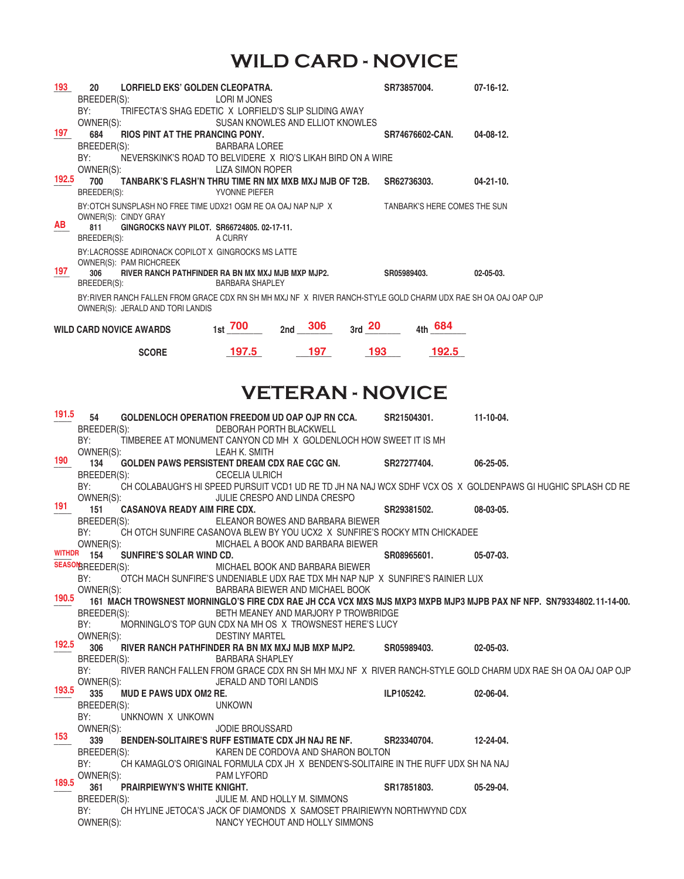# WILD CARD - NOVICE

**193** **20 LORFIELD EKS' GOLDEN CLEOPATRA.** **SR73857004.** **07-16-12.**
BREEDER(S): LORI M JONES
BY: TRIFECTA'S SHAG EDETIC X LORFIELD'S SLIP SLIDING AWAY
OWNER(S): SUSAN KNOWLES AND ELLIOT KNOWLES

**197** **684 RIOS PINT AT THE PRANCING PONY.** **SR74676602-CAN.** **04-08-12.**
BREEDER(S): BARBARA LOREE
BY: NEVERSKINK'S ROAD TO BELVIDERE X RIO'S LIKAH BIRD ON A WIRE
OWNER(S): LIZA SIMON ROPER

**192.5** **700 TANBARK'S FLASH'N THRU TIME RN MX MXB MXJ MJB OF T2B.** **SR62736303.** **04-21-10.**
BREEDER(S): YVONNE PIEFER
BY:OTCH SUNSPLASH NO FREE TIME UDX21 OGM RE OA OAJ NAP NJP X TANBARK'S HERE COMES THE SUN
OWNER(S): CINDY GRAY

**AB** **811 GINGROCKS NAVY PILOT. SR66724805. 02-17-11.**
BREEDER(S): A CURRY
BY:LACROSSE ADIRONACK COPILOT X GINGROCKS MS LATTE
OWNER(S): PAM RICHCREEK

**197** **306 RIVER RANCH PATHFINDER RA BN MX MXJ MJB MXP MJP2.** **SR05989403.** **02-05-03.**
BREEDER(S): BARBARA SHAPLEY
BY:RIVER RANCH FALLEN FROM GRACE CDX RN SH MH MXJ NF X RIVER RANCH-STYLE GOLD CHARM UDX RAE SH OA OAJ OAP OJP
OWNER(S): JERALD AND TORI LANDIS

| WILD CARD NOVICE AWARDS | 1st 700 | 2nd 306 | 3rd 20 | 4th 684 |
|---|---|---|---|---|
| SCORE | 197.5 | 197 | 193 | 192.5 |

# VETERAN - NOVICE

**191.5** **54 GOLDENLOCH OPERATION FREEDOM UD OAP OJP RN CCA.** **SR21504301.** **11-10-04.**
BREEDER(S): DEBORAH PORTH BLACKWELL
BY: TIMBEREE AT MONUMENT CANYON CD MH X GOLDENLOCH HOW SWEET IT IS MH
OWNER(S): LEAH K. SMITH

**190** **134 GOLDEN PAWS PERSISTENT DREAM CDX RAE CGC GN.** **SR27277404.** **06-25-05.**
BREEDER(S): CECELIA ULRICH
BY: CH COLABAUGH'S HI SPEED PURSUIT VCD1 UD RE TD JH NA NAJ WCX SDHF VCX OS X GOLDENPAWS GI HUGHIC SPLASH CD RE
OWNER(S): JULIE CRESPO AND LINDA CRESPO

**191** **151 CASANOVA READY AIM FIRE CDX.** **SR29381502.** **08-03-05.**
BREEDER(S): ELEANOR BOWES AND BARBARA BIEWER
BY: CH OTCH SUNFIRE CASANOVA BLEW BY YOU UCX2 X SUNFIRE'S ROCKY MTN CHICKADEE
OWNER(S): MICHAEL A BOOK AND BARBARA BIEWER

**WITHDR SEASON** **154 SUNFIRE'S SOLAR WIND CD.** **SR08965601.** **05-07-03.**
BREEDER(S): MICHAEL BOOK AND BARBARA BIEWER
BY: OTCH MACH SUNFIRE'S UNDENIABLE UDX RAE TDX MH NAP NJP X SUNFIRE'S RAINIER LUX
OWNER(S): BARBARA BIEWER AND MICHAEL BOOK

**190.5** **161 MACH TROWSNEST MORNINGLO'S FIRE CDX RAE JH CCA VCX MXS MJS MXP3 MXPB MJP3 MJPB PAX NF NFP. SN79334802. 11-14-00.**
BREEDER(S): BETH MEANEY AND MARJORY P TROWBRIDGE
BY: MORNINGLO'S TOP GUN CDX NA MH OS X TROWSNEST HERE'S LUCY
OWNER(S): DESTINY MARTEL

**192.5** **306 RIVER RANCH PATHFINDER RA BN MX MXJ MJB MXP MJP2.** **SR05989403.** **02-05-03.**
BREEDER(S): BARBARA SHAPLEY
BY: RIVER RANCH FALLEN FROM GRACE CDX RN SH MH MXJ NF X RIVER RANCH-STYLE GOLD CHARM UDX RAE SH OA OAJ OAP OJP
OWNER(S): JERALD AND TORI LANDIS

**193.5** **335 MUD E PAWS UDX OM2 RE.** **ILP105242.** **02-06-04.**
BREEDER(S): UNKOWN
BY: UNKNOWN X UNKOWN
OWNER(S): JODIE BROUSSARD

**153** **339 BENDEN-SOLITAIRE'S RUFF ESTIMATE CDX JH NAJ RE NF.** **SR23340704.** **12-24-04.**
BREEDER(S): KAREN DE CORDOVA AND SHARON BOLTON
BY: CH KAMAGLO'S ORIGINAL FORMULA CDX JH X BENDEN'S-SOLITAIRE IN THE RUFF UDX SH NA NAJ
OWNER(S): PAM LYFORD

**189.5** **361 PRAIRPIEWYN'S WHITE KNIGHT.** **SR17851803.** **05-29-04.**
BREEDER(S): JULIE M. AND HOLLY M. SIMMONS
BY: CH HYLINE JETOCA'S JACK OF DIAMONDS X SAMOSET PRAIRIEWYN NORTHWYND CDX
OWNER(S): NANCY YECHOUT AND HOLLY SIMMONS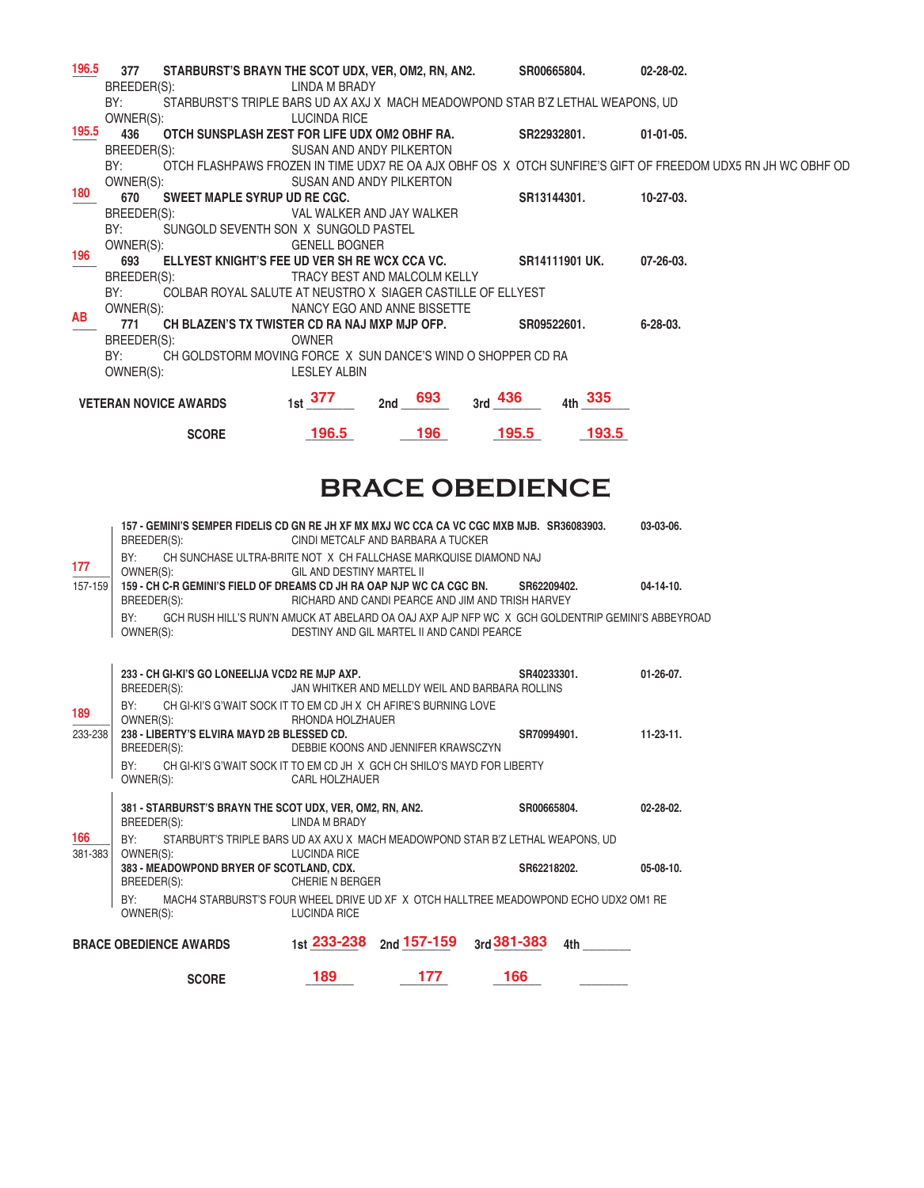**196.5** 377 **STARBURST'S BRAYN THE SCOT UDX, VER, OM2, RN, AN2.** SR00665804. 02-28-02.
BREEDER(S): LINDA M BRADY
BY: STARBURST'S TRIPLE BARS UD AX AXJ X MACH MEADOWPOND STAR B'Z LETHAL WEAPONS, UD
OWNER(S): LUCINDA RICE

**195.5** 436 **OTCH SUNSPLASH ZEST FOR LIFE UDX OM2 OBHF RA.** SR22932801. 01-01-05.
BREEDER(S): SUSAN AND ANDY PILKERTON
BY: OTCH FLASHPAWS FROZEN IN TIME UDX7 RE OA AJX OBHF OS X OTCH SUNFIRE'S GIFT OF FREEDOM UDX5 RN JH WC OBHF OD
OWNER(S): SUSAN AND ANDY PILKERTON

**180** 670 **SWEET MAPLE SYRUP UD RE CGC.** SR13144301. 10-27-03.
BREEDER(S): VAL WALKER AND JAY WALKER
BY: SUNGOLD SEVENTH SON X SUNGOLD PASTEL
OWNER(S): GENELL BOGNER

**196** 693 **ELLYEST KNIGHT'S FEE UD VER SH RE WCX CCA VC.** SR14111901 UK. 07-26-03.
BREEDER(S): TRACY BEST AND MALCOLM KELLY
BY: COLBAR ROYAL SALUTE AT NEUSTRO X SIAGER CASTILLE OF ELLYEST
OWNER(S): NANCY EGO AND ANNE BISSETTE

**AB** 771 **CH BLAZEN'S TX TWISTER CD RA NAJ MXP MJP OFP.** SR09522601. 6-28-03.
BREEDER(S): OWNER
BY: CH GOLDSTORM MOVING FORCE X SUN DANCE'S WIND O SHOPPER CD RA
OWNER(S): LESLEY ALBIN

| VETERAN NOVICE AWARDS | 1st 377 | 2nd 693 | 3rd 436 | 4th 335 |
|---|---|---|---|---|
| SCORE | 196.5 | 196 | 195.5 | 193.5 |

# BRACE OBEDIENCE

**177** (157-159)

**157 - GEMINI'S SEMPER FIDELIS CD GN RE JH XF MX MXJ WC CCA CA VC CGC MXB MJB.** SR36083903. 03-03-06.
BREEDER(S): CINDI METCALF AND BARBARA A TUCKER
BY: CH SUNCHASE ULTRA-BRITE NOT X CH FALLCHASE MARKQUISE DIAMOND NAJ
OWNER(S): GIL AND DESTINY MARTEL II

**159 - CH C-R GEMINI'S FIELD OF DREAMS CD JH RA OAP NJP WC CA CGC BN.** SR62209402. 04-14-10.
BREEDER(S): RICHARD AND CANDI PEARCE AND JIM AND TRISH HARVEY
BY: GCH RUSH HILL'S RUN'N AMUCK AT ABELARD OA OAJ AXP AJP NFP WC X GCH GOLDENTRIP GEMINI'S ABBEYROAD
OWNER(S): DESTINY AND GIL MARTEL II AND CANDI PEARCE

**189** (233-238)

**233 - CH GI-KI'S GO LONEELIJA VCD2 RE MJP AXP.** SR40233301. 01-26-07.
BREEDER(S): JAN WHITKER AND MELLDY WEIL AND BARBARA ROLLINS
BY: CH GI-KI'S G'WAIT SOCK IT TO EM CD JH X CH AFIRE'S BURNING LOVE
OWNER(S): RHONDA HOLZHAUER

**238 - LIBERTY'S ELVIRA MAYD 2B BLESSED CD.** SR70994901. 11-23-11.
BREEDER(S): DEBBIE KOONS AND JENNIFER KRAWSCZYN
BY: CH GI-KI'S G'WAIT SOCK IT TO EM CD JH X GCH CH SHILO'S MAYD FOR LIBERTY
OWNER(S): CARL HOLZHAUER

**166** (381-383)

**381 - STARBURST'S BRAYN THE SCOT UDX, VER, OM2, RN, AN2.** SR00665804. 02-28-02.
BREEDER(S): LINDA M BRADY
BY: STARBURT'S TRIPLE BARS UD AX AXU X MACH MEADOWPOND STAR B'Z LETHAL WEAPONS, UD
OWNER(S): LUCINDA RICE

**383 - MEADOWPOND BRYER OF SCOTLAND, CDX.** SR62218202. 05-08-10.
BREEDER(S): CHERIE N BERGER
BY: MACH4 STARBURST'S FOUR WHEEL DRIVE UD XF X OTCH HALLTREE MEADOWPOND ECHO UDX2 OM1 RE
OWNER(S): LUCINDA RICE

| BRACE OBEDIENCE AWARDS | 1st 233-238 | 2nd 157-159 | 3rd 381-383 | 4th |
|---|---|---|---|---|
| SCORE | 189 | 177 | 166 | |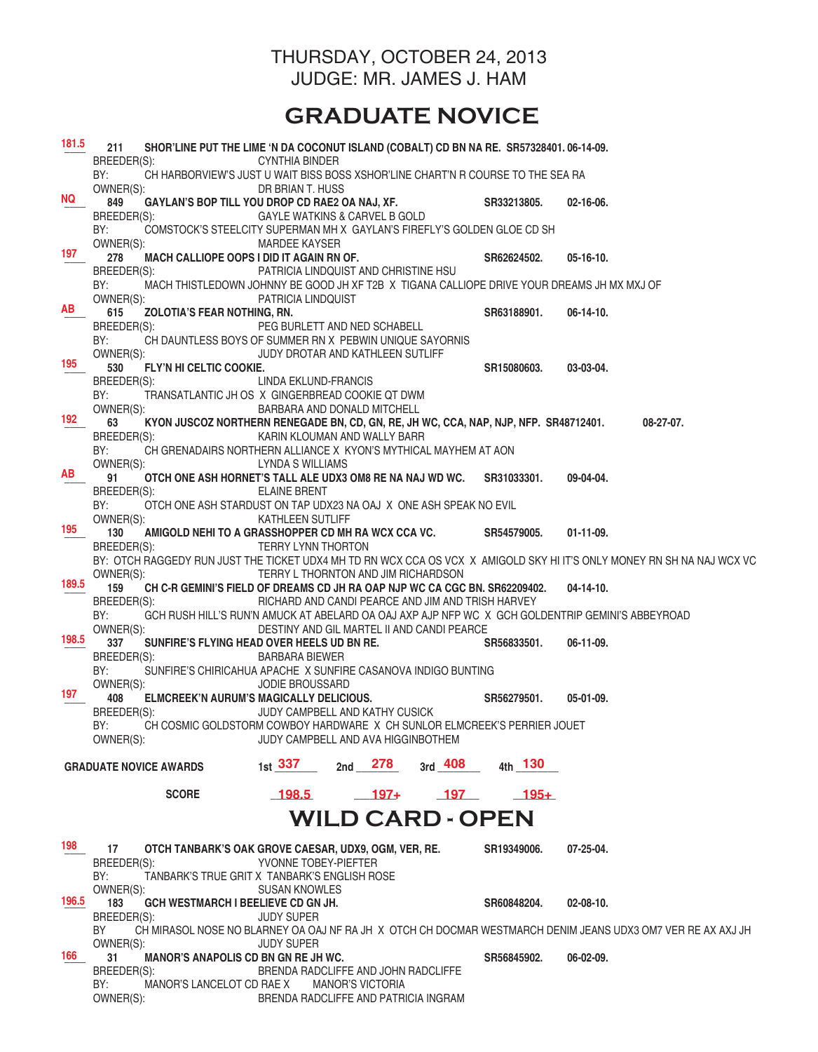THURSDAY, OCTOBER 24, 2013
JUDGE: MR. JAMES J. HAM

# GRADUATE NOVICE

**181.5** 211 **SHOR'LINE PUT THE LIME 'N DA COCONUT ISLAND (COBALT) CD BN NA RE. SR57328401. 06-14-09.**
BREEDER(S): CYNTHIA BINDER
BY: CH HARBORVIEW'S JUST U WAIT BISS BOSS XSHOR'LINE CHART'N R COURSE TO THE SEA RA
OWNER(S): DR BRIAN T. HUSS

**NQ** 849 **GAYLAN'S BOP TILL YOU DROP CD RAE2 OA NAJ, XF. SR33213805. 02-16-06.**
BREEDER(S): GAYLE WATKINS & CARVEL B GOLD
BY: COMSTOCK'S STEELCITY SUPERMAN MH X GAYLAN'S FIREFLY'S GOLDEN GLOE CD SH
OWNER(S): MARDEE KAYSER

**197** 278 **MACH CALLIOPE OOPS I DID IT AGAIN RN OF. SR62624502. 05-16-10.**
BREEDER(S): PATRICIA LINDQUIST AND CHRISTINE HSU
BY: MACH THISTLEDOWN JOHNNY BE GOOD JH XF T2B X TIGANA CALLIOPE DRIVE YOUR DREAMS JH MX MXJ OF
OWNER(S): PATRICIA LINDQUIST

**AB** 615 **ZOLOTIA'S FEAR NOTHING, RN. SR63188901. 06-14-10.**
BREEDER(S): PEG BURLETT AND NED SCHABELL
BY: CH DAUNTLESS BOYS OF SUMMER RN X PEBWIN UNIQUE SAYORNIS
OWNER(S): JUDY DROTAR AND KATHLEEN SUTLIFF

**195** 530 **FLY'N HI CELTIC COOKIE. SR15080603. 03-03-04.**
BREEDER(S): LINDA EKLUND-FRANCIS
BY: TRANSATLANTIC JH OS X GINGERBREAD COOKIE QT DWM
OWNER(S): BARBARA AND DONALD MITCHELL

**192** 63 **KYON JUSCOZ NORTHERN RENEGADE BN, CD, GN, RE, JH WC, CCA, NAP, NJP, NFP. SR48712401. 08-27-07.**
BREEDER(S): KARIN KLOUMAN AND WALLY BARR
BY: CH GRENADAIRS NORTHERN ALLIANCE X KYON'S MYTHICAL MAYHEM AT AON
OWNER(S): LYNDA S WILLIAMS

**AB** 91 **OTCH ONE ASH HORNET'S TALL ALE UDX3 OM8 RE NA NAJ WD WC. SR31033301. 09-04-04.**
BREEDER(S): ELAINE BRENT
BY: OTCH ONE ASH STARDUST ON TAP UDX23 NA OAJ X ONE ASH SPEAK NO EVIL
OWNER(S): KATHLEEN SUTLIFF

**195** 130 **AMIGOLD NEHI TO A GRASSHOPPER CD MH RA WCX CCA VC. SR54579005. 01-11-09.**
BREEDER(S): TERRY LYNN THORTON
BY: OTCH RAGGEDY RUN JUST THE TICKET UDX4 MH TD RN WCX CCA OS VCX X AMIGOLD SKY HI IT'S ONLY MONEY RN SH NA NAJ WCX VC
OWNER(S): TERRY L THORNTON AND JIM RICHARDSON

**189.5** 159 **CH C-R GEMINI'S FIELD OF DREAMS CD JH RA OAP NJP WC CA CGC BN. SR62209402. 04-14-10.**
BREEDER(S): RICHARD AND CANDI PEARCE AND JIM AND TRISH HARVEY
BY: GCH RUSH HILL'S RUN'N AMUCK AT ABELARD OA OAJ AXP AJP NFP WC X GCH GOLDENTRIP GEMINI'S ABBEYROAD
OWNER(S): DESTINY AND GIL MARTEL II AND CANDI PEARCE

**198.5** 337 **SUNFIRE'S FLYING HEAD OVER HEELS UD BN RE. SR56833501. 06-11-09.**
BREEDER(S): BARBARA BIEWER
BY: SUNFIRE'S CHIRICAHUA APACHE X SUNFIRE CASANOVA INDIGO BUNTING
OWNER(S): JODIE BROUSSARD

**197** 408 **ELMCREEK'N AURUM'S MAGICALLY DELICIOUS. SR56279501. 05-01-09.**
BREEDER(S): JUDY CAMPBELL AND KATHY CUSICK
BY: CH COSMIC GOLDSTORM COWBOY HARDWARE X CH SUNLOR ELMCREEK'S PERRIER JOUET
OWNER(S): JUDY CAMPBELL AND AVA HIGGINBOTHEM

| GRADUATE NOVICE AWARDS | 1st | 2nd | 3rd | 4th |
|---|---|---|---|---|
| | 337 | 278 | 408 | 130 |
| SCORE | 198.5 | 197+ | 197 | 195+ |

# WILD CARD - OPEN

**198** 17 **OTCH TANBARK'S OAK GROVE CAESAR, UDX9, OGM, VER, RE. SR19349006. 07-25-04.**
BREEDER(S): YVONNE TOBEY-PIEFTER
BY: TANBARK'S TRUE GRIT X TANBARK'S ENGLISH ROSE
OWNER(S): SUSAN KNOWLES

**196.5** 183 **GCH WESTMARCH I BEELIEVE CD GN JH. SR60848204. 02-08-10.**
BREEDER(S): JUDY SUPER
BY CH MIRASOL NOSE NO BLARNEY OA OAJ NF RA JH X OTCH CH DOCMAR WESTMARCH DENIM JEANS UDX3 OM7 VER RE AX AXJ JH
OWNER(S): JUDY SUPER

**166** 31 **MANOR'S ANAPOLIS CD BN GN RE JH WC. SR56845902. 06-02-09.**
BREEDER(S): BRENDA RADCLIFFE AND JOHN RADCLIFFE
BY: MANOR'S LANCELOT CD RAE X MANOR'S VICTORIA
OWNER(S): BRENDA RADCLIFFE AND PATRICIA INGRAM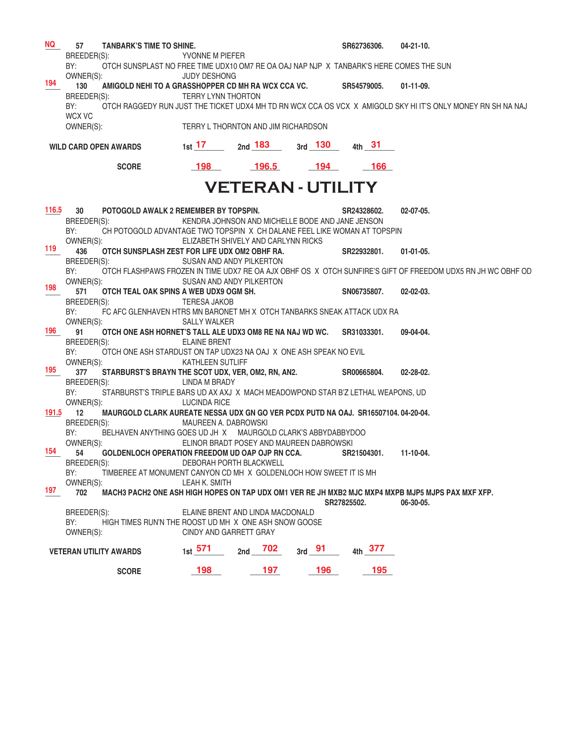**NQ** **57 TANBARK'S TIME TO SHINE.** **SR62736306. 04-21-10.**
BREEDER(S): YVONNE M PIEFER
BY: OTCH SUNSPLAST NO FREE TIME UDX10 OM7 RE OA OAJ NAP NJP X TANBARK'S HERE COMES THE SUN
OWNER(S): JUDY DESHONG

**194** **130 AMIGOLD NEHI TO A GRASSHOPPER CD MH RA WCX CCA VC.** **SR54579005. 01-11-09.**
BREEDER(S): TERRY LYNN THORTON
BY: OTCH RAGGEDY RUN JUST THE TICKET UDX4 MH TD RN WCX CCA OS VCX X AMIGOLD SKY HI IT'S ONLY MONEY RN SH NA NAJ WCX VC
OWNER(S): TERRY L THORNTON AND JIM RICHARDSON

| **WILD CARD OPEN AWARDS** | 1st 17 | 2nd 183 | 3rd 130 | 4th 31 |
|---|---|---|---|---|
| **SCORE** | 198 | 196.5 | 194 | 166 |

# VETERAN - UTILITY

**116.5** **30 POTOGOLD AWALK 2 REMEMBER BY TOPSPIN.** **SR24328602. 02-07-05.**
BREEDER(S): KENDRA JOHNSON AND MICHELLE BODE AND JANE JENSON
BY: CH POTOGOLD ADVANTAGE TWO TOPSPIN X CH DALANE FEEL LIKE WOMAN AT TOPSPIN
OWNER(S): ELIZABETH SHIVELY AND CARLYNN RICKS

**119** **436 OTCH SUNSPLASH ZEST FOR LIFE UDX OM2 OBHF RA.** **SR22932801. 01-01-05.**
BREEDER(S): SUSAN AND ANDY PILKERTON
BY: OTCH FLASHPAWS FROZEN IN TIME UDX7 RE OA AJX OBHF OS X OTCH SUNFIRE'S GIFT OF FREEDOM UDX5 RN JH WC OBHF OD
OWNER(S): SUSAN AND ANDY PILKERTON

**198** **571 OTCH TEAL OAK SPINS A WEB UDX9 OGM SH.** **SN06735807. 02-02-03.**
BREEDER(S): TERESA JAKOB
BY: FC AFC GLENHAVEN HTRS MN BARONET MH X OTCH TANBARKS SNEAK ATTACK UDX RA
OWNER(S): SALLY WALKER

**196** **91 OTCH ONE ASH HORNET'S TALL ALE UDX3 OM8 RE NA NAJ WD WC.** **SR31033301. 09-04-04.**
BREEDER(S): ELAINE BRENT
BY: OTCH ONE ASH STARDUST ON TAP UDX23 NA OAJ X ONE ASH SPEAK NO EVIL
OWNER(S): KATHLEEN SUTLIFF

**195** **377 STARBURST'S BRAYN THE SCOT UDX, VER, OM2, RN, AN2.** **SR00665804. 02-28-02.**
BREEDER(S): LINDA M BRADY
BY: STARBURST'S TRIPLE BARS UD AX AXJ X MACH MEADOWPOND STAR B'Z LETHAL WEAPONS, UD
OWNER(S): LUCINDA RICE

**191.5** **12 MAURGOLD CLARK AUREATE NESSA UDX GN GO VER PCDX PUTD NA OAJ. SR16507104. 04-20-04.**
BREEDER(S): MAUREEN A. DABROWSKI
BY: BELHAVEN ANYTHING GOES UD JH X MAURGOLD CLARK'S ABBYDABBYDOO
OWNER(S): ELINOR BRADT POSEY AND MAUREEN DABROWSKI

**154** **54 GOLDENLOCH OPERATION FREEDOM UD OAP OJP RN CCA.** **SR21504301. 11-10-04.**
BREEDER(S): DEBORAH PORTH BLACKWELL
BY: TIMBEREE AT MONUMENT CANYON CD MH X GOLDENLOCH HOW SWEET IT IS MH
OWNER(S): LEAH K. SMITH

**197** **702 MACH3 PACH2 ONE ASH HIGH HOPES ON TAP UDX OM1 VER RE JH MXB2 MJC MXP4 MXPB MJP5 MJPS PAX MXF XFP.** **SR27825502. 06-30-05.**
BREEDER(S): ELAINE BRENT AND LINDA MACDONALD
BY: HIGH TIMES RUN'N THE ROOST UD MH X ONE ASH SNOW GOOSE
OWNER(S): CINDY AND GARRETT GRAY

| **VETERAN UTILITY AWARDS** | 1st 571 | 2nd 702 | 3rd 91 | 4th 377 |
|---|---|---|---|---|
| **SCORE** | 198 | 197 | 196 | 195 |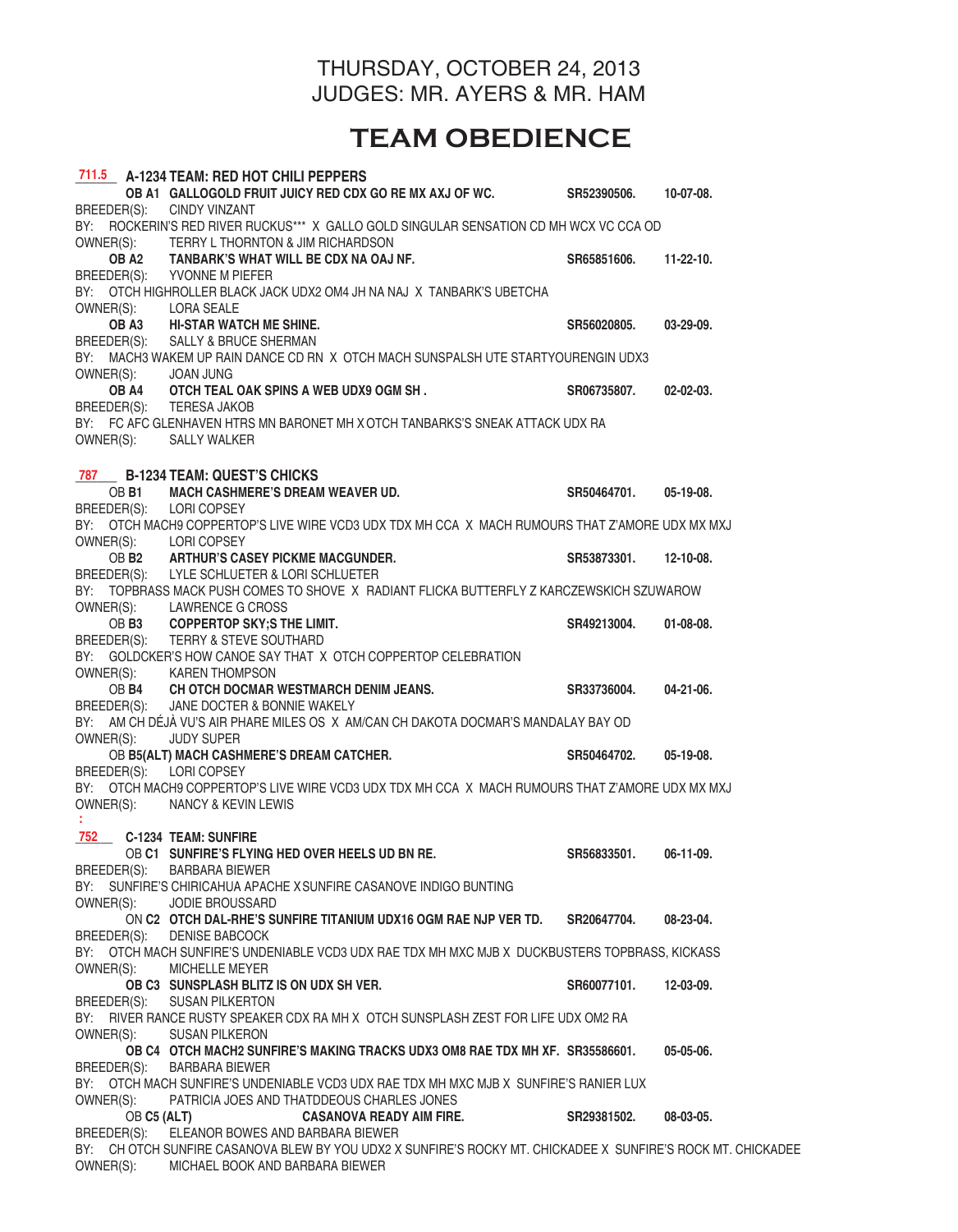THURSDAY, OCTOBER 24, 2013
JUDGES: MR. AYERS & MR. HAM

# TEAM OBEDIENCE

**711.5** **A-1234 TEAM: RED HOT CHILI PEPPERS**

**OB A1 GALLOGOLD FRUIT JUICY RED CDX GO RE MX AXJ OF WC.** **SR52390506.** **10-07-08.**
BREEDER(S): CINDY VINZANT
BY: ROCKERIN'S RED RIVER RUCKUS*** X GALLO GOLD SINGULAR SENSATION CD MH WCX VC CCA OD
OWNER(S): TERRY L THORNTON & JIM RICHARDSON

**OB A2 TANBARK'S WHAT WILL BE CDX NA OAJ NF.** **SR65851606.** **11-22-10.**
BREEDER(S): YVONNE M PIEFER
BY: OTCH HIGHROLLER BLACK JACK UDX2 OM4 JH NA NAJ X TANBARK'S UBETCHA
OWNER(S): LORA SEALE

**OB A3 HI-STAR WATCH ME SHINE.** **SR56020805.** **03-29-09.**
BREEDER(S): SALLY & BRUCE SHERMAN
BY: MACH3 WAKEM UP RAIN DANCE CD RN X OTCH MACH SUNSPALSH UTE STARTYOURENGIN UDX3
OWNER(S): JOAN JUNG

**OB A4 OTCH TEAL OAK SPINS A WEB UDX9 OGM SH .** **SR06735807.** **02-02-03.**
BREEDER(S): TERESA JAKOB
BY: FC AFC GLENHAVEN HTRS MN BARONET MH X OTCH TANBARKS'S SNEAK ATTACK UDX RA
OWNER(S): SALLY WALKER

**787** **B-1234 TEAM: QUEST'S CHICKS**

OB **B1 MACH CASHMERE'S DREAM WEAVER UD.** **SR50464701.** **05-19-08.**
BREEDER(S): LORI COPSEY
BY: OTCH MACH9 COPPERTOP'S LIVE WIRE VCD3 UDX TDX MH CCA X MACH RUMOURS THAT Z'AMORE UDX MX MXJ
OWNER(S): LORI COPSEY

OB **B2 ARTHUR'S CASEY PICKME MACGUNDER.** **SR53873301.** **12-10-08.**
BREEDER(S): LYLE SCHLUETER & LORI SCHLUETER
BY: TOPBRASS MACK PUSH COMES TO SHOVE X RADIANT FLICKA BUTTERFLY Z KARCZEWSKICH SZUWAROW
OWNER(S): LAWRENCE G CROSS

OB **B3 COPPERTOP SKY;S THE LIMIT.** **SR49213004.** **01-08-08.**
BREEDER(S): TERRY & STEVE SOUTHARD
BY: GOLDCKER'S HOW CANOE SAY THAT X OTCH COPPERTOP CELEBRATION
OWNER(S): KAREN THOMPSON

OB **B4 CH OTCH DOCMAR WESTMARCH DENIM JEANS.** **SR33736004.** **04-21-06.**
BREEDER(S): JANE DOCTER & BONNIE WAKELY
BY: AM CH DÉJÀ VU'S AIR PHARE MILES OS X AM/CAN CH DAKOTA DOCMAR'S MANDALAY BAY OD
OWNER(S): JUDY SUPER

OB **B5(ALT) MACH CASHMERE'S DREAM CATCHER.** **SR50464702.** **05-19-08.**
BREEDER(S): LORI COPSEY
BY: OTCH MACH9 COPPERTOP'S LIVE WIRE VCD3 UDX TDX MH CCA X MACH RUMOURS THAT Z'AMORE UDX MX MXJ
OWNER(S): NANCY & KEVIN LEWIS

**752** **C-1234 TEAM: SUNFIRE**

OB **C1 SUNFIRE'S FLYING HED OVER HEELS UD BN RE.** **SR56833501.** **06-11-09.**
BREEDER(S): BARBARA BIEWER
BY: SUNFIRE'S CHIRICAHUA APACHE X SUNFIRE CASANOVE INDIGO BUNTING
OWNER(S): JODIE BROUSSARD

ON **C2 OTCH DAL-RHE'S SUNFIRE TITANIUM UDX16 OGM RAE NJP VER TD.** **SR20647704.** **08-23-04.**
BREEDER(S): DENISE BABCOCK
BY: OTCH MACH SUNFIRE'S UNDENIABLE VCD3 UDX RAE TDX MH MXC MJB X DUCKBUSTERS TOPBRASS, KICKASS
OWNER(S): MICHELLE MEYER

**OB C3 SUNSPLASH BLITZ IS ON UDX SH VER.** **SR60077101.** **12-03-09.**
BREEDER(S): SUSAN PILKERTON
BY: RIVER RANCE RUSTY SPEAKER CDX RA MH X OTCH SUNSPLASH ZEST FOR LIFE UDX OM2 RA
OWNER(S): SUSAN PILKERON

**OB C4 OTCH MACH2 SUNFIRE'S MAKING TRACKS UDX3 OM8 RAE TDX MH XF.** **SR35586601.** **05-05-06.**
BREEDER(S): BARBARA BIEWER
BY: OTCH MACH SUNFIRE'S UNDENIABLE VCD3 UDX RAE TDX MH MXC MJB X SUNFIRE'S RANIER LUX
OWNER(S): PATRICIA JOES AND THATDDEOUS CHARLES JONES

OB **C5 (ALT) CASANOVA READY AIM FIRE.** **SR29381502.** **08-03-05.**
BREEDER(S): ELEANOR BOWES AND BARBARA BIEWER
BY: CH OTCH SUNFIRE CASANOVA BLEW BY YOU UDX2 X SUNFIRE'S ROCKY MT. CHICKADEE X SUNFIRE'S ROCK MT. CHICKADEE
OWNER(S): MICHAEL BOOK AND BARBARA BIEWER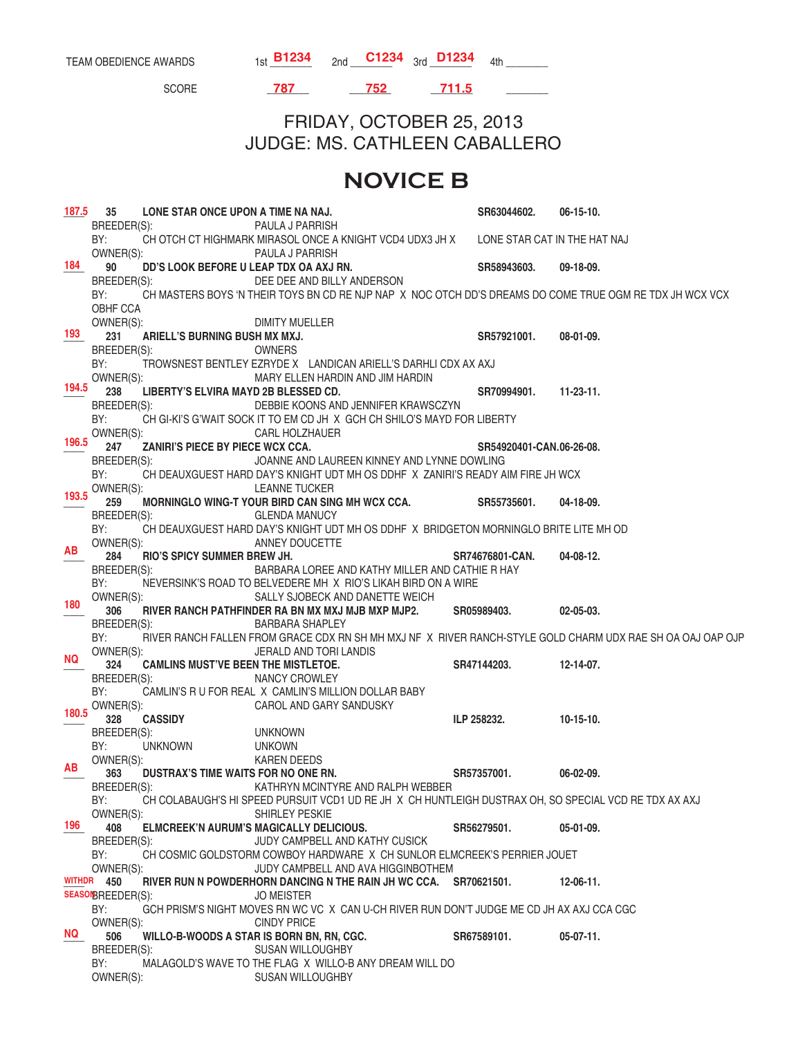TEAM OBEDIENCE AWARDS 1st **B1234** 2nd **C1234** 3rd **D1234** 4th _______

SCORE **787** **752** **711.5** _______

## FRIDAY, OCTOBER 25, 2013
## JUDGE: MS. CATHLEEN CABALLERO

# NOVICE B

**187.5** **35 LONE STAR ONCE UPON A TIME NA NAJ.** **SR63044602. 06-15-10.**
BREEDER(S): PAULA J PARRISH
BY: CH OTCH CT HIGHMARK MIRASOL ONCE A KNIGHT VCD4 UDX3 JH X LONE STAR CAT IN THE HAT NAJ
OWNER(S): PAULA J PARRISH

**184** **90 DD'S LOOK BEFORE U LEAP TDX OA AXJ RN.** **SR58943603. 09-18-09.**
BREEDER(S): DEE DEE AND BILLY ANDERSON
BY: CH MASTERS BOYS 'N THEIR TOYS BN CD RE NJP NAP X NOC OTCH DD'S DREAMS DO COME TRUE OGM RE TDX JH WCX VCX OBHF CCA
OWNER(S): DIMITY MUELLER

**193** **231 ARIELL'S BURNING BUSH MX MXJ.** **SR57921001. 08-01-09.**
BREEDER(S): OWNERS
BY: TROWSNEST BENTLEY EZRYDE X LANDICAN ARIELL'S DARHLI CDX AX AXJ
OWNER(S): MARY ELLEN HARDIN AND JIM HARDIN

**194.5** **238 LIBERTY'S ELVIRA MAYD 2B BLESSED CD.** **SR70994901. 11-23-11.**
BREEDER(S): DEBBIE KOONS AND JENNIFER KRAWSCZYN
BY: CH GI-KI'S G'WAIT SOCK IT TO EM CD JH X GCH CH SHILO'S MAYD FOR LIBERTY
OWNER(S): CARL HOLZHAUER

**196.5** **247 ZANIRI'S PIECE BY PIECE WCX CCA.** **SR54920401-CAN.06-26-08.**
BREEDER(S): JOANNE AND LAUREEN KINNEY AND LYNNE DOWLING
BY: CH DEAUXGUEST HARD DAY'S KNIGHT UDT MH OS DDHF X ZANIRI'S READY AIM FIRE JH WCX
OWNER(S): LEANNE TUCKER

**193.5** **259 MORNINGLO WING-T YOUR BIRD CAN SING MH WCX CCA.** **SR55735601. 04-18-09.**
BREEDER(S): GLENDA MANUCY
BY: CH DEAUXGUEST HARD DAY'S KNIGHT UDT MH OS DDHF X BRIDGETON MORNINGLO BRITE LITE MH OD
OWNER(S): ANNEY DOUCETTE

**AB** **284 RIO'S SPICY SUMMER BREW JH.** **SR74676801-CAN. 04-08-12.**
BREEDER(S): BARBARA LOREE AND KATHY MILLER AND CATHIE R HAY
BY: NEVERSINK'S ROAD TO BELVEDERE MH X RIO'S LIKAH BIRD ON A WIRE
OWNER(S): SALLY SJOBECK AND DANETTE WEICH

**180** **306 RIVER RANCH PATHFINDER RA BN MX MXJ MJB MXP MJP2.** **SR05989403. 02-05-03.**
BREEDER(S): BARBARA SHAPLEY
BY: RIVER RANCH FALLEN FROM GRACE CDX RN SH MH MXJ NF X RIVER RANCH-STYLE GOLD CHARM UDX RAE SH OA OAJ OAP OJP
OWNER(S): JERALD AND TORI LANDIS

**NQ** **324 CAMLINS MUST'VE BEEN THE MISTLETOE.** **SR47144203. 12-14-07.**
BREEDER(S): NANCY CROWLEY
BY: CAMLIN'S R U FOR REAL X CAMLIN'S MILLION DOLLAR BABY
OWNER(S): CAROL AND GARY SANDUSKY

**180.5** **328 CASSIDY** **ILP 258232. 10-15-10.**
BREEDER(S): UNKNOWN
BY: UNKNOWN UNKOWN
OWNER(S): KAREN DEEDS

**AB** **363 DUSTRAX'S TIME WAITS FOR NO ONE RN.** **SR57357001. 06-02-09.**
BREEDER(S): KATHRYN MCINTYRE AND RALPH WEBBER
BY: CH COLABAUGH'S HI SPEED PURSUIT VCD1 UD RE JH X CH HUNTLEIGH DUSTRAX OH, SO SPECIAL VCD RE TDX AX AXJ
OWNER(S): SHIRLEY PESKIE

**196** **408 ELMCREEK'N AURUM'S MAGICALLY DELICIOUS.** **SR56279501. 05-01-09.**
BREEDER(S): JUDY CAMPBELL AND KATHY CUSICK
BY: CH COSMIC GOLDSTORM COWBOY HARDWARE X CH SUNLOR ELMCREEK'S PERRIER JOUET
OWNER(S): JUDY CAMPBELL AND AVA HIGGINBOTHEM

**WITHDR SEASON** **450 RIVER RUN N POWDERHORN DANCING N THE RAIN JH WC CCA.** **SR70621501. 12-06-11.**
BREEDER(S): JO MEISTER
BY: GCH PRISM'S NIGHT MOVES RN WC VC X CAN U-CH RIVER RUN DON'T JUDGE ME CD JH AX AXJ CCA CGC
OWNER(S): CINDY PRICE

**NQ** **506 WILLO-B-WOODS A STAR IS BORN BN, RN, CGC.** **SR67589101. 05-07-11.**
BREEDER(S): SUSAN WILLOUGHBY
BY: MALAGOLD'S WAVE TO THE FLAG X WILLO-B ANY DREAM WILL DO
OWNER(S): SUSAN WILLOUGHBY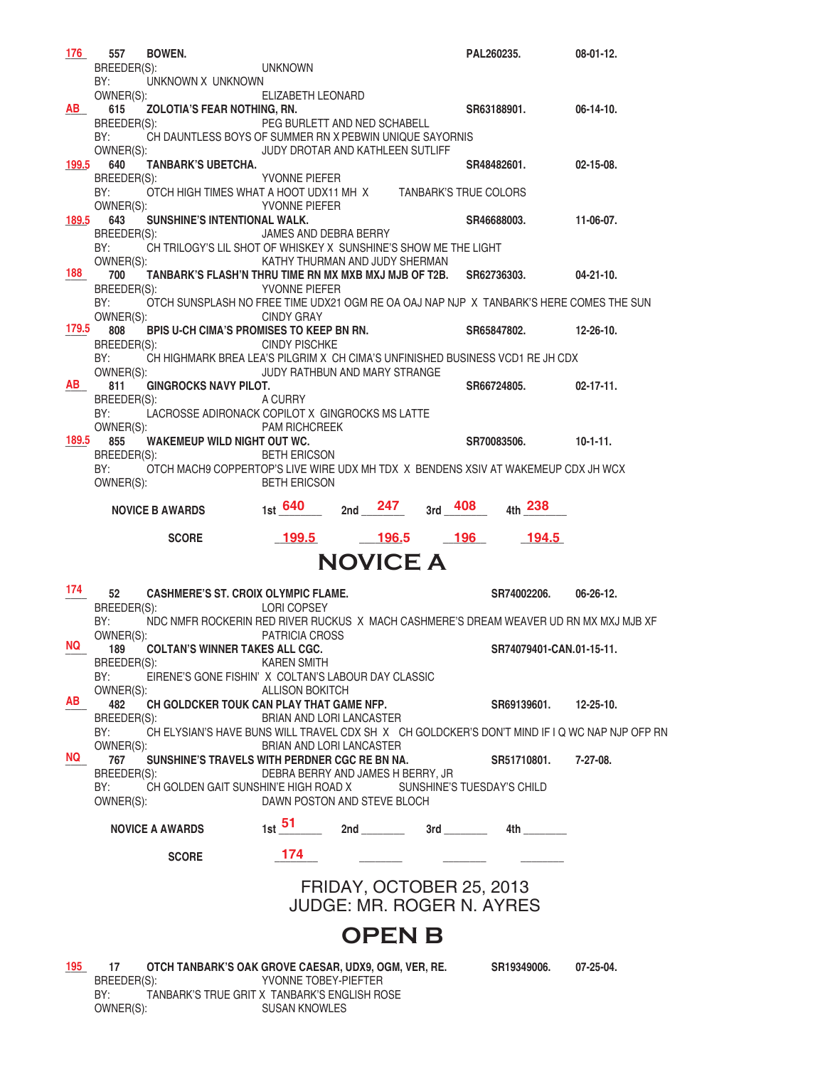**176** 557 **BOWEN.** **PAL260235.** **08-01-12.**
BREEDER(S): UNKNOWN
BY: UNKNOWN X UNKNOWN
OWNER(S): ELIZABETH LEONARD

**AB** 615 **ZOLOTIA'S FEAR NOTHING, RN.** **SR63188901.** **06-14-10.**
BREEDER(S): PEG BURLETT AND NED SCHABELL
BY: CH DAUNTLESS BOYS OF SUMMER RN X PEBWIN UNIQUE SAYORNIS
OWNER(S): JUDY DROTAR AND KATHLEEN SUTLIFF

**199.5** 640 **TANBARK'S UBETCHA.** **SR48482601.** **02-15-08.**
BREEDER(S): YVONNE PIEFER
BY: OTCH HIGH TIMES WHAT A HOOT UDX11 MH X TANBARK'S TRUE COLORS
OWNER(S): YVONNE PIEFER

**189.5** 643 **SUNSHINE'S INTENTIONAL WALK.** **SR46688003.** **11-06-07.**
BREEDER(S): JAMES AND DEBRA BERRY
BY: CH TRILOGY'S LIL SHOT OF WHISKEY X SUNSHINE'S SHOW ME THE LIGHT
OWNER(S): KATHY THURMAN AND JUDY SHERMAN

**188** 700 **TANBARK'S FLASH'N THRU TIME RN MX MXB MXJ MJB OF T2B.** **SR62736303.** **04-21-10.**
BREEDER(S): YVONNE PIEFER
BY: OTCH SUNSPLASH NO FREE TIME UDX21 OGM RE OA OAJ NAP NJP X TANBARK'S HERE COMES THE SUN
OWNER(S): CINDY GRAY

**179.5** 808 **BPIS U-CH CIMA'S PROMISES TO KEEP BN RN.** **SR65847802.** **12-26-10.**
BREEDER(S): CINDY PISCHKE
BY: CH HIGHMARK BREA LEA'S PILGRIM X CH CIMA'S UNFINISHED BUSINESS VCD1 RE JH CDX
OWNER(S): JUDY RATHBUN AND MARY STRANGE

**AB** 811 **GINGROCKS NAVY PILOT.** **SR66724805.** **02-17-11.**
BREEDER(S): A CURRY
BY: LACROSSE ADIRONACK COPILOT X GINGROCKS MS LATTE
OWNER(S): PAM RICHCREEK

**189.5** 855 **WAKEMEUP WILD NIGHT OUT WC.** **SR70083506.** **10-1-11.**
BREEDER(S): BETH ERICSON
BY: OTCH MACH9 COPPERTOP'S LIVE WIRE UDX MH TDX X BENDENS XSIV AT WAKEMEUP CDX JH WCX
OWNER(S): BETH ERICSON

| **NOVICE B AWARDS** | 1st 640 | 2nd 247 | 3rd 408 | 4th 238 |
|---|---|---|---|---|
| **SCORE** | 199.5 | 196.5 | 196 | 194.5 |

# NOVICE A

**174** 52 **CASHMERE'S ST. CROIX OLYMPIC FLAME.** **SR74002206.** **06-26-12.**
BREEDER(S): LORI COPSEY
BY: NDC NMFR ROCKERIN RED RIVER RUCKUS X MACH CASHMERE'S DREAM WEAVER UD RN MX MXJ MJB XF
OWNER(S): PATRICIA CROSS

**NQ** 189 **COLTAN'S WINNER TAKES ALL CGC.** **SR74079401-CAN.01-15-11.**
BREEDER(S): KAREN SMITH
BY: EIRENE'S GONE FISHIN' X COLTAN'S LABOUR DAY CLASSIC
OWNER(S): ALLISON BOKITCH

**AB** 482 **CH GOLDCKER TOUK CAN PLAY THAT GAME NFP.** **SR69139601.** **12-25-10.**
BREEDER(S): BRIAN AND LORI LANCASTER
BY: CH ELYSIAN'S HAVE BUNS WILL TRAVEL CDX SH X CH GOLDCKER'S DON'T MIND IF I Q WC NAP NJP OFP RN
OWNER(S): BRIAN AND LORI LANCASTER

**NQ** 767 **SUNSHINE'S TRAVELS WITH PERDNER CGC RE BN NA.** **SR51710801.** **7-27-08.**
BREEDER(S): DEBRA BERRY AND JAMES H BERRY, JR
BY: CH GOLDEN GAIT SUNSHIN'E HIGH ROAD X SUNSHINE'S TUESDAY'S CHILD
OWNER(S): DAWN POSTON AND STEVE BLOCH

| **NOVICE A AWARDS** | 1st 51 | 2nd | 3rd | 4th |
|---|---|---|---|---|
| **SCORE** | 174 | | | |

FRIDAY, OCTOBER 25, 2013
JUDGE: MR. ROGER N. AYRES

# OPEN B

**195** 17 **OTCH TANBARK'S OAK GROVE CAESAR, UDX9, OGM, VER, RE.** **SR19349006.** **07-25-04.**
BREEDER(S): YVONNE TOBEY-PIEFTER
BY: TANBARK'S TRUE GRIT X TANBARK'S ENGLISH ROSE
OWNER(S): SUSAN KNOWLES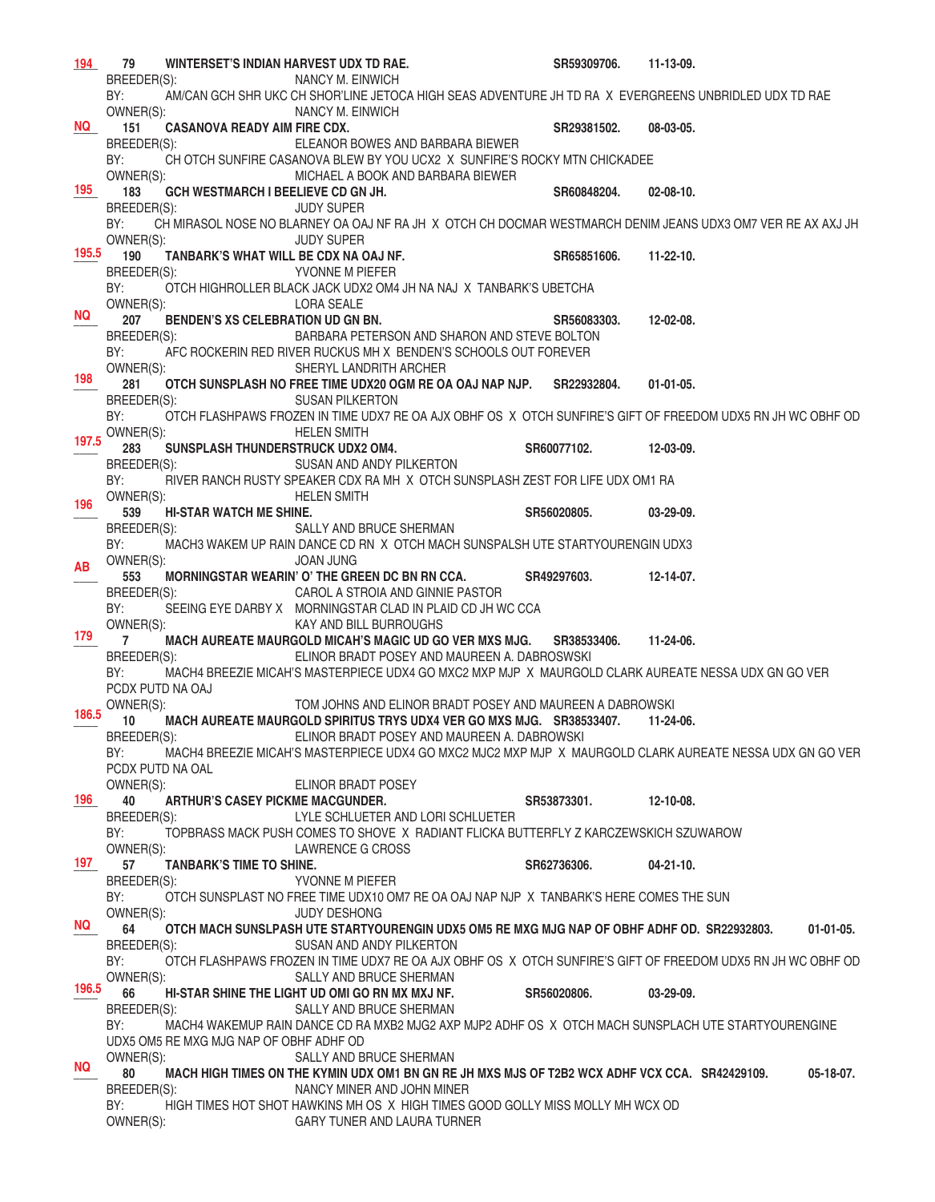**194** 79 **WINTERSET'S INDIAN HARVEST UDX TD RAE.** SR59309706. 11-13-09.
BREEDER(S): NANCY M. EINWICH
BY: AM/CAN GCH SHR UKC CH SHOR'LINE JETOCA HIGH SEAS ADVENTURE JH TD RA X EVERGREENS UNBRIDLED UDX TD RAE
OWNER(S): NANCY M. EINWICH

**NQ** 151 **CASANOVA READY AIM FIRE CDX.** SR29381502. 08-03-05.
BREEDER(S): ELEANOR BOWES AND BARBARA BIEWER
BY: CH OTCH SUNFIRE CASANOVA BLEW BY YOU UCX2 X SUNFIRE'S ROCKY MTN CHICKADEE
OWNER(S): MICHAEL A BOOK AND BARBARA BIEWER

**195** 183 **GCH WESTMARCH I BEELIEVE CD GN JH.** SR60848204. 02-08-10.
BREEDER(S): JUDY SUPER
BY: CH MIRASOL NOSE NO BLARNEY OA OAJ NF RA JH X OTCH CH DOCMAR WESTMARCH DENIM JEANS UDX3 OM7 VER RE AX AXJ JH
OWNER(S): JUDY SUPER

**195.5** 190 **TANBARK'S WHAT WILL BE CDX NA OAJ NF.** SR65851606. 11-22-10.
BREEDER(S): YVONNE M PIEFER
BY: OTCH HIGHROLLER BLACK JACK UDX2 OM4 JH NA NAJ X TANBARK'S UBETCHA
OWNER(S): LORA SEALE

**NQ** 207 **BENDEN'S XS CELEBRATION UD GN BN.** SR56083303. 12-02-08.
BREEDER(S): BARBARA PETERSON AND SHARON AND STEVE BOLTON
BY: AFC ROCKERIN RED RIVER RUCKUS MH X BENDEN'S SCHOOLS OUT FOREVER
OWNER(S): SHERYL LANDRITH ARCHER

**198** 281 **OTCH SUNSPLASH NO FREE TIME UDX20 OGM RE OA OAJ NAP NJP.** SR22932804. 01-01-05.
BREEDER(S): SUSAN PILKERTON
BY: OTCH FLASHPAWS FROZEN IN TIME UDX7 RE OA AJX OBHF OS X OTCH SUNFIRE'S GIFT OF FREEDOM UDX5 RN JH WC OBHF OD
OWNER(S): HELEN SMITH

**197.5** 283 **SUNSPLASH THUNDERSTRUCK UDX2 OM4.** SR60077102. 12-03-09.
BREEDER(S): SUSAN AND ANDY PILKERTON
BY: RIVER RANCH RUSTY SPEAKER CDX RA MH X OTCH SUNSPLASH ZEST FOR LIFE UDX OM1 RA
OWNER(S): HELEN SMITH

**196** 539 **HI-STAR WATCH ME SHINE.** SR56020805. 03-29-09.
BREEDER(S): SALLY AND BRUCE SHERMAN
BY: MACH3 WAKEM UP RAIN DANCE CD RN X OTCH MACH SUNSPALSH UTE STARTYOURENGIN UDX3
OWNER(S): JOAN JUNG

**AB** 553 **MORNINGSTAR WEARIN' O' THE GREEN DC BN RN CCA.** SR49297603. 12-14-07.
BREEDER(S): CAROL A STROIA AND GINNIE PASTOR
BY: SEEING EYE DARBY X MORNINGSTAR CLAD IN PLAID CD JH WC CCA
OWNER(S): KAY AND BILL BURROUGHS

**179** 7 **MACH AUREATE MAURGOLD MICAH'S MAGIC UD GO VER MXS MJG.** SR38533406. 11-24-06.
BREEDER(S): ELINOR BRADT POSEY AND MAUREEN A. DABROSWSKI
BY: MACH4 BREEZIE MICAH'S MASTERPIECE UDX4 GO MXC2 MXP MJP X MAURGOLD CLARK AUREATE NESSA UDX GN GO VER PCDX PUTD NA OAJ
OWNER(S): TOM JOHNS AND ELINOR BRADT POSEY AND MAUREEN A DABROWSKI

**186.5** 10 **MACH AUREATE MAURGOLD SPIRITUS TRYS UDX4 VER GO MXS MJG.** SR38533407. 11-24-06.
BREEDER(S): ELINOR BRADT POSEY AND MAUREEN A. DABROWSKI
BY: MACH4 BREEZIE MICAH'S MASTERPIECE UDX4 GO MXC2 MJC2 MXP MJP X MAURGOLD CLARK AUREATE NESSA UDX GN GO VER PCDX PUTD NA OAL
OWNER(S): ELINOR BRADT POSEY

**196** 40 **ARTHUR'S CASEY PICKME MACGUNDER.** SR53873301. 12-10-08.
BREEDER(S): LYLE SCHLUETER AND LORI SCHLUETER
BY: TOPBRASS MACK PUSH COMES TO SHOVE X RADIANT FLICKA BUTTERFLY Z KARCZEWSKICH SZUWAROW
OWNER(S): LAWRENCE G CROSS

**197** 57 **TANBARK'S TIME TO SHINE.** SR62736306. 04-21-10.
BREEDER(S): YVONNE M PIEFER
BY: OTCH SUNSPLAST NO FREE TIME UDX10 OM7 RE OA OAJ NAP NJP X TANBARK'S HERE COMES THE SUN
OWNER(S): JUDY DESHONG

**NQ** 64 **OTCH MACH SUNSLPASH UTE STARTYOURENGIN UDX5 OM5 RE MXG MJG NAP OF OBHF ADHF OD.** SR22932803. 01-01-05.
BREEDER(S): SUSAN AND ANDY PILKERTON
BY: OTCH FLASHPAWS FROZEN IN TIME UDX7 RE OA AJX OBHF OS X OTCH SUNFIRE'S GIFT OF FREEDOM UDX5 RN JH WC OBHF OD
OWNER(S): SALLY AND BRUCE SHERMAN

**196.5** 66 **HI-STAR SHINE THE LIGHT UD OMI GO RN MX MXJ NF.** SR56020806. 03-29-09.
BREEDER(S): SALLY AND BRUCE SHERMAN
BY: MACH4 WAKEMUP RAIN DANCE CD RA MXB2 MJG2 AXP MJP2 ADHF OS X OTCH MACH SUNSPLACH UTE STARTYOURENGINE UDX5 OM5 RE MXG MJG NAP OF OBHF ADHF OD
OWNER(S): SALLY AND BRUCE SHERMAN

**NQ** 80 **MACH HIGH TIMES ON THE KYMIN UDX OM1 BN GN RE JH MXS MJS OF T2B2 WCX ADHF VCX CCA.** SR42429109. 05-18-07.
BREEDER(S): NANCY MINER AND JOHN MINER
BY: HIGH TIMES HOT SHOT HAWKINS MH OS X HIGH TIMES GOOD GOLLY MISS MOLLY MH WCX OD
OWNER(S): GARY TUNER AND LAURA TURNER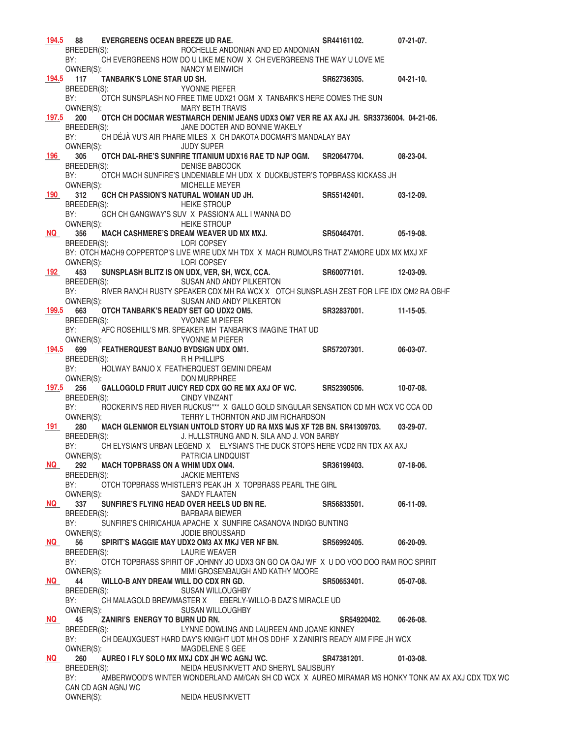**194.5** **88** **EVERGREENS OCEAN BREEZE UD RAE.** **SR44161102.** **07-21-07.**
BREEDER(S): ROCHELLE ANDONIAN AND ED ANDONIAN
BY: CH EVERGREENS HOW DO U LIKE ME NOW X CH EVERGREENS THE WAY U LOVE ME
OWNER(S): NANCY M EINWICH

**194.5** **117** **TANBARK'S LONE STAR UD SH.** **SR62736305.** **04-21-10.**
BREEDER(S): YVONNE PIEFER
BY: OTCH SUNSPLASH NO FREE TIME UDX21 OGM X TANBARK'S HERE COMES THE SUN
OWNER(S): MARY BETH TRAVIS

**197.5** **200** **OTCH CH DOCMAR WESTMARCH DENIM JEANS UDX3 OM7 VER RE AX AXJ JH. SR33736004. 04-21-06.**
BREEDER(S): JANE DOCTER AND BONNIE WAKELY
BY: CH DÉJÀ VU'S AIR PHARE MILES X CH DAKOTA DOCMAR'S MANDALAY BAY
OWNER(S): JUDY SUPER

**196** **305** **OTCH DAL-RHE'S SUNFIRE TITANIUM UDX16 RAE TD NJP OGM.** **SR20647704.** **08-23-04.**
BREEDER(S): DENISE BABCOCK
BY: OTCH MACH SUNFIRE'S UNDENIABLE MH UDX X DUCKBUSTER'S TOPBRASS KICKASS JH
OWNER(S): MICHELLE MEYER

**190** **312** **GCH CH PASSION'S NATURAL WOMAN UD JH.** **SR55142401.** **03-12-09.**
BREEDER(S): HEIKE STROUP
BY: GCH CH GANGWAY'S SUV X PASSION'A ALL I WANNA DO
OWNER(S): HEIKE STROUP

**NQ** **356** **MACH CASHMERE'S DREAM WEAVER UD MX MXJ.** **SR50464701.** **05-19-08.**
BREEDER(S): LORI COPSEY
BY: OTCH MACH9 COPPERTOP'S LIVE WIRE UDX MH TDX X MACH RUMOURS THAT Z'AMORE UDX MX MXJ XF
OWNER(S): LORI COPSEY

**192** **453** **SUNSPLASH BLITZ IS ON UDX, VER, SH, WCX, CCA.** **SR60077101.** **12-03-09.**
BREEDER(S): SUSAN AND ANDY PILKERTON
BY: RIVER RANCH RUSTY SPEAKER CDX MH RA WCX X OTCH SUNSPLASH ZEST FOR LIFE IDX OM2 RA OBHF
OWNER(S): SUSAN AND ANDY PILKERTON

**199.5** **663** **OTCH TANBARK'S READY SET GO UDX2 OM5.** **SR32837001.** **11-15-05.**
BREEDER(S): YVONNE M PIEFER
BY: AFC ROSEHILL'S MR. SPEAKER MH TANBARK'S IMAGINE THAT UD
OWNER(S): YVONNE M PIEFER

**194.5** **699** **FEATHERQUEST BANJO BYDSIGN UDX OM1.** **SR57207301.** **06-03-07.**
BREEDER(S): R H PHILLIPS
BY: HOLWAY BANJO X FEATHERQUEST GEMINI DREAM
OWNER(S): DON MURPHREE

**197.5** **256** **GALLOGOLD FRUIT JUICY RED CDX GO RE MX AXJ OF WC.** **SR52390506.** **10-07-08.**
BREEDER(S): CINDY VINZANT
BY: ROCKERIN'S RED RIVER RUCKUS*** X GALLO GOLD SINGULAR SENSATION CD MH WCX VC CCA OD
OWNER(S): TERRY L THORNTON AND JIM RICHARDSON

**191** **280** **MACH GLENMOR ELYSIAN UNTOLD STORY UD RA MXS MJS XF T2B BN. SR41309703.** **03-29-07.**
BREEDER(S): J. HULLSTRUNG AND N. SILA AND J. VON BARBY
BY: CH ELYSIAN'S URBAN LEGEND X ELYSIAN'S THE DUCK STOPS HERE VCD2 RN TDX AX AXJ
OWNER(S): PATRICIA LINDQUIST

**NQ** **292** **MACH TOPBRASS ON A WHIM UDX OM4.** **SR36199403.** **07-18-06.**
BREEDER(S): JACKIE MERTENS
BY: OTCH TOPBRASS WHISTLER'S PEAK JH X TOPBRASS PEARL THE GIRL
OWNER(S): SANDY FLAATEN

**NQ** **337** **SUNFIRE'S FLYING HEAD OVER HEELS UD BN RE.** **SR56833501.** **06-11-09.**
BREEDER(S): BARBARA BIEWER
BY: SUNFIRE'S CHIRICAHUA APACHE X SUNFIRE CASANOVA INDIGO BUNTING
OWNER(S): JODIE BROUSSARD

**NQ** **56** **SPIRIT'S MAGGIE MAY UDX2 OM3 AX MKJ VER NF BN.** **SR56992405.** **06-20-09.**
BREEDER(S): LAURIE WEAVER
BY: OTCH TOPBRASS SPIRIT OF JOHNNY JO UDX3 GN GO OA OAJ WF X U DO VOO DOO RAM ROC SPIRIT
OWNER(S): MIMI GROSENBAUGH AND KATHY MOORE

**NQ** **44** **WILLO-B ANY DREAM WILL DO CDX RN GD.** **SR50653401.** **05-07-08.**
BREEDER(S): SUSAN WILLOUGHBY
BY: CH MALAGOLD BREWMASTER X EBERLY-WILLO-B DAZ'S MIRACLE UD
OWNER(S): SUSAN WILLOUGHBY

**NQ** **45** **ZANIRI'S ENERGY TO BURN UD RN.** **SR54920402.** **06-26-08.**
BREEDER(S): LYNNE DOWLING AND LAUREEN AND JOANE KINNEY
BY: CH DEAUXGUEST HARD DAY'S KNIGHT UDT MH OS DDHF X ZANIRI'S READY AIM FIRE JH WCX
OWNER(S): MAGDELENE S GEE

**NQ** **260** **AUREO I FLY SOLO MX MXJ CDX JH WC AGNJ WC.** **SR47381201.** **01-03-08.**
BREEDER(S): NEIDA HEUSINKVETT AND SHERYL SALISBURY
BY: AMBERWOOD'S WINTER WONDERLAND AM/CAN SH CD WCX X AUREO MIRAMAR MS HONKY TONK AM AX AXJ CDX TDX WC CAN CD AGN AGNJ WC
OWNER(S): NEIDA HEUSINKVETT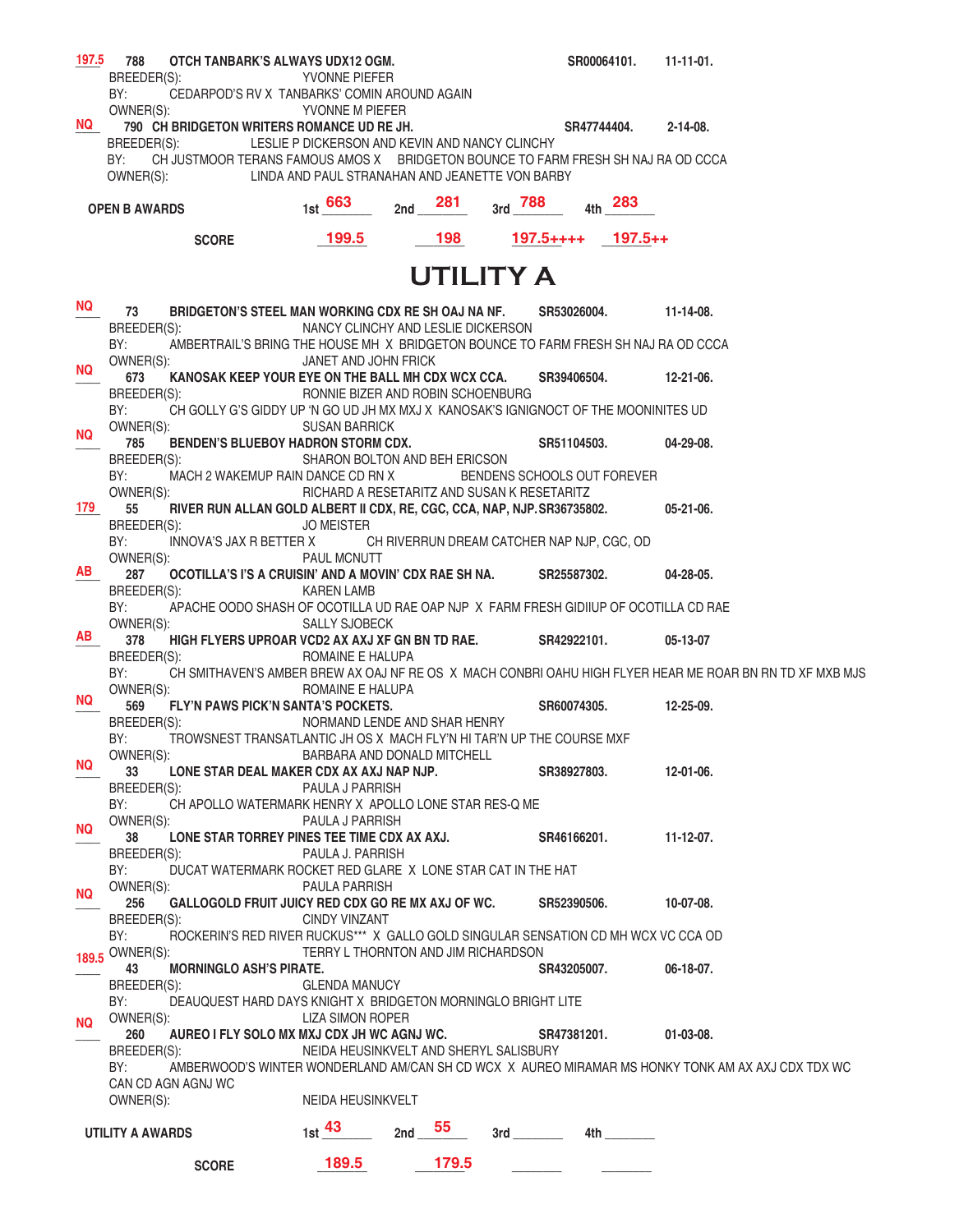**197.5** 788 **OTCH TANBARK'S ALWAYS UDX12 OGM.** SR00064101. 11-11-01.
BREEDER(S): YVONNE PIEFER
BY: CEDARPOD'S RV X TANBARKS' COMIN AROUND AGAIN
OWNER(S): YVONNE M PIEFER

**NQ** 790 **CH BRIDGETON WRITERS ROMANCE UD RE JH.** SR47744404. 2-14-08.
BREEDER(S): LESLIE P DICKERSON AND KEVIN AND NANCY CLINCHY
BY: CH JUSTMOOR TERANS FAMOUS AMOS X BRIDGETON BOUNCE TO FARM FRESH SH NAJ RA OD CCCA
OWNER(S): LINDA AND PAUL STRANAHAN AND JEANETTE VON BARBY

| OPEN B AWARDS | 1st 663 | 2nd 281 | 3rd 788 | 4th 283 |
|---|---|---|---|---|
| SCORE | 199.5 | 198 | 197.5++++ | 197.5++ |

# UTILITY A

**NQ** 73 **BRIDGETON'S STEEL MAN WORKING CDX RE SH OAJ NA NF.** SR53026004. 11-14-08.
BREEDER(S): NANCY CLINCHY AND LESLIE DICKERSON
BY: AMBERTRAIL'S BRING THE HOUSE MH X BRIDGETON BOUNCE TO FARM FRESH SH NAJ RA OD CCCA
OWNER(S): JANET AND JOHN FRICK

**NQ** 673 **KANOSAK KEEP YOUR EYE ON THE BALL MH CDX WCX CCA.** SR39406504. 12-21-06.
BREEDER(S): RONNIE BIZER AND ROBIN SCHOENBURG
BY: CH GOLLY G'S GIDDY UP 'N GO UD JH MX MXJ X KANOSAK'S IGNIGNOCT OF THE MOONINITES UD
OWNER(S): SUSAN BARRICK

**NQ** 785 **BENDEN'S BLUEBOY HADRON STORM CDX.** SR51104503. 04-29-08.
BREEDER(S): SHARON BOLTON AND BEH ERICSON
BY: MACH 2 WAKEMUP RAIN DANCE CD RN X BENDENS SCHOOLS OUT FOREVER
OWNER(S): RICHARD A RESETARITZ AND SUSAN K RESETARITZ

**179** 55 **RIVER RUN ALLAN GOLD ALBERT II CDX, RE, CGC, CCA, NAP, NJP.** SR36735802. 05-21-06.
BREEDER(S): JO MEISTER
BY: INNOVA'S JAX R BETTER X CH RIVERRUN DREAM CATCHER NAP NJP, CGC, OD
OWNER(S): PAUL MCNUTT

**AB** 287 **OCOTILLA'S I'S A CRUISIN' AND A MOVIN' CDX RAE SH NA.** SR25587302. 04-28-05.
BREEDER(S): KAREN LAMB
BY: APACHE OODO SHASH OF OCOTILLA UD RAE OAP NJP X FARM FRESH GIDIIUP OF OCOTILLA CD RAE
OWNER(S): SALLY SJOBECK

**AB** 378 **HIGH FLYERS UPROAR VCD2 AX AXJ XF GN BN TD RAE.** SR42922101. 05-13-07
BREEDER(S): ROMAINE E HALUPA
BY: CH SMITHAVEN'S AMBER BREW AX OAJ NF RE OS X MACH CONBRI OAHU HIGH FLYER HEAR ME ROAR BN RN TD XF MXB MJS
OWNER(S): ROMAINE E HALUPA

**NQ** 569 **FLY'N PAWS PICK'N SANTA'S POCKETS.** SR60074305. 12-25-09.
BREEDER(S): NORMAND LENDE AND SHAR HENRY
BY: TROWSNEST TRANSATLANTIC JH OS X MACH FLY'N HI TAR'N UP THE COURSE MXF
OWNER(S): BARBARA AND DONALD MITCHELL

**NQ** 33 **LONE STAR DEAL MAKER CDX AX AXJ NAP NJP.** SR38927803. 12-01-06.
BREEDER(S): PAULA J PARRISH
BY: CH APOLLO WATERMARK HENRY X APOLLO LONE STAR RES-Q ME
OWNER(S): PAULA J PARRISH

**NQ** 38 **LONE STAR TORREY PINES TEE TIME CDX AX AXJ.** SR46166201. 11-12-07.
BREEDER(S): PAULA J. PARRISH
BY: DUCAT WATERMARK ROCKET RED GLARE X LONE STAR CAT IN THE HAT
OWNER(S): PAULA PARRISH

**NQ** 256 **GALLOGOLD FRUIT JUICY RED CDX GO RE MX AXJ OF WC.** SR52390506. 10-07-08.
BREEDER(S): CINDY VINZANT
BY: ROCKERIN'S RED RIVER RUCKUS*** X GALLO GOLD SINGULAR SENSATION CD MH WCX VC CCA OD
OWNER(S): TERRY L THORNTON AND JIM RICHARDSON

**189.5** 43 **MORNINGLO ASH'S PIRATE.** SR43205007. 06-18-07.
BREEDER(S): GLENDA MANUCY
BY: DEAUQUEST HARD DAYS KNIGHT X BRIDGETON MORNINGLO BRIGHT LITE
OWNER(S): LIZA SIMON ROPER

**NQ** 260 **AUREO I FLY SOLO MX MXJ CDX JH WC AGNJ WC.** SR47381201. 01-03-08.
BREEDER(S): NEIDA HEUSINKVELT AND SHERYL SALISBURY
BY: AMBERWOOD'S WINTER WONDERLAND AM/CAN SH CD WCX X AUREO MIRAMAR MS HONKY TONK AM AX AXJ CDX TDX WC CAN CD AGN AGNJ WC
OWNER(S): NEIDA HEUSINKVELT

| UTILITY A AWARDS | 1st 43 | 2nd 55 | 3rd | 4th |
|---|---|---|---|---|
| SCORE | 189.5 | 179.5 | | |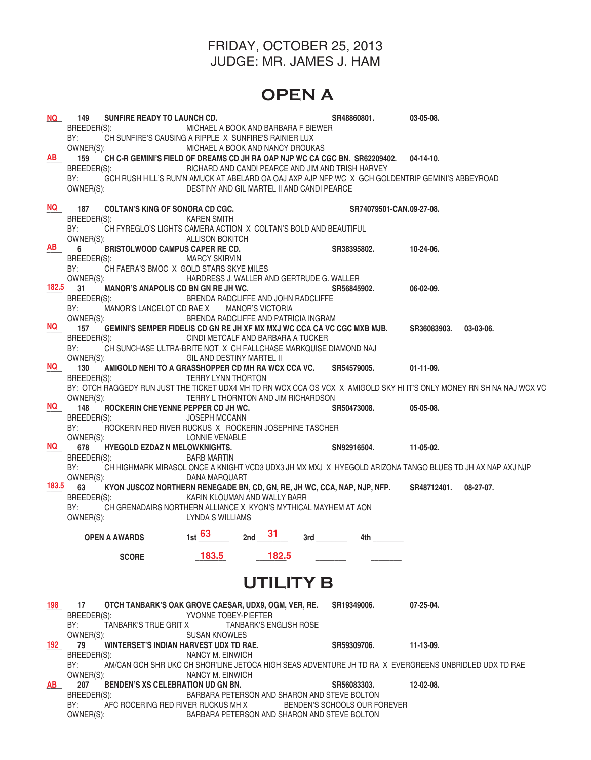FRIDAY, OCTOBER 25, 2013
JUDGE: MR. JAMES J. HAM

# OPEN A

**NQ** 149 **SUNFIRE READY TO LAUNCH CD.** **SR48860801.** **03-05-08.**
BREEDER(S): MICHAEL A BOOK AND BARBARA F BIEWER
BY: CH SUNFIRE'S CAUSING A RIPPLE X SUNFIRE'S RAINIER LUX
OWNER(S): MICHAEL A BOOK AND NANCY DROUKAS

**AB** 159 **CH C-R GEMINI'S FIELD OF DREAMS CD JH RA OAP NJP WC CA CGC BN. SR62209402.** **04-14-10.**
BREEDER(S): RICHARD AND CANDI PEARCE AND JIM AND TRISH HARVEY
BY: GCH RUSH HILL'S RUN'N AMUCK AT ABELARD OA OAJ AXP AJP NFP WC X GCH GOLDENTRIP GEMINI'S ABBEYROAD
OWNER(S): DESTINY AND GIL MARTEL II AND CANDI PEARCE

**NQ** 187 **COLTAN'S KING OF SONORA CD CGC.** **SR74079501-CAN.09-27-08.**
BREEDER(S): KAREN SMITH
BY: CH FYREGLO'S LIGHTS CAMERA ACTION X COLTAN'S BOLD AND BEAUTIFUL
OWNER(S): ALLISON BOKITCH

**AB** 6 **BRISTOLWOOD CAMPUS CAPER RE CD.** **SR38395802.** **10-24-06.**
BREEDER(S): MARCY SKIRVIN
BY: CH FAERA'S BMOC X GOLD STARS SKYE MILES
OWNER(S): HARDRESS J. WALLER AND GERTRUDE G. WALLER

**182.5** 31 **MANOR'S ANAPOLIS CD BN GN RE JH WC.** **SR56845902.** **06-02-09.**
BREEDER(S): BRENDA RADCLIFFE AND JOHN RADCLIFFE
BY: MANOR'S LANCELOT CD RAE X MANOR'S VICTORIA
OWNER(S): BRENDA RADCLIFFE AND PATRICIA INGRAM

**NQ** 157 **GEMINI'S SEMPER FIDELIS CD GN RE JH XF MX MXJ WC CCA CA VC CGC MXB MJB.** **SR36083903.** **03-03-06.**
BREEDER(S): CINDI METCALF AND BARBARA A TUCKER
BY: CH SUNCHASE ULTRA-BRITE NOT X CH FALLCHASE MARKQUISE DIAMOND NAJ
OWNER(S): GIL AND DESTINY MARTEL II

**NQ** 130 **AMIGOLD NEHI TO A GRASSHOPPER CD MH RA WCX CCA VC.** **SR54579005.** **01-11-09.**
BREEDER(S): TERRY LYNN THORTON
BY: OTCH RAGGEDY RUN JUST THE TICKET UDX4 MH TD RN WCX CCA OS VCX X AMIGOLD SKY HI IT'S ONLY MONEY RN SH NA NAJ WCX VC
OWNER(S): TERRY L THORNTON AND JIM RICHARDSON

**NQ** 148 **ROCKERIN CHEYENNE PEPPER CD JH WC.** **SR50473008.** **05-05-08.**
BREEDER(S): JOSEPH MCCANN
BY: ROCKERIN RED RIVER RUCKUS X ROCKERIN JOSEPHINE TASCHER
OWNER(S): LONNIE VENABLE

**NQ** 678 **HYEGOLD EZDAZ N MELOWKNIGHTS.** **SN92916504.** **11-05-02.**
BREEDER(S): BARB MARTIN
BY: CH HIGHMARK MIRASOL ONCE A KNIGHT VCD3 UDX3 JH MX MXJ X HYEGOLD ARIZONA TANGO BLUES TD JH AX NAP AXJ NJP
OWNER(S): DANA MARQUART

**183.5** 63 **KYON JUSCOZ NORTHERN RENEGADE BN, CD, GN, RE, JH WC, CCA, NAP, NJP, NFP.** **SR48712401.** **08-27-07.**
BREEDER(S): KARIN KLOUMAN AND WALLY BARR
BY: CH GRENADAIRS NORTHERN ALLIANCE X KYON'S MYTHICAL MAYHEM AT AON
OWNER(S): LYNDA S WILLIAMS

| **OPEN A AWARDS** | 1st 63 | 2nd 31 | 3rd ____ | 4th ____ |
|---|---|---|---|---|
| **SCORE** | 183.5 | 182.5 | ____ | ____ |

# UTILITY B

**198** 17 **OTCH TANBARK'S OAK GROVE CAESAR, UDX9, OGM, VER, RE.** **SR19349006.** **07-25-04.**
BREEDER(S): YVONNE TOBEY-PIEFTER
BY: TANBARK'S TRUE GRIT X TANBARK'S ENGLISH ROSE
OWNER(S): SUSAN KNOWLES

**192** 79 **WINTERSET'S INDIAN HARVEST UDX TD RAE.** **SR59309706.** **11-13-09.**
BREEDER(S): NANCY M. EINWICH
BY: AM/CAN GCH SHR UKC CH SHOR'LINE JETOCA HIGH SEAS ADVENTURE JH TD RA X EVERGREENS UNBRIDLED UDX TD RAE
OWNER(S): NANCY M. EINWICH

**AB** 207 **BENDEN'S XS CELEBRATION UD GN BN.** **SR56083303.** **12-02-08.**
BREEDER(S): BARBARA PETERSON AND SHARON AND STEVE BOLTON
BY: AFC ROCERING RED RIVER RUCKUS MH X BENDEN'S SCHOOLS OUR FOREVER
OWNER(S): BARBARA PETERSON AND SHARON AND STEVE BOLTON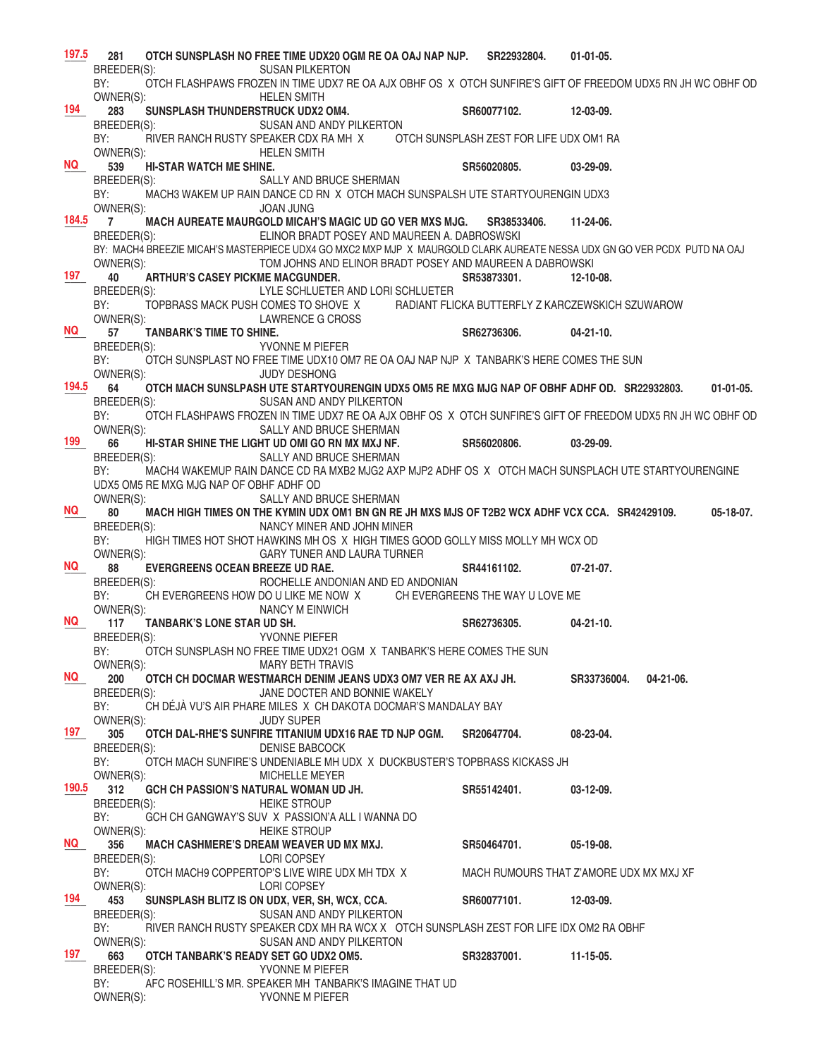**197.5** **281 OTCH SUNSPLASH NO FREE TIME UDX20 OGM RE OA OAJ NAP NJP. SR22932804. 01-01-05.**
BREEDER(S): SUSAN PILKERTON
BY: OTCH FLASHPAWS FROZEN IN TIME UDX7 RE OA AJX OBHF OS X OTCH SUNFIRE'S GIFT OF FREEDOM UDX5 RN JH WC OBHF OD
OWNER(S): HELEN SMITH

**194** **283 SUNSPLASH THUNDERSTRUCK UDX2 OM4. SR60077102. 12-03-09.**
BREEDER(S): SUSAN AND ANDY PILKERTON
BY: RIVER RANCH RUSTY SPEAKER CDX RA MH X OTCH SUNSPLASH ZEST FOR LIFE UDX OM1 RA
OWNER(S): HELEN SMITH

**NQ** **539 HI-STAR WATCH ME SHINE. SR56020805. 03-29-09.**
BREEDER(S): SALLY AND BRUCE SHERMAN
BY: MACH3 WAKEM UP RAIN DANCE CD RN X OTCH MACH SUNSPALSH UTE STARTYOURENGIN UDX3
OWNER(S): JOAN JUNG

**184.5** **7 MACH AUREATE MAURGOLD MICAH'S MAGIC UD GO VER MXS MJG. SR38533406. 11-24-06.**
BREEDER(S): ELINOR BRADT POSEY AND MAUREEN A. DABROSWSKI
BY: MACH4 BREEZIE MICAH'S MASTERPIECE UDX4 GO MXC2 MXP MJP X MAURGOLD CLARK AUREATE NESSA UDX GN GO VER PCDX PUTD NA OAJ
OWNER(S): TOM JOHNS AND ELINOR BRADT POSEY AND MAUREEN A DABROWSKI

**197** **40 ARTHUR'S CASEY PICKME MACGUNDER. SR53873301. 12-10-08.**
BREEDER(S): LYLE SCHLUETER AND LORI SCHLUETER
BY: TOPBRASS MACK PUSH COMES TO SHOVE X RADIANT FLICKA BUTTERFLY Z KARCZEWSKICH SZUWAROW
OWNER(S): LAWRENCE G CROSS

**NQ** **57 TANBARK'S TIME TO SHINE. SR62736306. 04-21-10.**
BREEDER(S): YVONNE M PIEFER
BY: OTCH SUNSPLAST NO FREE TIME UDX10 OM7 RE OA OAJ NAP NJP X TANBARK'S HERE COMES THE SUN
OWNER(S): JUDY DESHONG

**194.5** **64 OTCH MACH SUNSLPASH UTE STARTYOURENGIN UDX5 OM5 RE MXG MJG NAP OF OBHF ADHF OD. SR22932803. 01-01-05.**
BREEDER(S): SUSAN AND ANDY PILKERTON
BY: OTCH FLASHPAWS FROZEN IN TIME UDX7 RE OA AJX OBHF OS X OTCH SUNFIRE'S GIFT OF FREEDOM UDX5 RN JH WC OBHF OD
OWNER(S): SALLY AND BRUCE SHERMAN

**199** **66 HI-STAR SHINE THE LIGHT UD OMI GO RN MX MXJ NF. SR56020806. 03-29-09.**
BREEDER(S): SALLY AND BRUCE SHERMAN
BY: MACH4 WAKEMUP RAIN DANCE CD RA MXB2 MJG2 AXP MJP2 ADHF OS X OTCH MACH SUNSPLACH UTE STARTYOURENGINE UDX5 OM5 RE MXG MJG NAP OF OBHF ADHF OD
OWNER(S): SALLY AND BRUCE SHERMAN

**NQ** **80 MACH HIGH TIMES ON THE KYMIN UDX OM1 BN GN RE JH MXS MJS OF T2B2 WCX ADHF VCX CCA. SR42429109. 05-18-07.**
BREEDER(S): NANCY MINER AND JOHN MINER
BY: HIGH TIMES HOT SHOT HAWKINS MH OS X HIGH TIMES GOOD GOLLY MISS MOLLY MH WCX OD
OWNER(S): GARY TUNER AND LAURA TURNER

**NQ** **88 EVERGREENS OCEAN BREEZE UD RAE. SR44161102. 07-21-07.**
BREEDER(S): ROCHELLE ANDONIAN AND ED ANDONIAN
BY: CH EVERGREENS HOW DO U LIKE ME NOW X CH EVERGREENS THE WAY U LOVE ME
OWNER(S): NANCY M EINWICH

**NQ** **117 TANBARK'S LONE STAR UD SH. SR62736305. 04-21-10.**
BREEDER(S): YVONNE PIEFER
BY: OTCH SUNSPLASH NO FREE TIME UDX21 OGM X TANBARK'S HERE COMES THE SUN
OWNER(S): MARY BETH TRAVIS

**NQ** **200 OTCH CH DOCMAR WESTMARCH DENIM JEANS UDX3 OM7 VER RE AX AXJ JH. SR33736004. 04-21-06.**
BREEDER(S): JANE DOCTER AND BONNIE WAKELY
BY: CH DÉJÀ VU'S AIR PHARE MILES X CH DAKOTA DOCMAR'S MANDALAY BAY
OWNER(S): JUDY SUPER

**197** **305 OTCH DAL-RHE'S SUNFIRE TITANIUM UDX16 RAE TD NJP OGM. SR20647704. 08-23-04.**
BREEDER(S): DENISE BABCOCK
BY: OTCH MACH SUNFIRE'S UNDENIABLE MH UDX X DUCKBUSTER'S TOPBRASS KICKASS JH
OWNER(S): MICHELLE MEYER

**190.5** **312 GCH CH PASSION'S NATURAL WOMAN UD JH. SR55142401. 03-12-09.**
BREEDER(S): HEIKE STROUP
BY: GCH CH GANGWAY'S SUV X PASSION'A ALL I WANNA DO
OWNER(S): HEIKE STROUP

**NQ** **356 MACH CASHMERE'S DREAM WEAVER UD MX MXJ. SR50464701. 05-19-08.**
BREEDER(S): LORI COPSEY
BY: OTCH MACH9 COPPERTOP'S LIVE WIRE UDX MH TDX X MACH RUMOURS THAT Z'AMORE UDX MX MXJ XF
OWNER(S): LORI COPSEY

**194** **453 SUNSPLASH BLITZ IS ON UDX, VER, SH, WCX, CCA. SR60077101. 12-03-09.**
BREEDER(S): SUSAN AND ANDY PILKERTON
BY: RIVER RANCH RUSTY SPEAKER CDX MH RA WCX X OTCH SUNSPLASH ZEST FOR LIFE IDX OM2 RA OBHF
OWNER(S): SUSAN AND ANDY PILKERTON

**197** **663 OTCH TANBARK'S READY SET GO UDX2 OM5. SR32837001. 11-15-05.**
BREEDER(S): YVONNE M PIEFER
BY: AFC ROSEHILL'S MR. SPEAKER MH TANBARK'S IMAGINE THAT UD
OWNER(S): YVONNE M PIEFER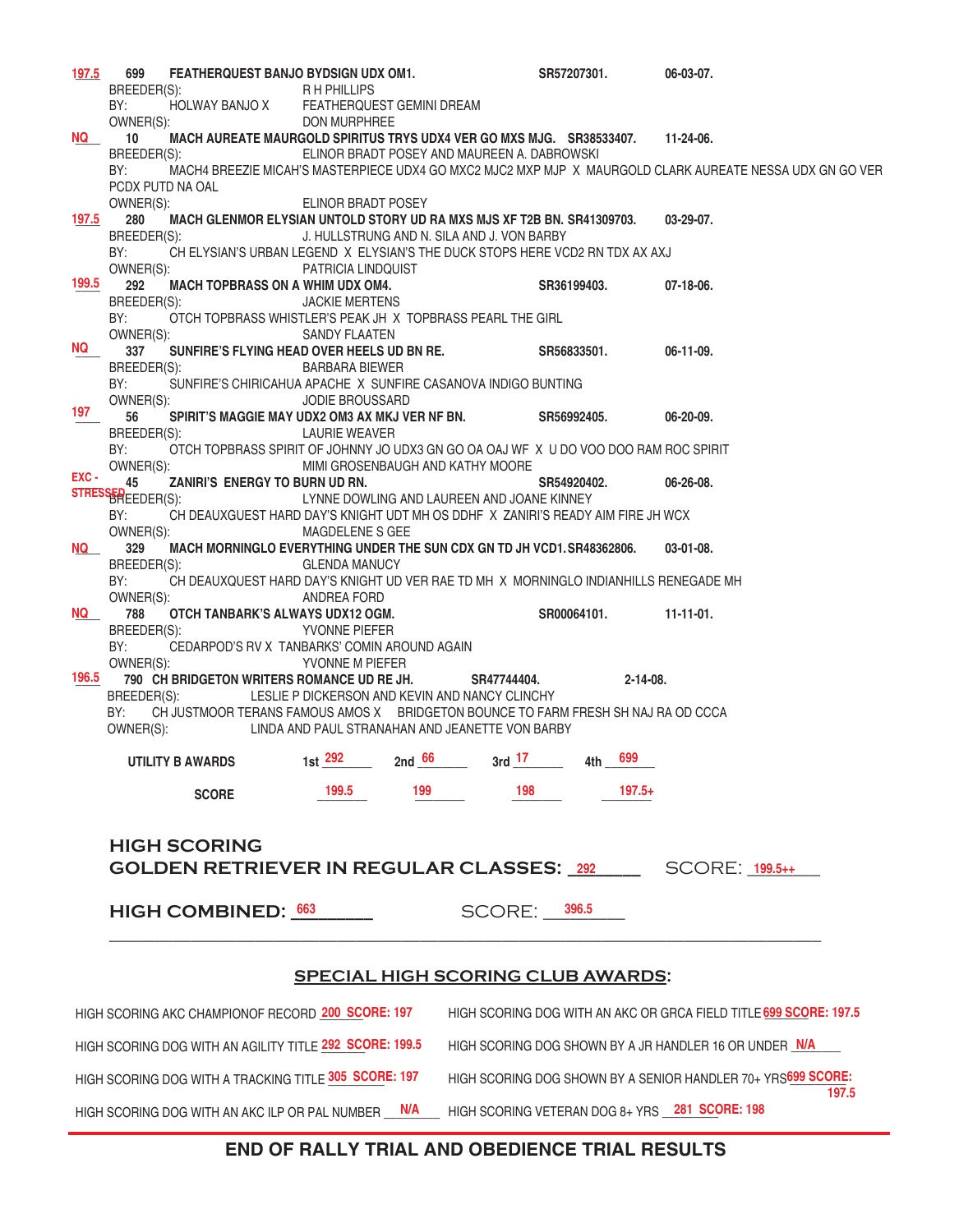**197.5** **699 FEATHERQUEST BANJO BYDSIGN UDX OM1.** **SR57207301.** **06-03-07.**
BREEDER(S): R H PHILLIPS
BY: HOLWAY BANJO X FEATHERQUEST GEMINI DREAM
OWNER(S): DON MURPHREE

**NQ** **10 MACH AUREATE MAURGOLD SPIRITUS TRYS UDX4 VER GO MXS MJG. SR38533407.** **11-24-06.**
BREEDER(S): ELINOR BRADT POSEY AND MAUREEN A. DABROWSKI
BY: MACH4 BREEZIE MICAH'S MASTERPIECE UDX4 GO MXC2 MJC2 MXP MJP X MAURGOLD CLARK AUREATE NESSA UDX GN GO VER PCDX PUTD NA OAL
OWNER(S): ELINOR BRADT POSEY

**197.5** **280 MACH GLENMOR ELYSIAN UNTOLD STORY UD RA MXS MJS XF T2B BN. SR41309703.** **03-29-07.**
BREEDER(S): J. HULLSTRUNG AND N. SILA AND J. VON BARBY
BY: CH ELYSIAN'S URBAN LEGEND X ELYSIAN'S THE DUCK STOPS HERE VCD2 RN TDX AX AXJ
OWNER(S): PATRICIA LINDQUIST

**199.5** **292 MACH TOPBRASS ON A WHIM UDX OM4.** **SR36199403.** **07-18-06.**
BREEDER(S): JACKIE MERTENS
BY: OTCH TOPBRASS WHISTLER'S PEAK JH X TOPBRASS PEARL THE GIRL
OWNER(S): SANDY FLAATEN

**NQ** **337 SUNFIRE'S FLYING HEAD OVER HEELS UD BN RE.** **SR56833501.** **06-11-09.**
BREEDER(S): BARBARA BIEWER
BY: SUNFIRE'S CHIRICAHUA APACHE X SUNFIRE CASANOVA INDIGO BUNTING
OWNER(S): JODIE BROUSSARD

**197** **56 SPIRIT'S MAGGIE MAY UDX2 OM3 AX MKJ VER NF BN.** **SR56992405.** **06-20-09.**
BREEDER(S): LAURIE WEAVER
BY: OTCH TOPBRASS SPIRIT OF JOHNNY JO UDX3 GN GO OA OAJ WF X U DO VOO DOO RAM ROC SPIRIT
OWNER(S): MIMI GROSENBAUGH AND KATHY MOORE

**EXC - STRESSED** **45 ZANIRI'S ENERGY TO BURN UD RN.** **SR54920402.** **06-26-08.**
BREEDER(S): LYNNE DOWLING AND LAUREEN AND JOANE KINNEY
BY: CH DEAUXGUEST HARD DAY'S KNIGHT UDT MH OS DDHF X ZANIRI'S READY AIM FIRE JH WCX
OWNER(S): MAGDELENE S GEE

**NQ** **329 MACH MORNINGLO EVERYTHING UNDER THE SUN CDX GN TD JH VCD1. SR48362806.** **03-01-08.**
BREEDER(S): GLENDA MANUCY
BY: CH DEAUXQUEST HARD DAY'S KNIGHT UD VER RAE TD MH X MORNINGLO INDIANHILLS RENEGADE MH
OWNER(S): ANDREA FORD

**NQ** **788 OTCH TANBARK'S ALWAYS UDX12 OGM.** **SR00064101.** **11-11-01.**
BREEDER(S): YVONNE PIEFER
BY: CEDARPOD'S RV X TANBARKS' COMIN AROUND AGAIN
OWNER(S): YVONNE M PIEFER

**196.5** **790 CH BRIDGETON WRITERS ROMANCE UD RE JH.** **SR47744404.** **2-14-08.**
BREEDER(S): LESLIE P DICKERSON AND KEVIN AND NANCY CLINCHY
BY: CH JUSTMOOR TERANS FAMOUS AMOS X BRIDGETON BOUNCE TO FARM FRESH SH NAJ RA OD CCCA
OWNER(S): LINDA AND PAUL STRANAHAN AND JEANETTE VON BARBY

| **UTILITY B AWARDS** | 1st 292 | 2nd 66 | 3rd 17 | 4th 699 |
|---|---|---|---|---|
| **SCORE** | 199.5 | 199 | 198 | 197.5+ |

## HIGH SCORING GOLDEN RETRIEVER IN REGULAR CLASSES: 292 SCORE: 199.5++

## HIGH COMBINED: 663 SCORE: 396.5

## SPECIAL HIGH SCORING CLUB AWARDS:

HIGH SCORING AKC CHAMPIONOF RECORD 200 SCORE: 197

HIGH SCORING DOG WITH AN AGILITY TITLE 292 SCORE: 199.5

HIGH SCORING DOG WITH A TRACKING TITLE 305 SCORE: 197

HIGH SCORING DOG WITH AN AKC ILP OR PAL NUMBER N/A

HIGH SCORING DOG WITH AN AKC OR GRCA FIELD TITLE 699 SCORE: 197.5

HIGH SCORING DOG SHOWN BY A JR HANDLER 16 OR UNDER N/A

HIGH SCORING DOG SHOWN BY A SENIOR HANDLER 70+ YRS 699 SCORE: 197.5

HIGH SCORING VETERAN DOG 8+ YRS 281 SCORE: 198

**END OF RALLY TRIAL AND OBEDIENCE TRIAL RESULTS**